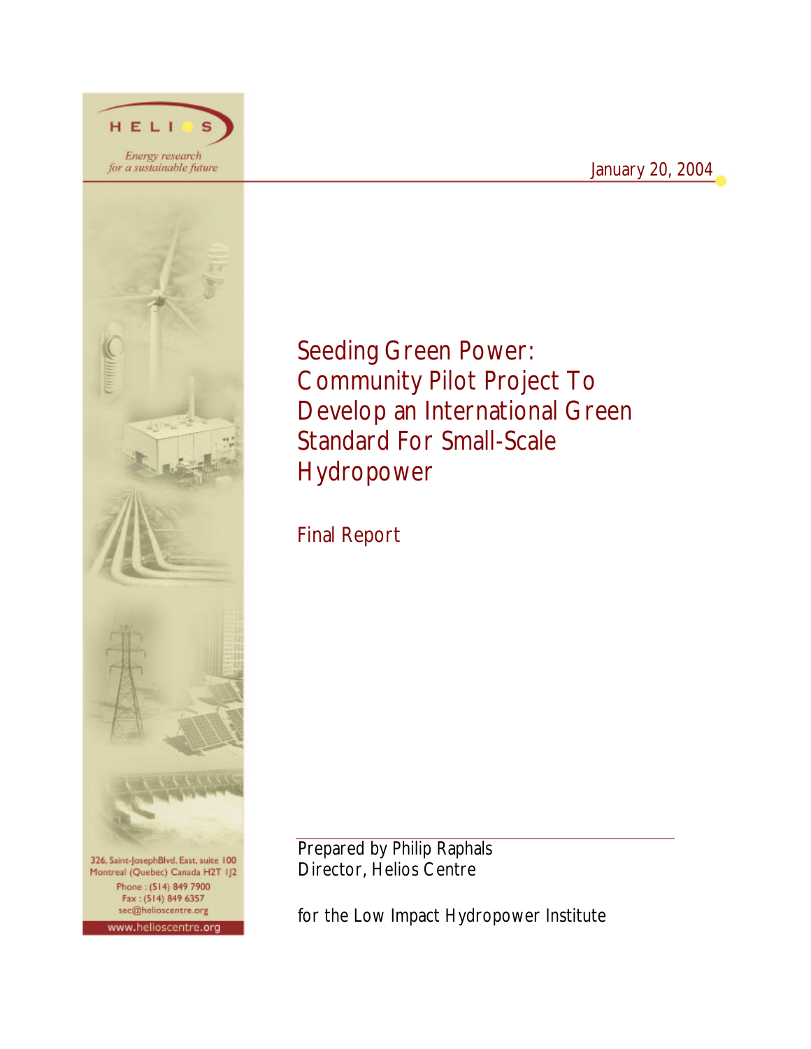HELIOS

*Energy research for a sustainable future*

January 20, 2004

# Seeding Green Power: Community Pilot Project To Develop an International Green Standard For Small-Scale Hydropower

## Final Report

Prepared by Philip Raphals
Director, Helios Centre

for the Low Impact Hydropower Institute

326, Saint-JosephBlvd. East, suite 100
Montreal (Quebec) Canada H2T 1J2
Phone : (514) 849 7900
Fax : (514) 849 6357
sec@helioscentre.org
www.helioscentre.org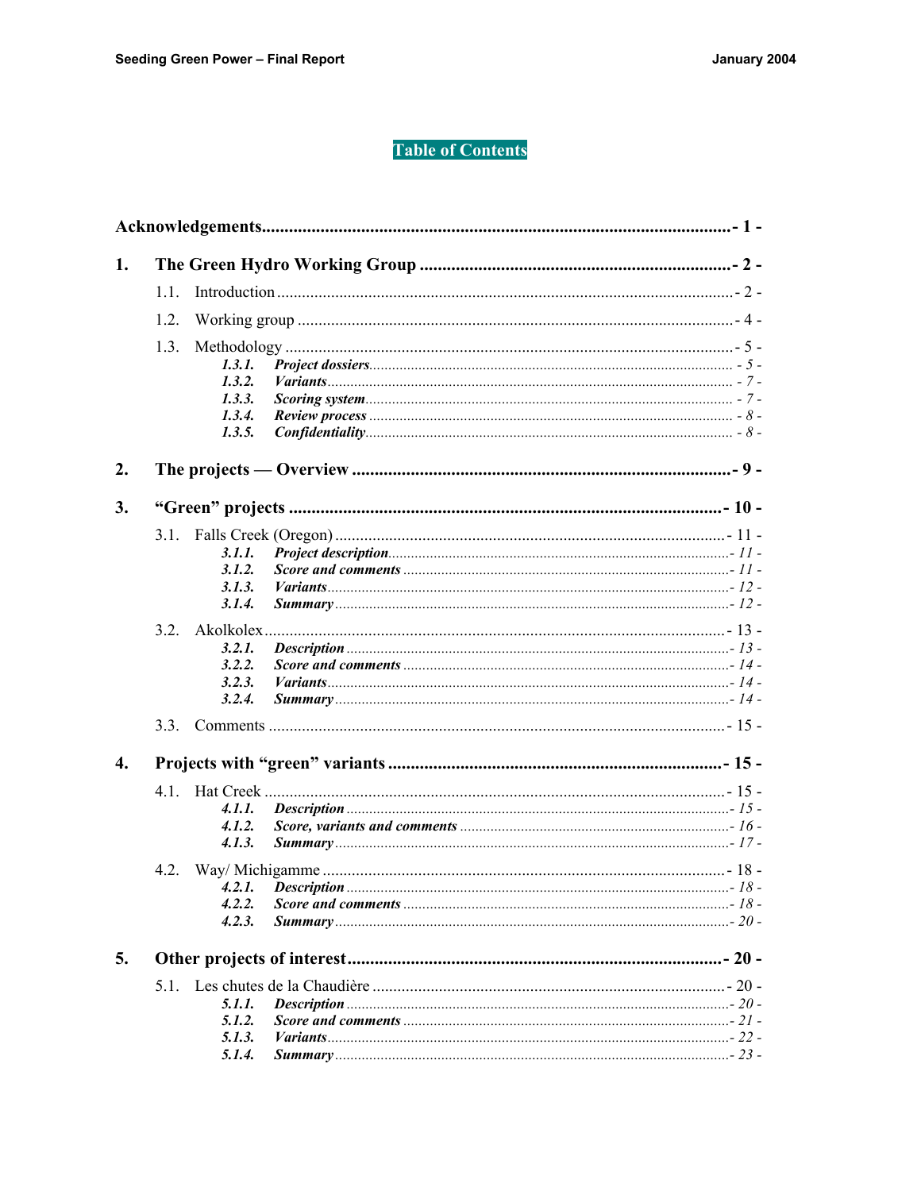# Table of Contents

Acknowledgements - 1 -

1. The Green Hydro Working Group - 2 -
   - 1.1. Introduction - 2 -
   - 1.2. Working group - 4 -
   - 1.3. Methodology - 5 -
     - *1.3.1. Project dossiers* - 5 -
     - *1.3.2. Variants* - 7 -
     - *1.3.3. Scoring system* - 7 -
     - *1.3.4. Review process* - 8 -
     - *1.3.5. Confidentiality* - 8 -

2. The projects — Overview - 9 -

3. "Green" projects - 10 -
   - 3.1. Falls Creek (Oregon) - 11 -
     - *3.1.1. Project description* - 11 -
     - *3.1.2. Score and comments* - 11 -
     - *3.1.3. Variants* - 12 -
     - *3.1.4. Summary* - 12 -
   - 3.2. Akolkolex - 13 -
     - *3.2.1. Description* - 13 -
     - *3.2.2. Score and comments* - 14 -
     - *3.2.3. Variants* - 14 -
     - *3.2.4. Summary* - 14 -
   - 3.3. Comments - 15 -

4. Projects with "green" variants - 15 -
   - 4.1. Hat Creek - 15 -
     - *4.1.1. Description* - 15 -
     - *4.1.2. Score, variants and comments* - 16 -
     - *4.1.3. Summary* - 17 -
   - 4.2. Way/ Michigamme - 18 -
     - *4.2.1. Description* - 18 -
     - *4.2.2. Score and comments* - 18 -
     - *4.2.3. Summary* - 20 -

5. Other projects of interest - 20 -
   - 5.1. Les chutes de la Chaudière - 20 -
     - *5.1.1. Description* - 20 -
     - *5.1.2. Score and comments* - 21 -
     - *5.1.3. Variants* - 22 -
     - *5.1.4. Summary* - 23 -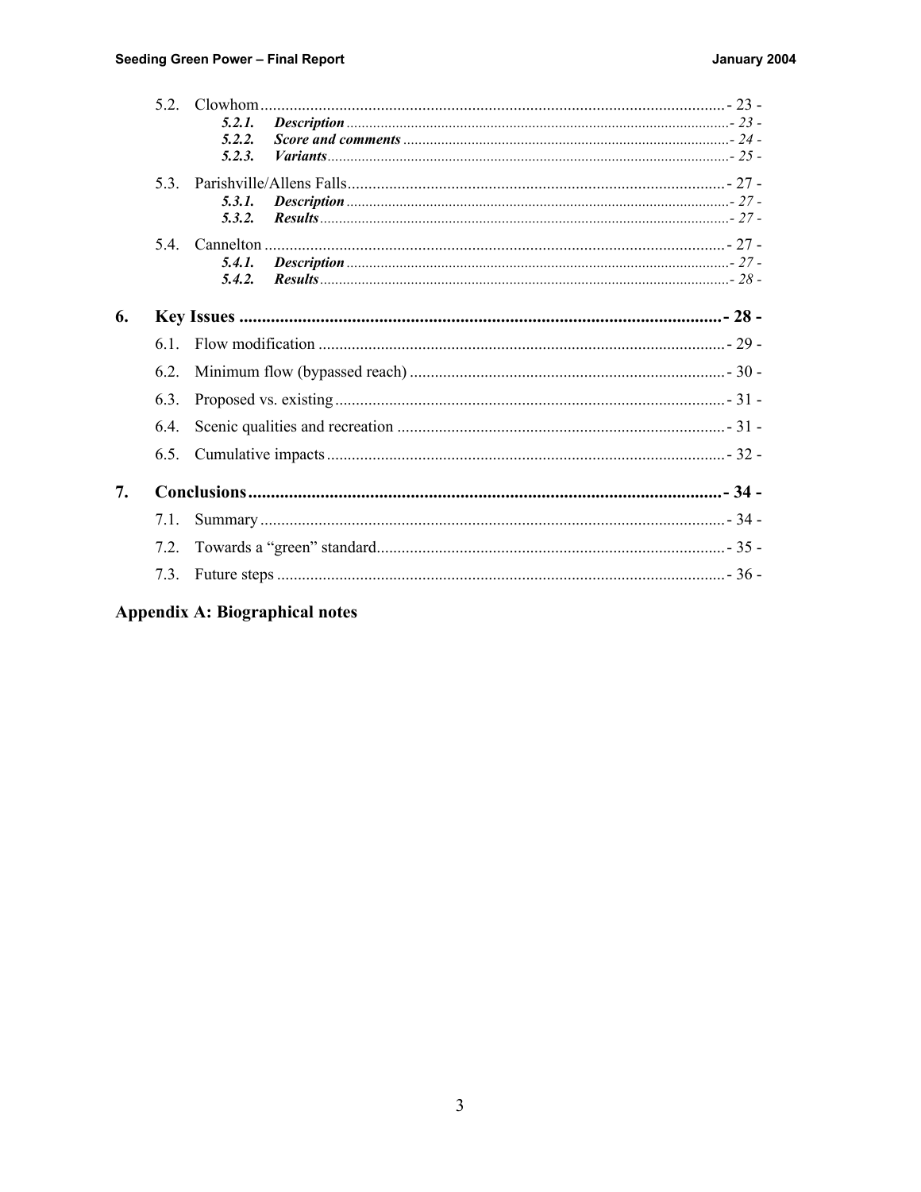5.2. Clowhom ................................................................ - 23 -
    *5.2.1.* ***Description*** ................................................ *- 23 -*
    *5.2.2.* ***Score and comments*** ................................... *- 24 -*
    *5.2.3.* ***Variants*** ..................................................... *- 25 -*

5.3. Parishville/Allens Falls ................................................ - 27 -
    *5.3.1.* ***Description*** ................................................ *- 27 -*
    *5.3.2.* ***Results*** ....................................................... *- 27 -*

5.4. Cannelton ................................................................ - 27 -
    *5.4.1.* ***Description*** ................................................ *- 27 -*
    *5.4.2.* ***Results*** ....................................................... *- 28 -*

**6. Key Issues ................................................................ - 28 -**

6.1. Flow modification ....................................................... - 29 -

6.2. Minimum flow (bypassed reach) .................................... - 30 -

6.3. Proposed vs. existing .................................................. - 31 -

6.4. Scenic qualities and recreation ...................................... - 31 -

6.5. Cumulative impacts ..................................................... - 32 -

**7. Conclusions .............................................................. - 34 -**

7.1. Summary .................................................................. - 34 -

7.2. Towards a "green" standard .......................................... - 35 -

7.3. Future steps .............................................................. - 36 -

**Appendix A: Biographical notes**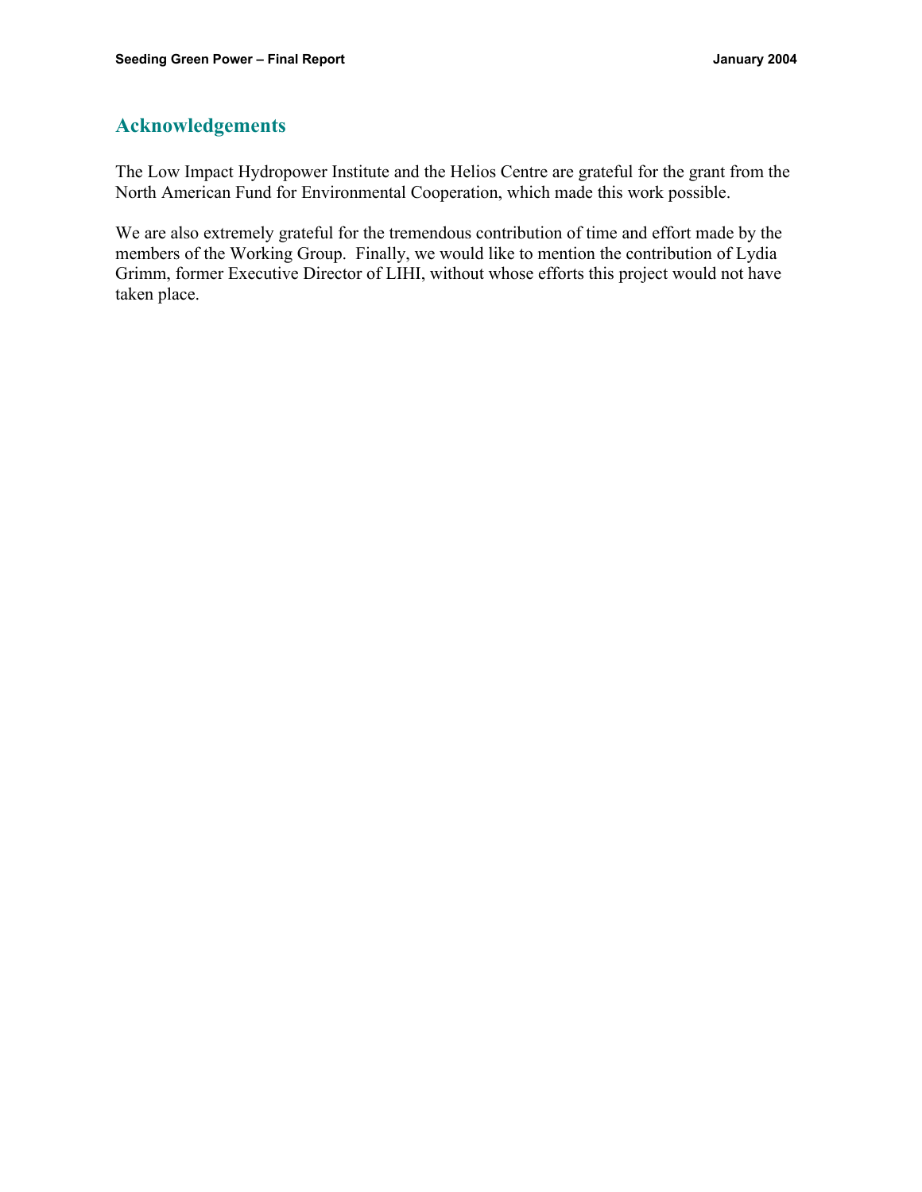## Acknowledgements

The Low Impact Hydropower Institute and the Helios Centre are grateful for the grant from the North American Fund for Environmental Cooperation, which made this work possible.

We are also extremely grateful for the tremendous contribution of time and effort made by the members of the Working Group. Finally, we would like to mention the contribution of Lydia Grimm, former Executive Director of LIHI, without whose efforts this project would not have taken place.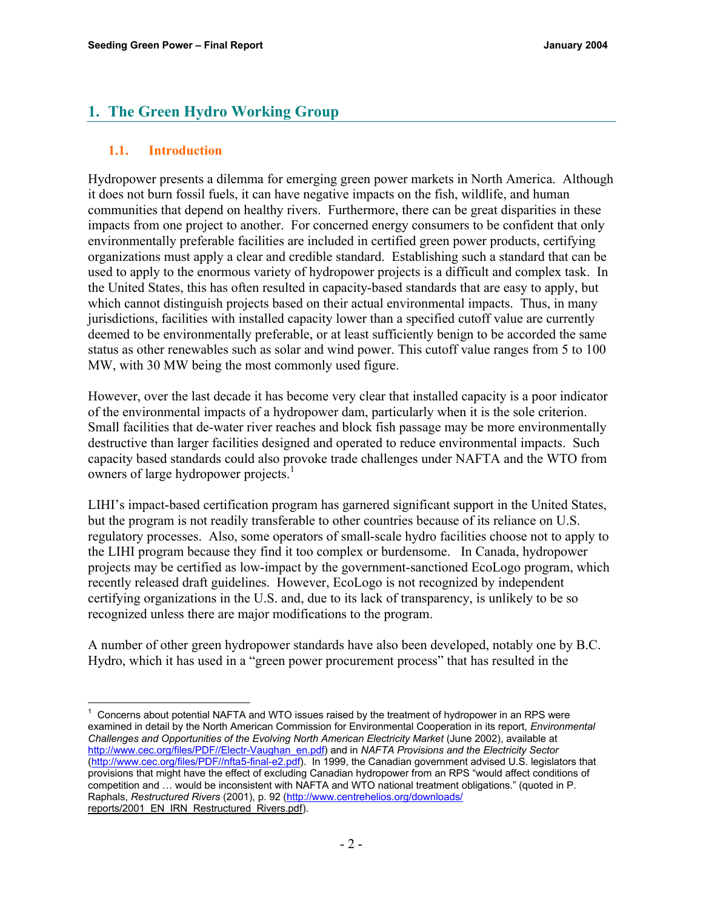# 1. The Green Hydro Working Group

## 1.1. Introduction

Hydropower presents a dilemma for emerging green power markets in North America. Although it does not burn fossil fuels, it can have negative impacts on the fish, wildlife, and human communities that depend on healthy rivers. Furthermore, there can be great disparities in these impacts from one project to another. For concerned energy consumers to be confident that only environmentally preferable facilities are included in certified green power products, certifying organizations must apply a clear and credible standard. Establishing such a standard that can be used to apply to the enormous variety of hydropower projects is a difficult and complex task. In the United States, this has often resulted in capacity-based standards that are easy to apply, but which cannot distinguish projects based on their actual environmental impacts. Thus, in many jurisdictions, facilities with installed capacity lower than a specified cutoff value are currently deemed to be environmentally preferable, or at least sufficiently benign to be accorded the same status as other renewables such as solar and wind power. This cutoff value ranges from 5 to 100 MW, with 30 MW being the most commonly used figure.

However, over the last decade it has become very clear that installed capacity is a poor indicator of the environmental impacts of a hydropower dam, particularly when it is the sole criterion. Small facilities that de-water river reaches and block fish passage may be more environmentally destructive than larger facilities designed and operated to reduce environmental impacts. Such capacity based standards could also provoke trade challenges under NAFTA and the WTO from owners of large hydropower projects.[1]

LIHI's impact-based certification program has garnered significant support in the United States, but the program is not readily transferable to other countries because of its reliance on U.S. regulatory processes. Also, some operators of small-scale hydro facilities choose not to apply to the LIHI program because they find it too complex or burdensome. In Canada, hydropower projects may be certified as low-impact by the government-sanctioned EcoLogo program, which recently released draft guidelines. However, EcoLogo is not recognized by independent certifying organizations in the U.S. and, due to its lack of transparency, is unlikely to be so recognized unless there are major modifications to the program.

A number of other green hydropower standards have also been developed, notably one by B.C. Hydro, which it has used in a "green power procurement process" that has resulted in the

---

[1] Concerns about potential NAFTA and WTO issues raised by the treatment of hydropower in an RPS were examined in detail by the North American Commission for Environmental Cooperation in its report, *Environmental Challenges and Opportunities of the Evolving North American Electricity Market* (June 2002), available at http://www.cec.org/files/PDF//Electr-Vaughan_en.pdf) and in *NAFTA Provisions and the Electricity Sector* (http://www.cec.org/files/PDF//nfta5-final-e2.pdf). In 1999, the Canadian government advised U.S. legislators that provisions that might have the effect of excluding Canadian hydropower from an RPS "would affect conditions of competition and … would be inconsistent with NAFTA and WTO national treatment obligations." (quoted in P. Raphals, *Restructured Rivers* (2001), p. 92 (http://www.centrehelios.org/downloads/reports/2001_EN_IRN_Restructured_Rivers.pdf).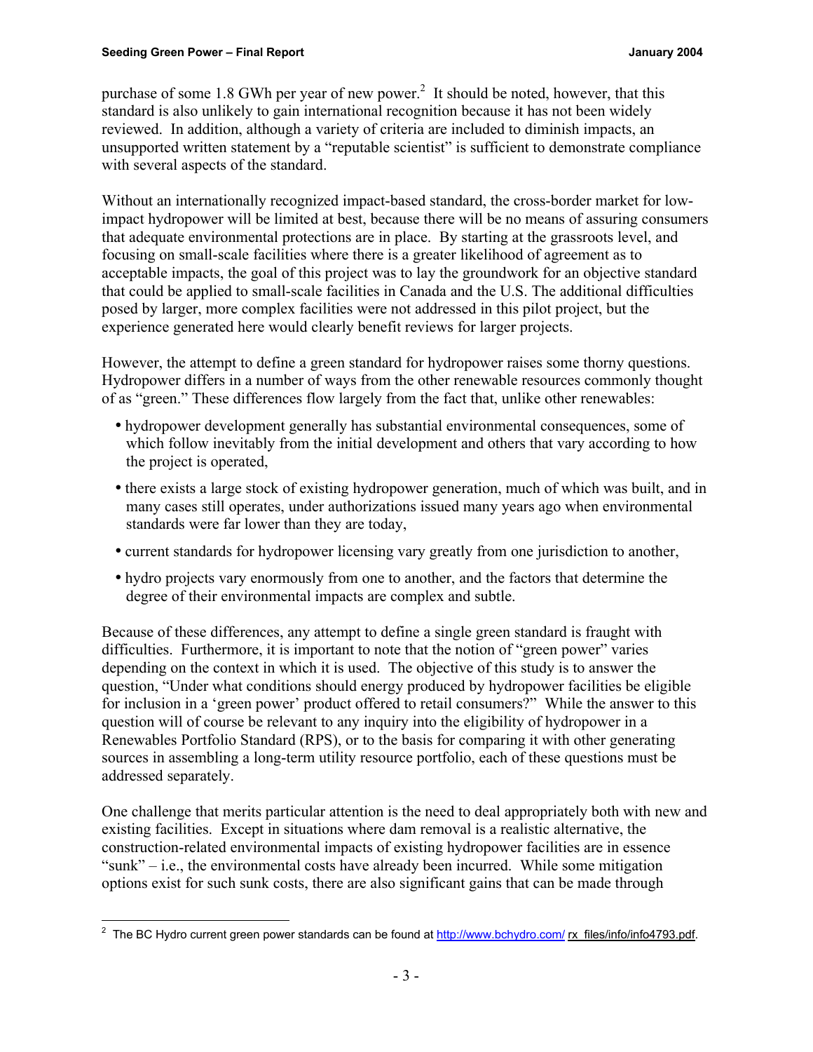purchase of some 1.8 GWh per year of new power.[2] It should be noted, however, that this standard is also unlikely to gain international recognition because it has not been widely reviewed. In addition, although a variety of criteria are included to diminish impacts, an unsupported written statement by a "reputable scientist" is sufficient to demonstrate compliance with several aspects of the standard.

Without an internationally recognized impact-based standard, the cross-border market for low-impact hydropower will be limited at best, because there will be no means of assuring consumers that adequate environmental protections are in place. By starting at the grassroots level, and focusing on small-scale facilities where there is a greater likelihood of agreement as to acceptable impacts, the goal of this project was to lay the groundwork for an objective standard that could be applied to small-scale facilities in Canada and the U.S. The additional difficulties posed by larger, more complex facilities were not addressed in this pilot project, but the experience generated here would clearly benefit reviews for larger projects.

However, the attempt to define a green standard for hydropower raises some thorny questions. Hydropower differs in a number of ways from the other renewable resources commonly thought of as "green." These differences flow largely from the fact that, unlike other renewables:

- hydropower development generally has substantial environmental consequences, some of which follow inevitably from the initial development and others that vary according to how the project is operated,
- there exists a large stock of existing hydropower generation, much of which was built, and in many cases still operates, under authorizations issued many years ago when environmental standards were far lower than they are today,
- current standards for hydropower licensing vary greatly from one jurisdiction to another,
- hydro projects vary enormously from one to another, and the factors that determine the degree of their environmental impacts are complex and subtle.

Because of these differences, any attempt to define a single green standard is fraught with difficulties. Furthermore, it is important to note that the notion of "green power" varies depending on the context in which it is used. The objective of this study is to answer the question, "Under what conditions should energy produced by hydropower facilities be eligible for inclusion in a 'green power' product offered to retail consumers?" While the answer to this question will of course be relevant to any inquiry into the eligibility of hydropower in a Renewables Portfolio Standard (RPS), or to the basis for comparing it with other generating sources in assembling a long-term utility resource portfolio, each of these questions must be addressed separately.

One challenge that merits particular attention is the need to deal appropriately both with new and existing facilities. Except in situations where dam removal is a realistic alternative, the construction-related environmental impacts of existing hydropower facilities are in essence "sunk" – i.e., the environmental costs have already been incurred. While some mitigation options exist for such sunk costs, there are also significant gains that can be made through

---

[2] The BC Hydro current green power standards can be found at http://www.bchydro.com/ rx_files/info/info4793.pdf.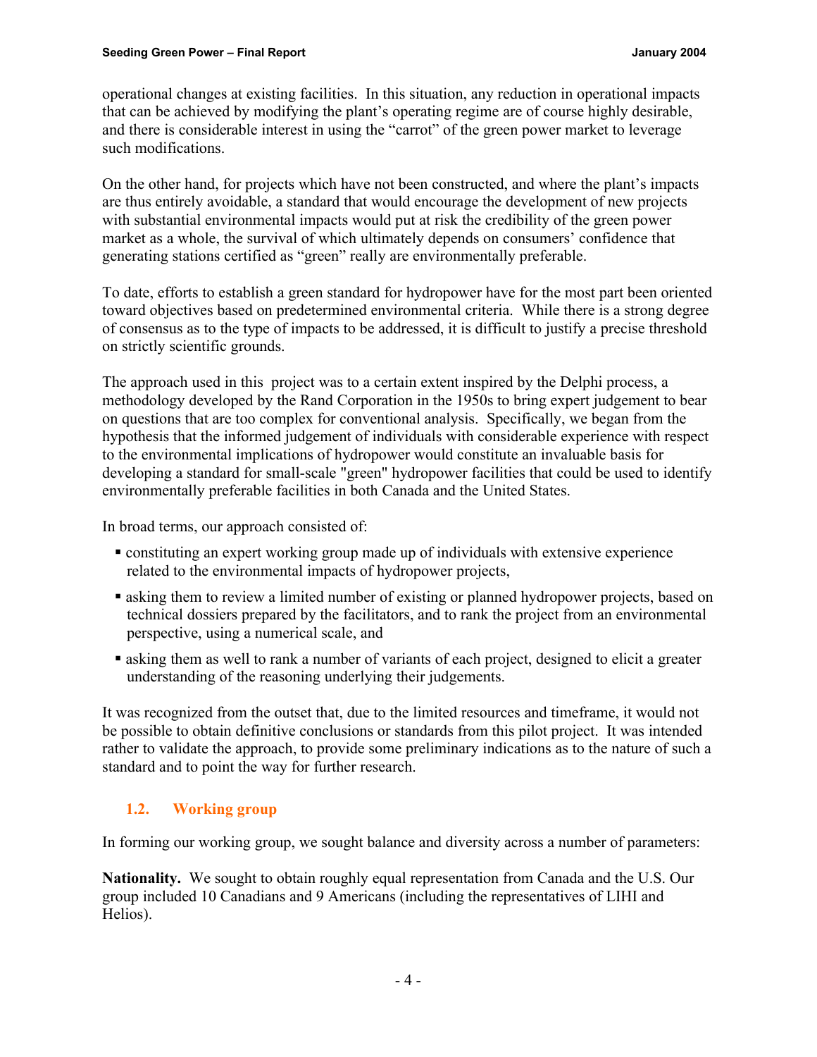operational changes at existing facilities. In this situation, any reduction in operational impacts that can be achieved by modifying the plant's operating regime are of course highly desirable, and there is considerable interest in using the "carrot" of the green power market to leverage such modifications.

On the other hand, for projects which have not been constructed, and where the plant's impacts are thus entirely avoidable, a standard that would encourage the development of new projects with substantial environmental impacts would put at risk the credibility of the green power market as a whole, the survival of which ultimately depends on consumers' confidence that generating stations certified as "green" really are environmentally preferable.

To date, efforts to establish a green standard for hydropower have for the most part been oriented toward objectives based on predetermined environmental criteria. While there is a strong degree of consensus as to the type of impacts to be addressed, it is difficult to justify a precise threshold on strictly scientific grounds.

The approach used in this project was to a certain extent inspired by the Delphi process, a methodology developed by the Rand Corporation in the 1950s to bring expert judgement to bear on questions that are too complex for conventional analysis. Specifically, we began from the hypothesis that the informed judgement of individuals with considerable experience with respect to the environmental implications of hydropower would constitute an invaluable basis for developing a standard for small-scale "green" hydropower facilities that could be used to identify environmentally preferable facilities in both Canada and the United States.

In broad terms, our approach consisted of:

- constituting an expert working group made up of individuals with extensive experience related to the environmental impacts of hydropower projects,
- asking them to review a limited number of existing or planned hydropower projects, based on technical dossiers prepared by the facilitators, and to rank the project from an environmental perspective, using a numerical scale, and
- asking them as well to rank a number of variants of each project, designed to elicit a greater understanding of the reasoning underlying their judgements.

It was recognized from the outset that, due to the limited resources and timeframe, it would not be possible to obtain definitive conclusions or standards from this pilot project. It was intended rather to validate the approach, to provide some preliminary indications as to the nature of such a standard and to point the way for further research.

## 1.2. Working group

In forming our working group, we sought balance and diversity across a number of parameters:

**Nationality.** We sought to obtain roughly equal representation from Canada and the U.S. Our group included 10 Canadians and 9 Americans (including the representatives of LIHI and Helios).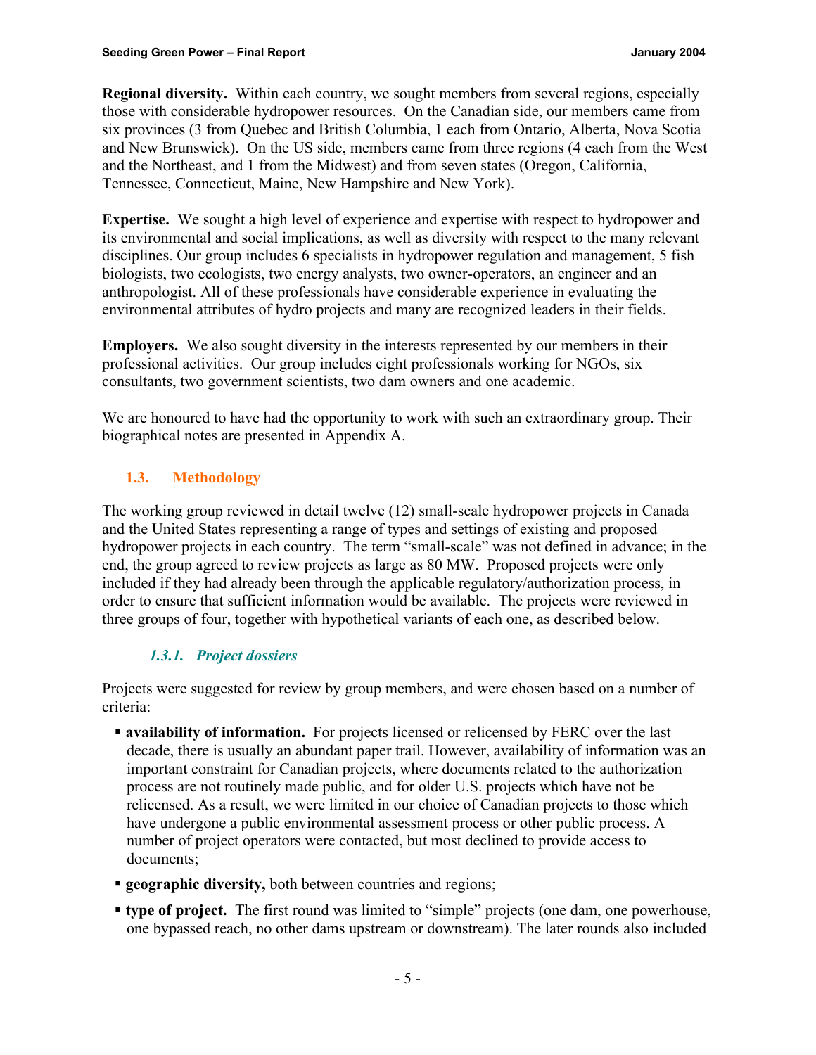**Regional diversity.** Within each country, we sought members from several regions, especially those with considerable hydropower resources. On the Canadian side, our members came from six provinces (3 from Quebec and British Columbia, 1 each from Ontario, Alberta, Nova Scotia and New Brunswick). On the US side, members came from three regions (4 each from the West and the Northeast, and 1 from the Midwest) and from seven states (Oregon, California, Tennessee, Connecticut, Maine, New Hampshire and New York).

**Expertise.** We sought a high level of experience and expertise with respect to hydropower and its environmental and social implications, as well as diversity with respect to the many relevant disciplines. Our group includes 6 specialists in hydropower regulation and management, 5 fish biologists, two ecologists, two energy analysts, two owner-operators, an engineer and an anthropologist. All of these professionals have considerable experience in evaluating the environmental attributes of hydro projects and many are recognized leaders in their fields.

**Employers.** We also sought diversity in the interests represented by our members in their professional activities. Our group includes eight professionals working for NGOs, six consultants, two government scientists, two dam owners and one academic.

We are honoured to have had the opportunity to work with such an extraordinary group. Their biographical notes are presented in Appendix A.

## 1.3. Methodology

The working group reviewed in detail twelve (12) small-scale hydropower projects in Canada and the United States representing a range of types and settings of existing and proposed hydropower projects in each country. The term "small-scale" was not defined in advance; in the end, the group agreed to review projects as large as 80 MW. Proposed projects were only included if they had already been through the applicable regulatory/authorization process, in order to ensure that sufficient information would be available. The projects were reviewed in three groups of four, together with hypothetical variants of each one, as described below.

### *1.3.1. Project dossiers*

Projects were suggested for review by group members, and were chosen based on a number of criteria:

- **availability of information.** For projects licensed or relicensed by FERC over the last decade, there is usually an abundant paper trail. However, availability of information was an important constraint for Canadian projects, where documents related to the authorization process are not routinely made public, and for older U.S. projects which have not be relicensed. As a result, we were limited in our choice of Canadian projects to those which have undergone a public environmental assessment process or other public process. A number of project operators were contacted, but most declined to provide access to documents;
- **geographic diversity,** both between countries and regions;
- **type of project.** The first round was limited to "simple" projects (one dam, one powerhouse, one bypassed reach, no other dams upstream or downstream). The later rounds also included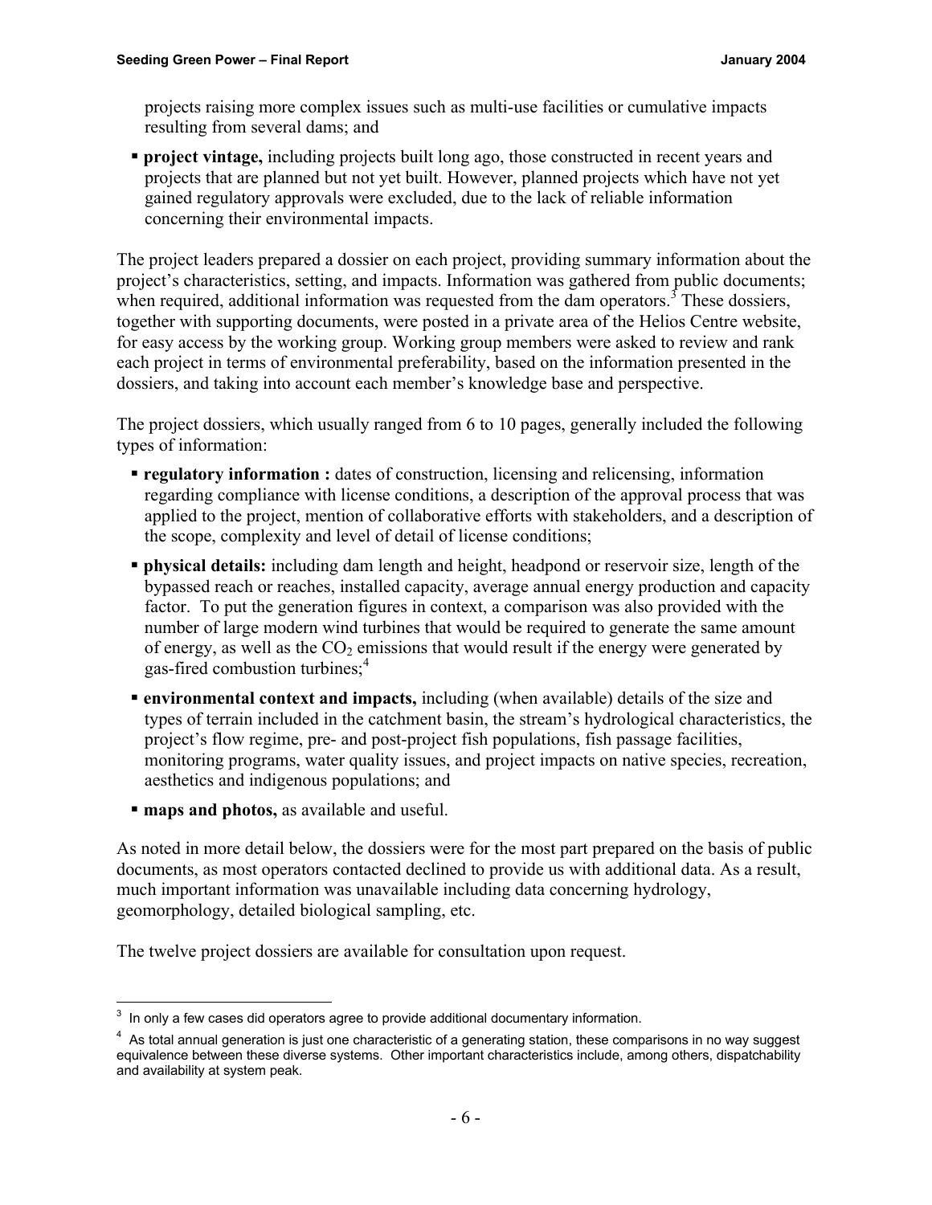projects raising more complex issues such as multi-use facilities or cumulative impacts resulting from several dams; and

- **project vintage,** including projects built long ago, those constructed in recent years and projects that are planned but not yet built. However, planned projects which have not yet gained regulatory approvals were excluded, due to the lack of reliable information concerning their environmental impacts.

The project leaders prepared a dossier on each project, providing summary information about the project's characteristics, setting, and impacts. Information was gathered from public documents; when required, additional information was requested from the dam operators.[3] These dossiers, together with supporting documents, were posted in a private area of the Helios Centre website, for easy access by the working group. Working group members were asked to review and rank each project in terms of environmental preferability, based on the information presented in the dossiers, and taking into account each member's knowledge base and perspective.

The project dossiers, which usually ranged from 6 to 10 pages, generally included the following types of information:

- **regulatory information :** dates of construction, licensing and relicensing, information regarding compliance with license conditions, a description of the approval process that was applied to the project, mention of collaborative efforts with stakeholders, and a description of the scope, complexity and level of detail of license conditions;
- **physical details:** including dam length and height, headpond or reservoir size, length of the bypassed reach or reaches, installed capacity, average annual energy production and capacity factor. To put the generation figures in context, a comparison was also provided with the number of large modern wind turbines that would be required to generate the same amount of energy, as well as the $CO_2$ emissions that would result if the energy were generated by gas-fired combustion turbines;[4]
- **environmental context and impacts,** including (when available) details of the size and types of terrain included in the catchment basin, the stream's hydrological characteristics, the project's flow regime, pre- and post-project fish populations, fish passage facilities, monitoring programs, water quality issues, and project impacts on native species, recreation, aesthetics and indigenous populations; and
- **maps and photos,** as available and useful.

As noted in more detail below, the dossiers were for the most part prepared on the basis of public documents, as most operators contacted declined to provide us with additional data. As a result, much important information was unavailable including data concerning hydrology, geomorphology, detailed biological sampling, etc.

The twelve project dossiers are available for consultation upon request.

---

[3] In only a few cases did operators agree to provide additional documentary information.

[4] As total annual generation is just one characteristic of a generating station, these comparisons in no way suggest equivalence between these diverse systems. Other important characteristics include, among others, dispatchability and availability at system peak.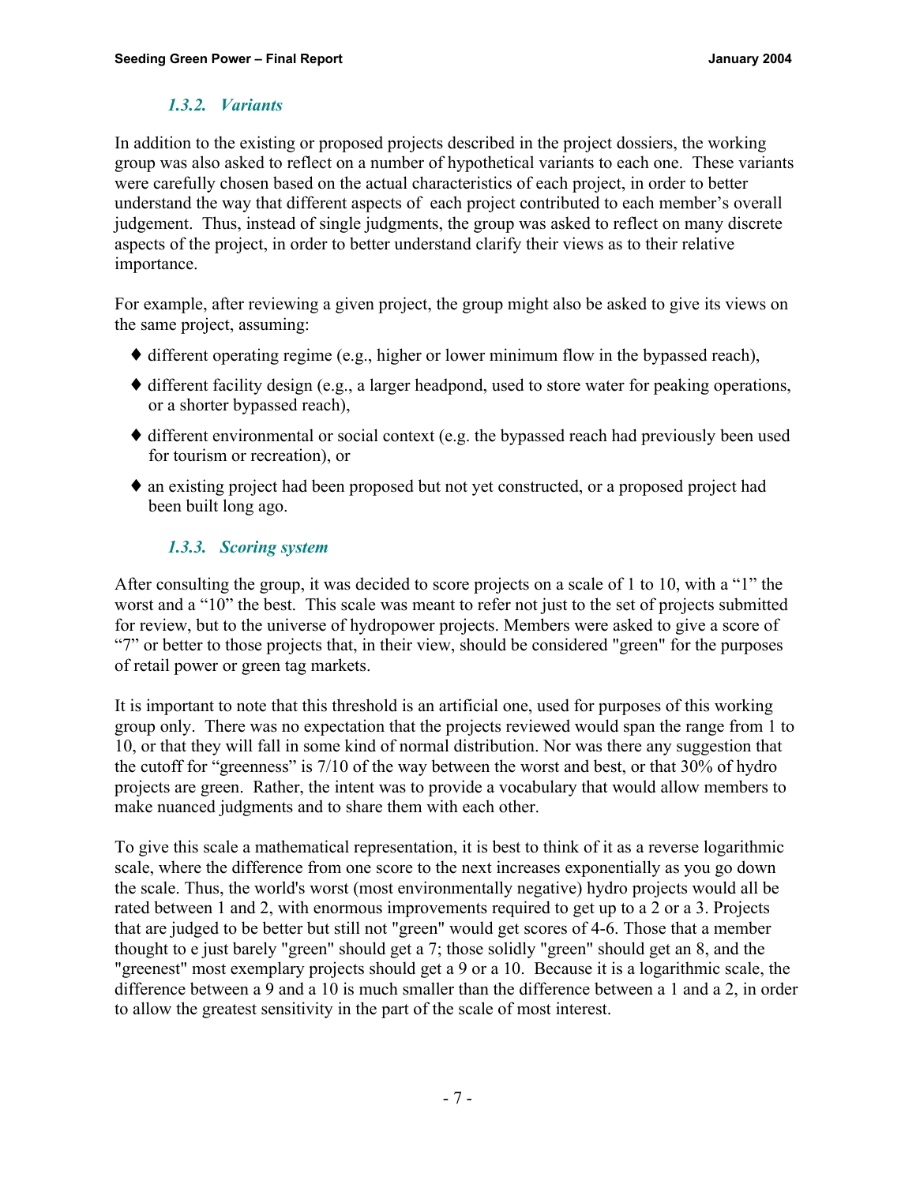### *1.3.2. Variants*

In addition to the existing or proposed projects described in the project dossiers, the working group was also asked to reflect on a number of hypothetical variants to each one. These variants were carefully chosen based on the actual characteristics of each project, in order to better understand the way that different aspects of each project contributed to each member's overall judgement. Thus, instead of single judgments, the group was asked to reflect on many discrete aspects of the project, in order to better understand clarify their views as to their relative importance.

For example, after reviewing a given project, the group might also be asked to give its views on the same project, assuming:

- different operating regime (e.g., higher or lower minimum flow in the bypassed reach),
- different facility design (e.g., a larger headpond, used to store water for peaking operations, or a shorter bypassed reach),
- different environmental or social context (e.g. the bypassed reach had previously been used for tourism or recreation), or
- an existing project had been proposed but not yet constructed, or a proposed project had been built long ago.

### *1.3.3. Scoring system*

After consulting the group, it was decided to score projects on a scale of 1 to 10, with a "1" the worst and a "10" the best. This scale was meant to refer not just to the set of projects submitted for review, but to the universe of hydropower projects. Members were asked to give a score of "7" or better to those projects that, in their view, should be considered "green" for the purposes of retail power or green tag markets.

It is important to note that this threshold is an artificial one, used for purposes of this working group only. There was no expectation that the projects reviewed would span the range from 1 to 10, or that they will fall in some kind of normal distribution. Nor was there any suggestion that the cutoff for "greenness" is 7/10 of the way between the worst and best, or that 30% of hydro projects are green. Rather, the intent was to provide a vocabulary that would allow members to make nuanced judgments and to share them with each other.

To give this scale a mathematical representation, it is best to think of it as a reverse logarithmic scale, where the difference from one score to the next increases exponentially as you go down the scale. Thus, the world's worst (most environmentally negative) hydro projects would all be rated between 1 and 2, with enormous improvements required to get up to a 2 or a 3. Projects that are judged to be better but still not "green" would get scores of 4-6. Those that a member thought to e just barely "green" should get a 7; those solidly "green" should get an 8, and the "greenest" most exemplary projects should get a 9 or a 10. Because it is a logarithmic scale, the difference between a 9 and a 10 is much smaller than the difference between a 1 and a 2, in order to allow the greatest sensitivity in the part of the scale of most interest.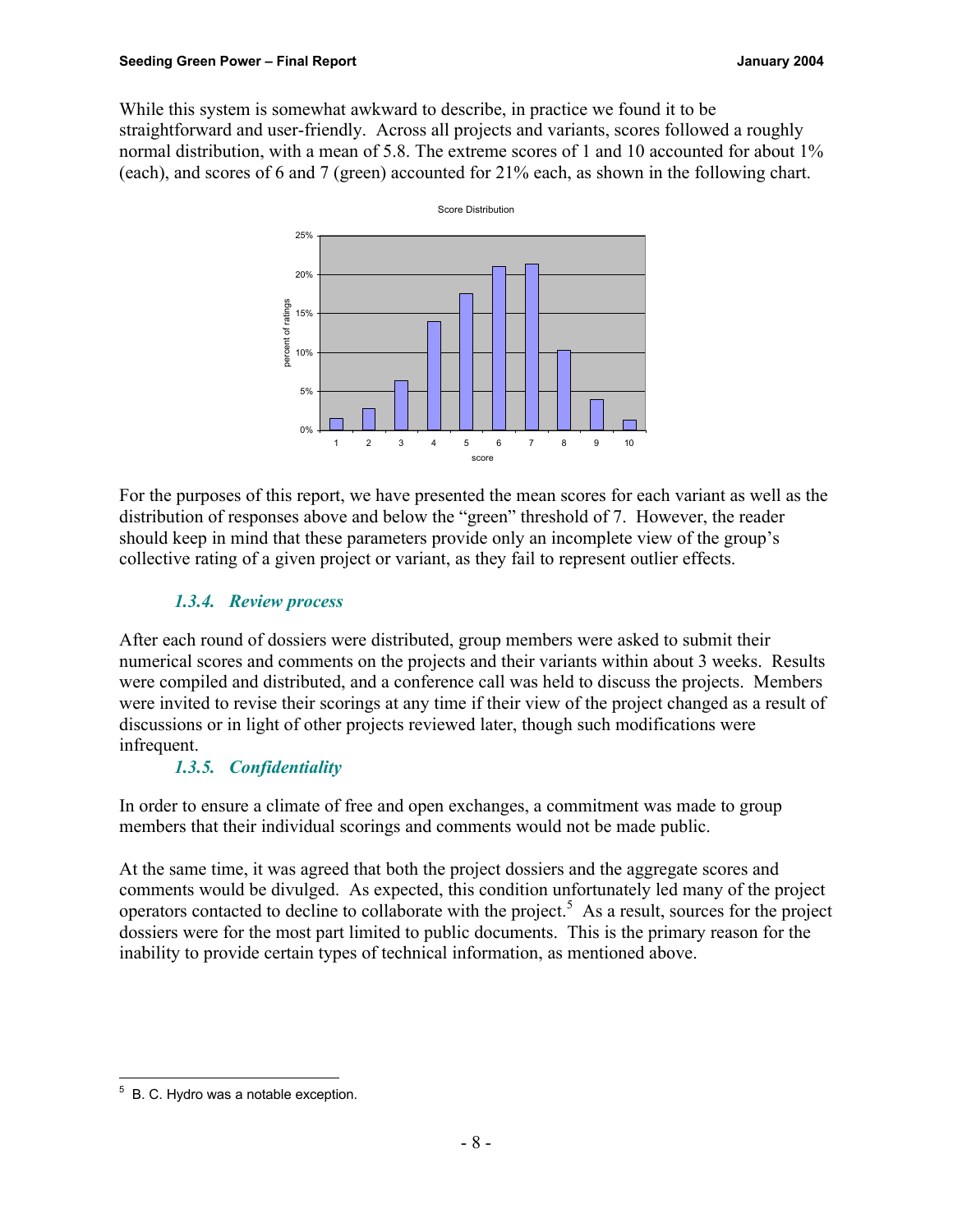While this system is somewhat awkward to describe, in practice we found it to be straightforward and user-friendly. Across all projects and variants, scores followed a roughly normal distribution, with a mean of 5.8. The extreme scores of 1 and 10 accounted for about 1% (each), and scores of 6 and 7 (green) accounted for 21% each, as shown in the following chart.

For the purposes of this report, we have presented the mean scores for each variant as well as the distribution of responses above and below the "green" threshold of 7. However, the reader should keep in mind that these parameters provide only an incomplete view of the group's collective rating of a given project or variant, as they fail to represent outlier effects.

### *1.3.4. Review process*

After each round of dossiers were distributed, group members were asked to submit their numerical scores and comments on the projects and their variants within about 3 weeks. Results were compiled and distributed, and a conference call was held to discuss the projects. Members were invited to revise their scorings at any time if their view of the project changed as a result of discussions or in light of other projects reviewed later, though such modifications were infrequent.

### *1.3.5. Confidentiality*

In order to ensure a climate of free and open exchanges, a commitment was made to group members that their individual scorings and comments would not be made public.

At the same time, it was agreed that both the project dossiers and the aggregate scores and comments would be divulged. As expected, this condition unfortunately led many of the project operators contacted to decline to collaborate with the project.[5] As a result, sources for the project dossiers were for the most part limited to public documents. This is the primary reason for the inability to provide certain types of technical information, as mentioned above.

[5] B. C. Hydro was a notable exception.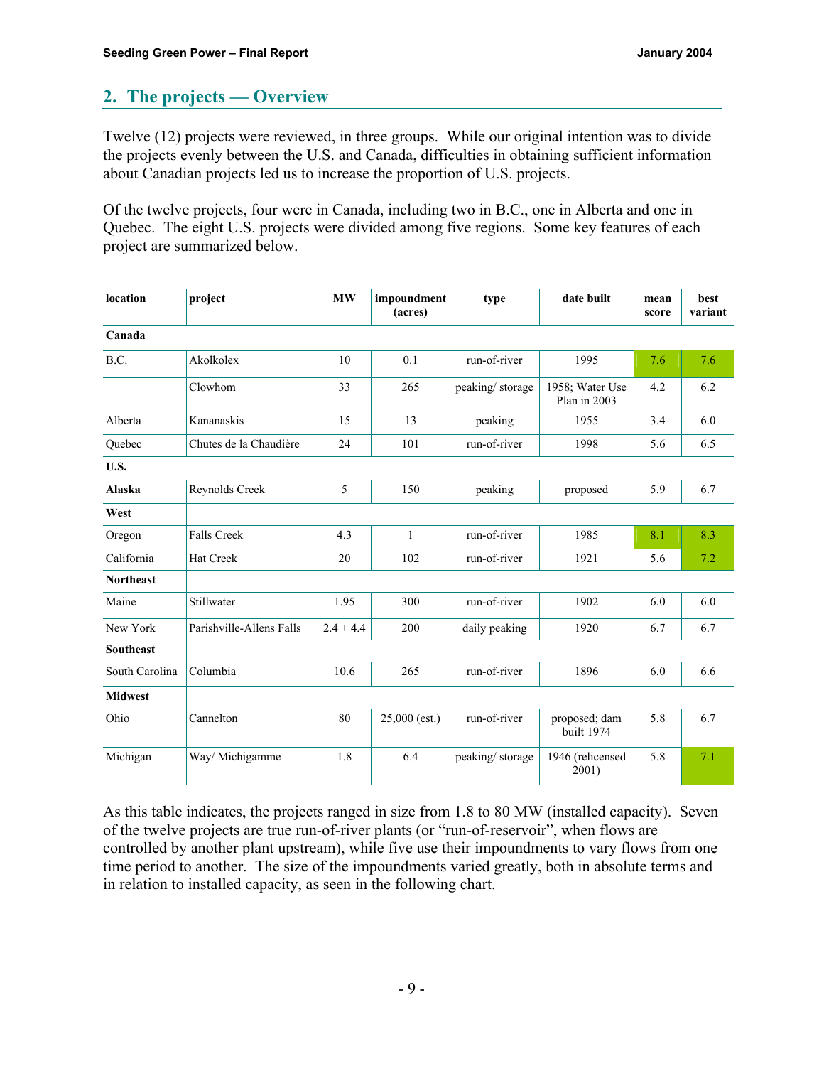## 2. The projects — Overview

Twelve (12) projects were reviewed, in three groups. While our original intention was to divide the projects evenly between the U.S. and Canada, difficulties in obtaining sufficient information about Canadian projects led us to increase the proportion of U.S. projects.

Of the twelve projects, four were in Canada, including two in B.C., one in Alberta and one in Quebec. The eight U.S. projects were divided among five regions. Some key features of each project are summarized below.

| location | project | MW | impoundment (acres) | type | date built | mean score | best variant |
|---|---|---|---|---|---|---|---|
| **Canada** | | | | | | | |
| B.C. | Akolkolex | 10 | 0.1 | run-of-river | 1995 | 7.6 | 7.6 |
| | Clowhom | 33 | 265 | peaking/ storage | 1958; Water Use Plan in 2003 | 4.2 | 6.2 |
| Alberta | Kananaskis | 15 | 13 | peaking | 1955 | 3.4 | 6.0 |
| Quebec | Chutes de la Chaudière | 24 | 101 | run-of-river | 1998 | 5.6 | 6.5 |
| **U.S.** | | | | | | | |
| **Alaska** | Reynolds Creek | 5 | 150 | peaking | proposed | 5.9 | 6.7 |
| **West** | | | | | | | |
| Oregon | Falls Creek | 4.3 | 1 | run-of-river | 1985 | 8.1 | 8.3 |
| California | Hat Creek | 20 | 102 | run-of-river | 1921 | 5.6 | 7.2 |
| **Northeast** | | | | | | | |
| Maine | Stillwater | 1.95 | 300 | run-of-river | 1902 | 6.0 | 6.0 |
| New York | Parishville-Allens Falls | 2.4 + 4.4 | 200 | daily peaking | 1920 | 6.7 | 6.7 |
| **Southeast** | | | | | | | |
| South Carolina | Columbia | 10.6 | 265 | run-of-river | 1896 | 6.0 | 6.6 |
| **Midwest** | | | | | | | |
| Ohio | Cannelton | 80 | 25,000 (est.) | run-of-river | proposed; dam built 1974 | 5.8 | 6.7 |
| Michigan | Way/ Michigamme | 1.8 | 6.4 | peaking/ storage | 1946 (relicensed 2001) | 5.8 | 7.1 |

As this table indicates, the projects ranged in size from 1.8 to 80 MW (installed capacity). Seven of the twelve projects are true run-of-river plants (or "run-of-reservoir", when flows are controlled by another plant upstream), while five use their impoundments to vary flows from one time period to another. The size of the impoundments varied greatly, both in absolute terms and in relation to installed capacity, as seen in the following chart.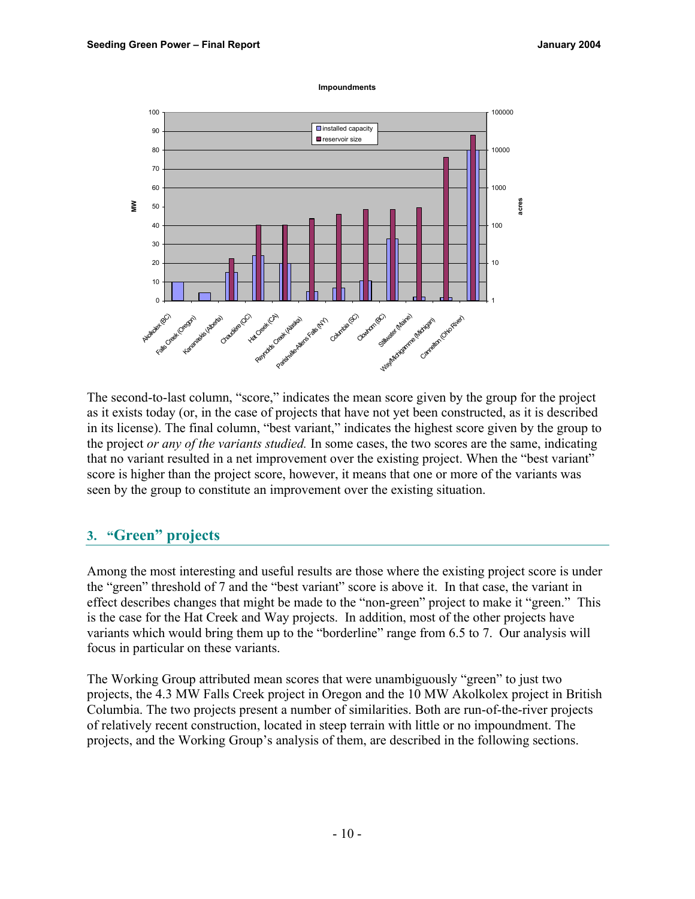**Impoundments**

The second-to-last column, "score," indicates the mean score given by the group for the project as it exists today (or, in the case of projects that have not yet been constructed, as it is described in its license). The final column, "best variant," indicates the highest score given by the group to the project *or any of the variants studied.* In some cases, the two scores are the same, indicating that no variant resulted in a net improvement over the existing project. When the "best variant" score is higher than the project score, however, it means that one or more of the variants was seen by the group to constitute an improvement over the existing situation.

## 3. "Green" projects

Among the most interesting and useful results are those where the existing project score is under the "green" threshold of 7 and the "best variant" score is above it. In that case, the variant in effect describes changes that might be made to the "non-green" project to make it "green." This is the case for the Hat Creek and Way projects. In addition, most of the other projects have variants which would bring them up to the "borderline" range from 6.5 to 7. Our analysis will focus in particular on these variants.

The Working Group attributed mean scores that were unambiguously "green" to just two projects, the 4.3 MW Falls Creek project in Oregon and the 10 MW Akolkolex project in British Columbia. The two projects present a number of similarities. Both are run-of-the-river projects of relatively recent construction, located in steep terrain with little or no impoundment. The projects, and the Working Group's analysis of them, are described in the following sections.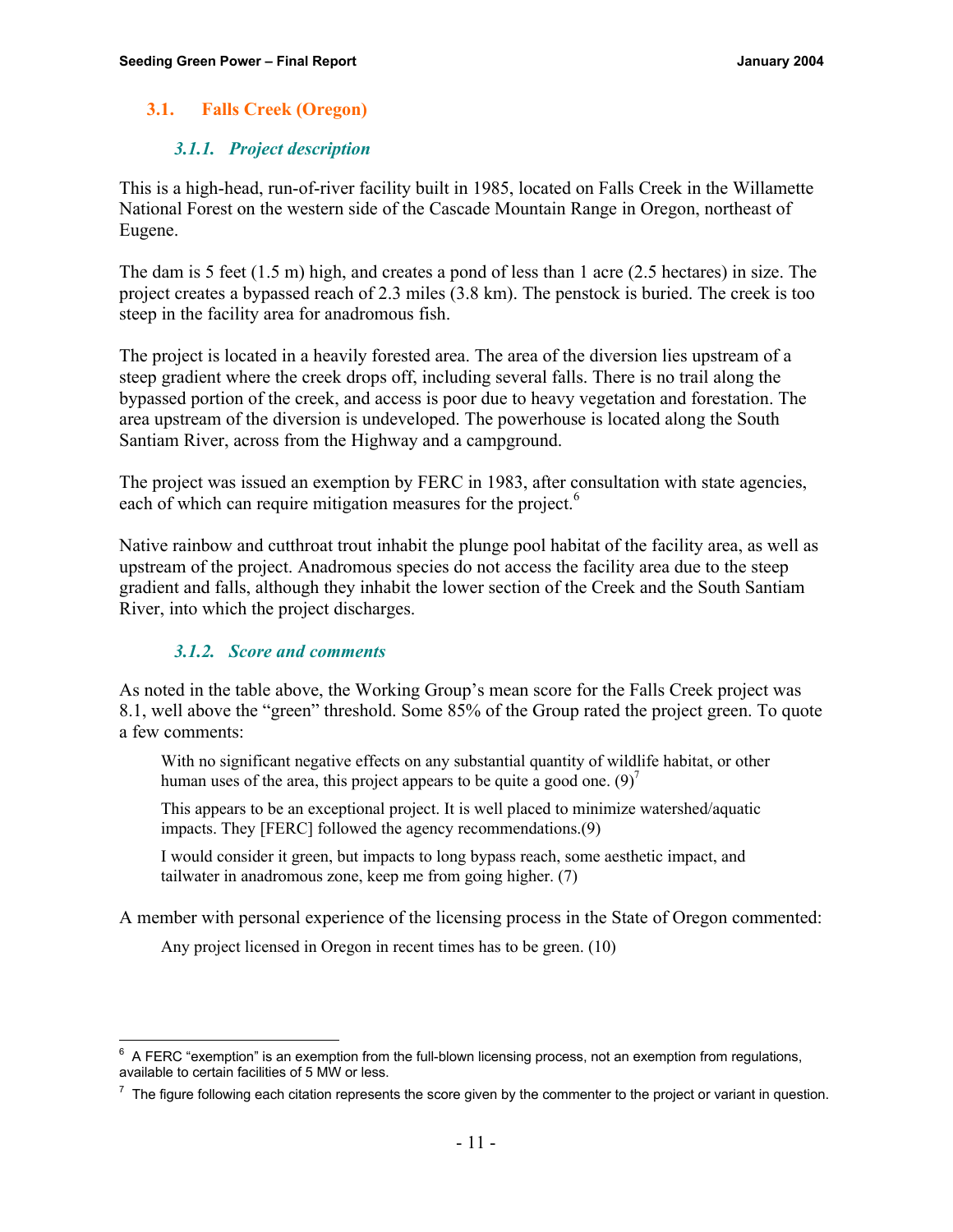## 3.1. Falls Creek (Oregon)

### *3.1.1. Project description*

This is a high-head, run-of-river facility built in 1985, located on Falls Creek in the Willamette National Forest on the western side of the Cascade Mountain Range in Oregon, northeast of Eugene.

The dam is 5 feet (1.5 m) high, and creates a pond of less than 1 acre (2.5 hectares) in size. The project creates a bypassed reach of 2.3 miles (3.8 km). The penstock is buried. The creek is too steep in the facility area for anadromous fish.

The project is located in a heavily forested area. The area of the diversion lies upstream of a steep gradient where the creek drops off, including several falls. There is no trail along the bypassed portion of the creek, and access is poor due to heavy vegetation and forestation. The area upstream of the diversion is undeveloped. The powerhouse is located along the South Santiam River, across from the Highway and a campground.

The project was issued an exemption by FERC in 1983, after consultation with state agencies, each of which can require mitigation measures for the project.[6]

Native rainbow and cutthroat trout inhabit the plunge pool habitat of the facility area, as well as upstream of the project. Anadromous species do not access the facility area due to the steep gradient and falls, although they inhabit the lower section of the Creek and the South Santiam River, into which the project discharges.

### *3.1.2. Score and comments*

As noted in the table above, the Working Group's mean score for the Falls Creek project was 8.1, well above the "green" threshold. Some 85% of the Group rated the project green. To quote a few comments:

> With no significant negative effects on any substantial quantity of wildlife habitat, or other human uses of the area, this project appears to be quite a good one. (9)[7]
>
> This appears to be an exceptional project. It is well placed to minimize watershed/aquatic impacts. They [FERC] followed the agency recommendations.(9)
>
> I would consider it green, but impacts to long bypass reach, some aesthetic impact, and tailwater in anadromous zone, keep me from going higher. (7)

A member with personal experience of the licensing process in the State of Oregon commented:

> Any project licensed in Oregon in recent times has to be green. (10)

---

[6] A FERC "exemption" is an exemption from the full-blown licensing process, not an exemption from regulations, available to certain facilities of 5 MW or less.

[7] The figure following each citation represents the score given by the commenter to the project or variant in question.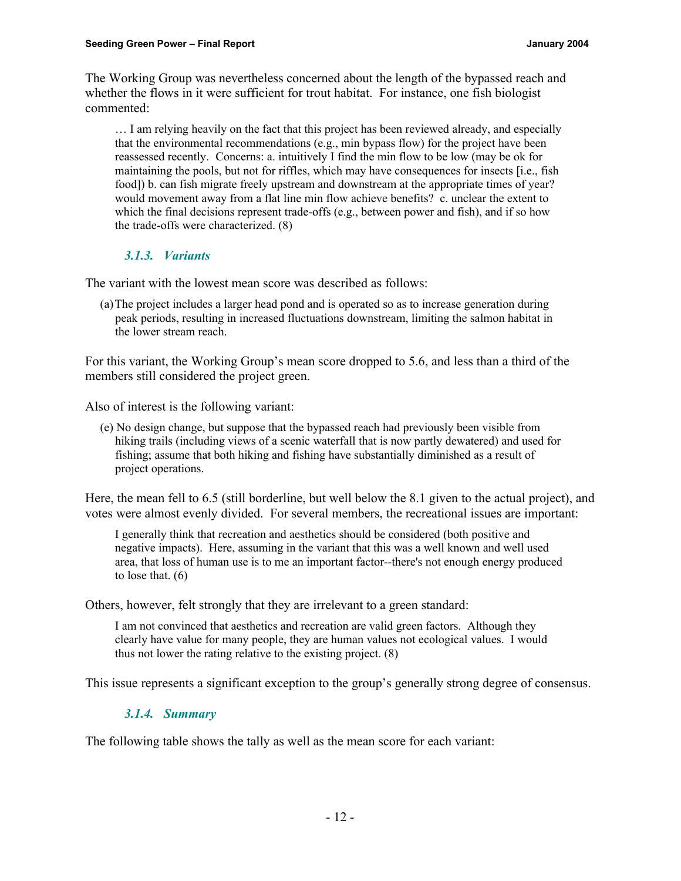The Working Group was nevertheless concerned about the length of the bypassed reach and whether the flows in it were sufficient for trout habitat. For instance, one fish biologist commented:

> … I am relying heavily on the fact that this project has been reviewed already, and especially that the environmental recommendations (e.g., min bypass flow) for the project have been reassessed recently. Concerns: a. intuitively I find the min flow to be low (may be ok for maintaining the pools, but not for riffles, which may have consequences for insects [i.e., fish food]) b. can fish migrate freely upstream and downstream at the appropriate times of year? would movement away from a flat line min flow achieve benefits? c. unclear the extent to which the final decisions represent trade-offs (e.g., between power and fish), and if so how the trade-offs were characterized. (8)

### *3.1.3. Variants*

The variant with the lowest mean score was described as follows:

> (a) The project includes a larger head pond and is operated so as to increase generation during peak periods, resulting in increased fluctuations downstream, limiting the salmon habitat in the lower stream reach.

For this variant, the Working Group's mean score dropped to 5.6, and less than a third of the members still considered the project green.

Also of interest is the following variant:

> (e) No design change, but suppose that the bypassed reach had previously been visible from hiking trails (including views of a scenic waterfall that is now partly dewatered) and used for fishing; assume that both hiking and fishing have substantially diminished as a result of project operations.

Here, the mean fell to 6.5 (still borderline, but well below the 8.1 given to the actual project), and votes were almost evenly divided. For several members, the recreational issues are important:

> I generally think that recreation and aesthetics should be considered (both positive and negative impacts). Here, assuming in the variant that this was a well known and well used area, that loss of human use is to me an important factor--there's not enough energy produced to lose that. (6)

Others, however, felt strongly that they are irrelevant to a green standard:

> I am not convinced that aesthetics and recreation are valid green factors. Although they clearly have value for many people, they are human values not ecological values. I would thus not lower the rating relative to the existing project. (8)

This issue represents a significant exception to the group's generally strong degree of consensus.

### *3.1.4. Summary*

The following table shows the tally as well as the mean score for each variant: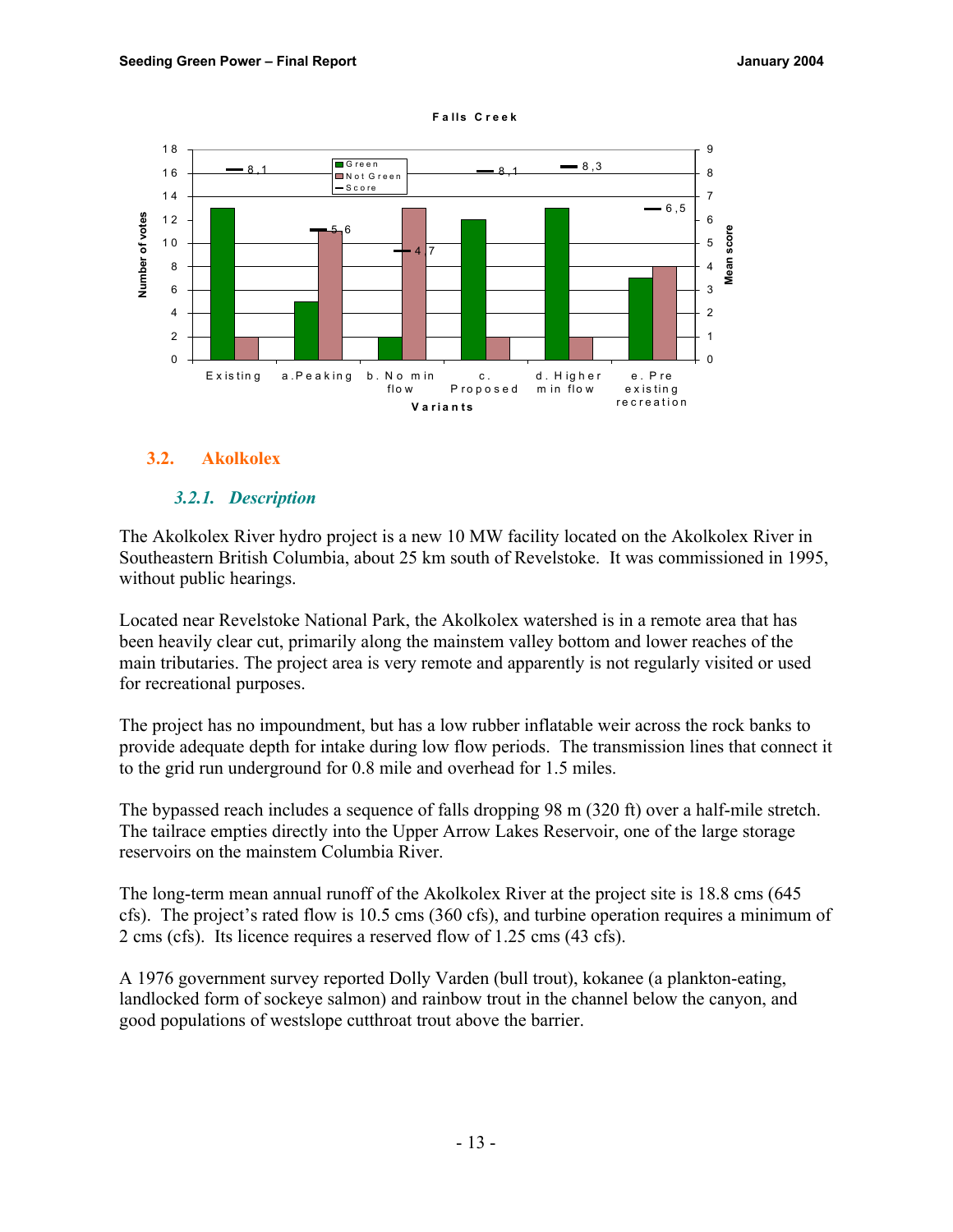**Falls Creek**

| Variants | Green | Not Green | Score |
|---|---|---|---|
| Existing | 13 | 2 | 8,1 |
| a.Peaking | 5 | 11 | 5,6 |
| b. No min flow | 2 | 13 | 4,7 |
| c. Proposed | 12 | 2 | 8,1 |
| d. Higher min flow | 13 | 2 | 8,3 |
| e. Pre existing recreation | 7 | 8 | 6,5 |

## 3.2. Akolkolex

### *3.2.1. Description*

The Akolkolex River hydro project is a new 10 MW facility located on the Akolkolex River in Southeastern British Columbia, about 25 km south of Revelstoke. It was commissioned in 1995, without public hearings.

Located near Revelstoke National Park, the Akolkolex watershed is in a remote area that has been heavily clear cut, primarily along the mainstem valley bottom and lower reaches of the main tributaries. The project area is very remote and apparently is not regularly visited or used for recreational purposes.

The project has no impoundment, but has a low rubber inflatable weir across the rock banks to provide adequate depth for intake during low flow periods. The transmission lines that connect it to the grid run underground for 0.8 mile and overhead for 1.5 miles.

The bypassed reach includes a sequence of falls dropping 98 m (320 ft) over a half-mile stretch. The tailrace empties directly into the Upper Arrow Lakes Reservoir, one of the large storage reservoirs on the mainstem Columbia River.

The long-term mean annual runoff of the Akolkolex River at the project site is 18.8 cms (645 cfs). The project's rated flow is 10.5 cms (360 cfs), and turbine operation requires a minimum of 2 cms (cfs). Its licence requires a reserved flow of 1.25 cms (43 cfs).

A 1976 government survey reported Dolly Varden (bull trout), kokanee (a plankton-eating, landlocked form of sockeye salmon) and rainbow trout in the channel below the canyon, and good populations of westslope cutthroat trout above the barrier.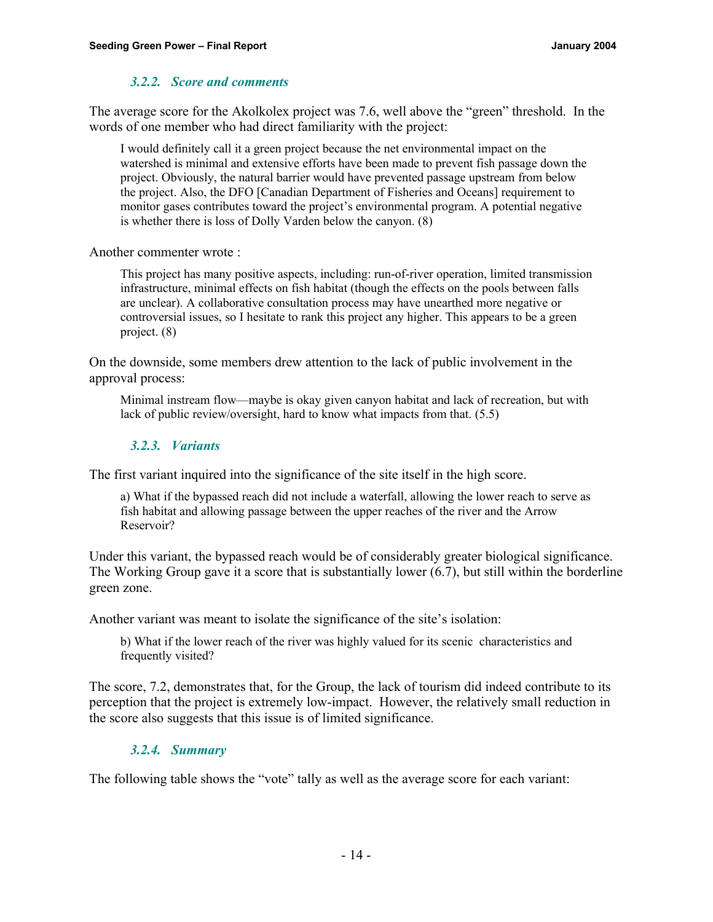### *3.2.2. Score and comments*

The average score for the Akolkolex project was 7.6, well above the "green" threshold. In the words of one member who had direct familiarity with the project:

> I would definitely call it a green project because the net environmental impact on the watershed is minimal and extensive efforts have been made to prevent fish passage down the project. Obviously, the natural barrier would have prevented passage upstream from below the project. Also, the DFO [Canadian Department of Fisheries and Oceans] requirement to monitor gases contributes toward the project's environmental program. A potential negative is whether there is loss of Dolly Varden below the canyon. (8)

Another commenter wrote :

> This project has many positive aspects, including: run-of-river operation, limited transmission infrastructure, minimal effects on fish habitat (though the effects on the pools between falls are unclear). A collaborative consultation process may have unearthed more negative or controversial issues, so I hesitate to rank this project any higher. This appears to be a green project. (8)

On the downside, some members drew attention to the lack of public involvement in the approval process:

> Minimal instream flow—maybe is okay given canyon habitat and lack of recreation, but with lack of public review/oversight, hard to know what impacts from that. (5.5)

### *3.2.3. Variants*

The first variant inquired into the significance of the site itself in the high score.

> a) What if the bypassed reach did not include a waterfall, allowing the lower reach to serve as fish habitat and allowing passage between the upper reaches of the river and the Arrow Reservoir?

Under this variant, the bypassed reach would be of considerably greater biological significance. The Working Group gave it a score that is substantially lower (6.7), but still within the borderline green zone.

Another variant was meant to isolate the significance of the site's isolation:

> b) What if the lower reach of the river was highly valued for its scenic characteristics and frequently visited?

The score, 7.2, demonstrates that, for the Group, the lack of tourism did indeed contribute to its perception that the project is extremely low-impact. However, the relatively small reduction in the score also suggests that this issue is of limited significance.

### *3.2.4. Summary*

The following table shows the "vote" tally as well as the average score for each variant: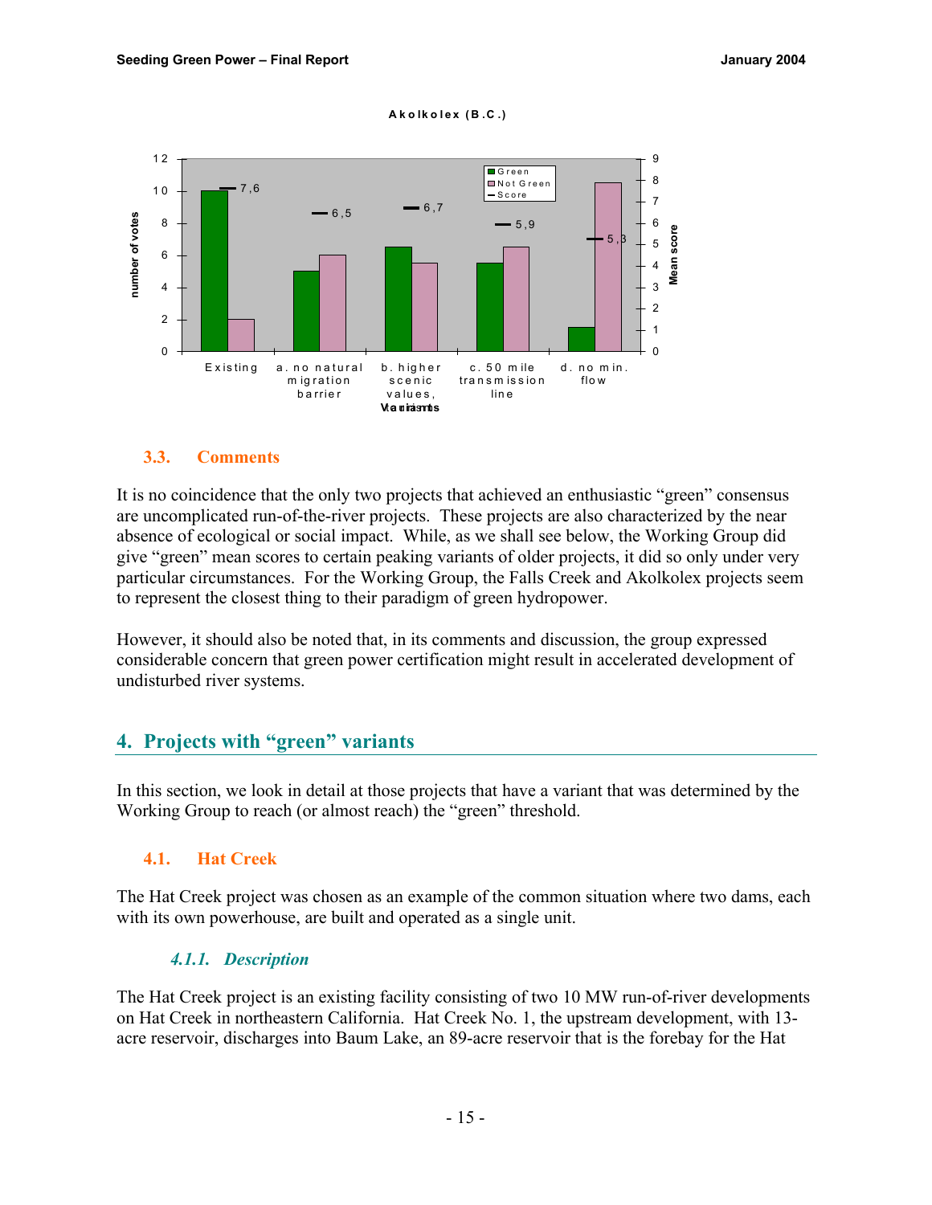**Akolkolex (B.C.)**

| Variant | Green (number of votes) | Not Green (number of votes) | Mean score |
|---|---|---|---|
| Existing | 10 | 2 | 7,6 |
| a. no natural migration barrier | 5 | 6 | 6,5 |
| b. higher scenic values, | 6.5 | 5.5 | 6,7 |
| c. 50 mile transmission line | 5.5 | 6.5 | 5,9 |
| d. no min. flow | 1.5 | 10.5 | 5,3 |

### 3.3. Comments

It is no coincidence that the only two projects that achieved an enthusiastic "green" consensus are uncomplicated run-of-the-river projects. These projects are also characterized by the near absence of ecological or social impact. While, as we shall see below, the Working Group did give "green" mean scores to certain peaking variants of older projects, it did so only under very particular circumstances. For the Working Group, the Falls Creek and Akolkolex projects seem to represent the closest thing to their paradigm of green hydropower.

However, it should also be noted that, in its comments and discussion, the group expressed considerable concern that green power certification might result in accelerated development of undisturbed river systems.

## 4. Projects with "green" variants

In this section, we look in detail at those projects that have a variant that was determined by the Working Group to reach (or almost reach) the "green" threshold.

### 4.1. Hat Creek

The Hat Creek project was chosen as an example of the common situation where two dams, each with its own powerhouse, are built and operated as a single unit.

#### *4.1.1. Description*

The Hat Creek project is an existing facility consisting of two 10 MW run-of-river developments on Hat Creek in northeastern California. Hat Creek No. 1, the upstream development, with 13-acre reservoir, discharges into Baum Lake, an 89-acre reservoir that is the forebay for the Hat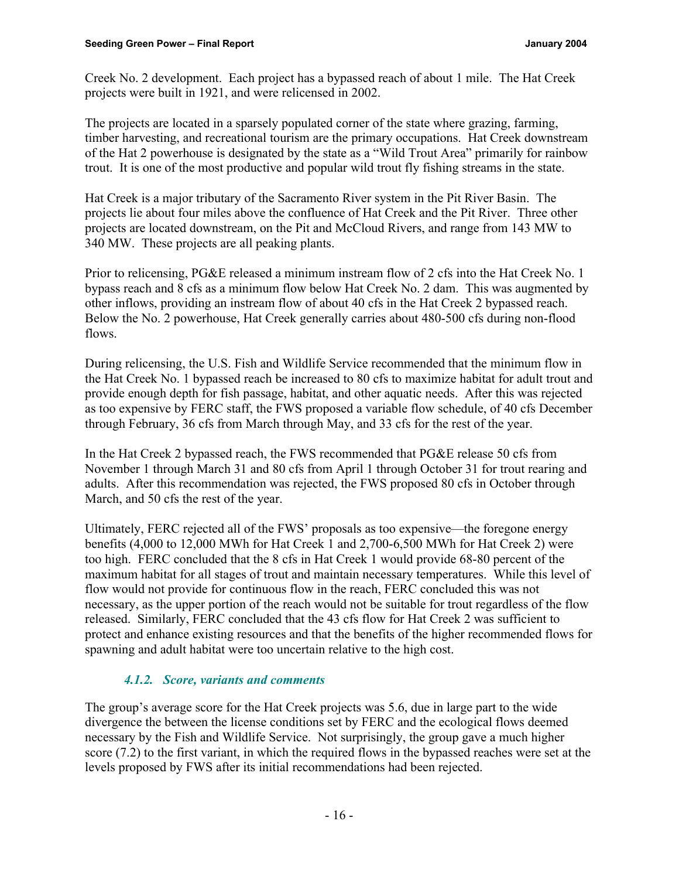Creek No. 2 development. Each project has a bypassed reach of about 1 mile. The Hat Creek projects were built in 1921, and were relicensed in 2002.

The projects are located in a sparsely populated corner of the state where grazing, farming, timber harvesting, and recreational tourism are the primary occupations. Hat Creek downstream of the Hat 2 powerhouse is designated by the state as a "Wild Trout Area" primarily for rainbow trout. It is one of the most productive and popular wild trout fly fishing streams in the state.

Hat Creek is a major tributary of the Sacramento River system in the Pit River Basin. The projects lie about four miles above the confluence of Hat Creek and the Pit River. Three other projects are located downstream, on the Pit and McCloud Rivers, and range from 143 MW to 340 MW. These projects are all peaking plants.

Prior to relicensing, PG&E released a minimum instream flow of 2 cfs into the Hat Creek No. 1 bypass reach and 8 cfs as a minimum flow below Hat Creek No. 2 dam. This was augmented by other inflows, providing an instream flow of about 40 cfs in the Hat Creek 2 bypassed reach. Below the No. 2 powerhouse, Hat Creek generally carries about 480-500 cfs during non-flood flows.

During relicensing, the U.S. Fish and Wildlife Service recommended that the minimum flow in the Hat Creek No. 1 bypassed reach be increased to 80 cfs to maximize habitat for adult trout and provide enough depth for fish passage, habitat, and other aquatic needs. After this was rejected as too expensive by FERC staff, the FWS proposed a variable flow schedule, of 40 cfs December through February, 36 cfs from March through May, and 33 cfs for the rest of the year.

In the Hat Creek 2 bypassed reach, the FWS recommended that PG&E release 50 cfs from November 1 through March 31 and 80 cfs from April 1 through October 31 for trout rearing and adults. After this recommendation was rejected, the FWS proposed 80 cfs in October through March, and 50 cfs the rest of the year.

Ultimately, FERC rejected all of the FWS' proposals as too expensive—the foregone energy benefits (4,000 to 12,000 MWh for Hat Creek 1 and 2,700-6,500 MWh for Hat Creek 2) were too high. FERC concluded that the 8 cfs in Hat Creek 1 would provide 68-80 percent of the maximum habitat for all stages of trout and maintain necessary temperatures. While this level of flow would not provide for continuous flow in the reach, FERC concluded this was not necessary, as the upper portion of the reach would not be suitable for trout regardless of the flow released. Similarly, FERC concluded that the 43 cfs flow for Hat Creek 2 was sufficient to protect and enhance existing resources and that the benefits of the higher recommended flows for spawning and adult habitat were too uncertain relative to the high cost.

### *4.1.2. Score, variants and comments*

The group's average score for the Hat Creek projects was 5.6, due in large part to the wide divergence the between the license conditions set by FERC and the ecological flows deemed necessary by the Fish and Wildlife Service. Not surprisingly, the group gave a much higher score (7.2) to the first variant, in which the required flows in the bypassed reaches were set at the levels proposed by FWS after its initial recommendations had been rejected.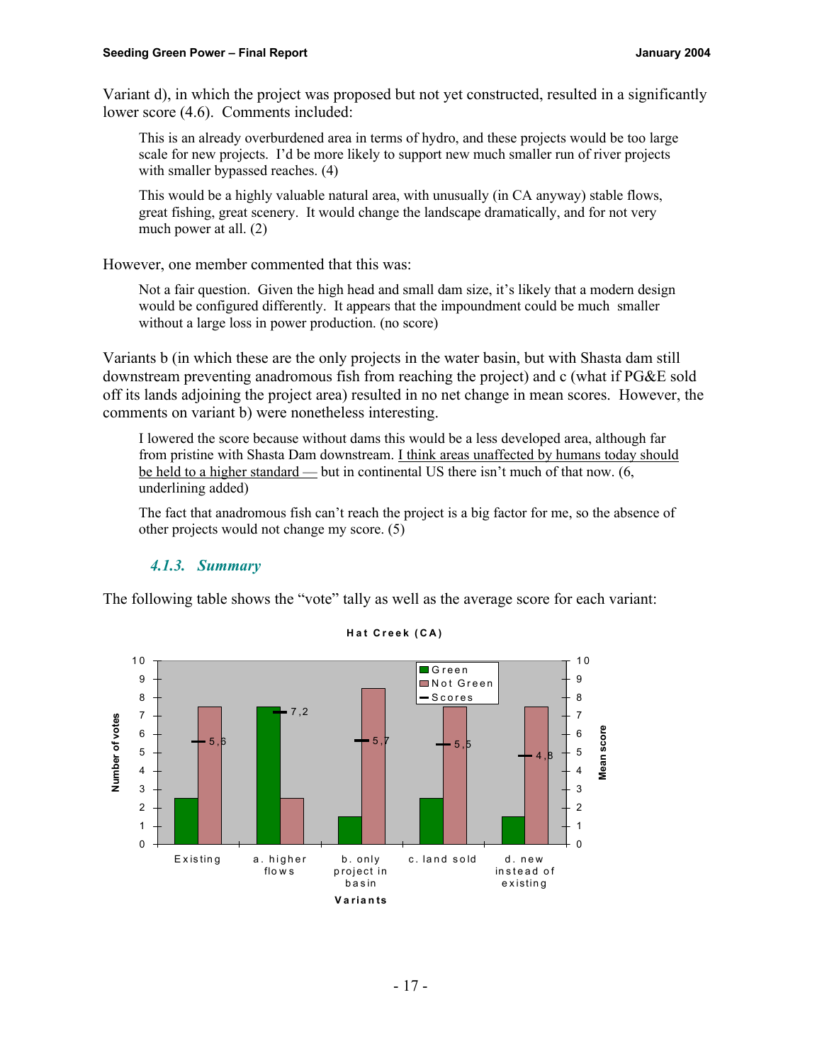Variant d), in which the project was proposed but not yet constructed, resulted in a significantly lower score (4.6). Comments included:

> This is an already overburdened area in terms of hydro, and these projects would be too large scale for new projects. I'd be more likely to support new much smaller run of river projects with smaller bypassed reaches. (4)

> This would be a highly valuable natural area, with unusually (in CA anyway) stable flows, great fishing, great scenery. It would change the landscape dramatically, and for not very much power at all. (2)

However, one member commented that this was:

> Not a fair question. Given the high head and small dam size, it's likely that a modern design would be configured differently. It appears that the impoundment could be much smaller without a large loss in power production. (no score)

Variants b (in which these are the only projects in the water basin, but with Shasta dam still downstream preventing anadromous fish from reaching the project) and c (what if PG&E sold off its lands adjoining the project area) resulted in no net change in mean scores. However, the comments on variant b) were nonetheless interesting.

> I lowered the score because without dams this would be a less developed area, although far from pristine with Shasta Dam downstream. I think areas unaffected by humans today should be held to a higher standard — but in continental US there isn't much of that now. (6, underlining added)

> The fact that anadromous fish can't reach the project is a big factor for me, so the absence of other projects would not change my score. (5)

### *4.1.3. Summary*

The following table shows the "vote" tally as well as the average score for each variant:

**Hat Creek (CA)**

| Variants | Green (number of votes) | Not Green (number of votes) | Scores (mean score) |
|---|---|---|---|
| Existing | 2.5 | 7.5 | 5,6 |
| a. higher flows | 7.5 | 2.5 | 7,2 |
| b. only project in basin | 1.5 | 8.5 | 5,7 |
| c. land sold | 2.5 | 7.5 | 5,5 |
| d. new instead of existing | 1.5 | 7.5 | 4,8 |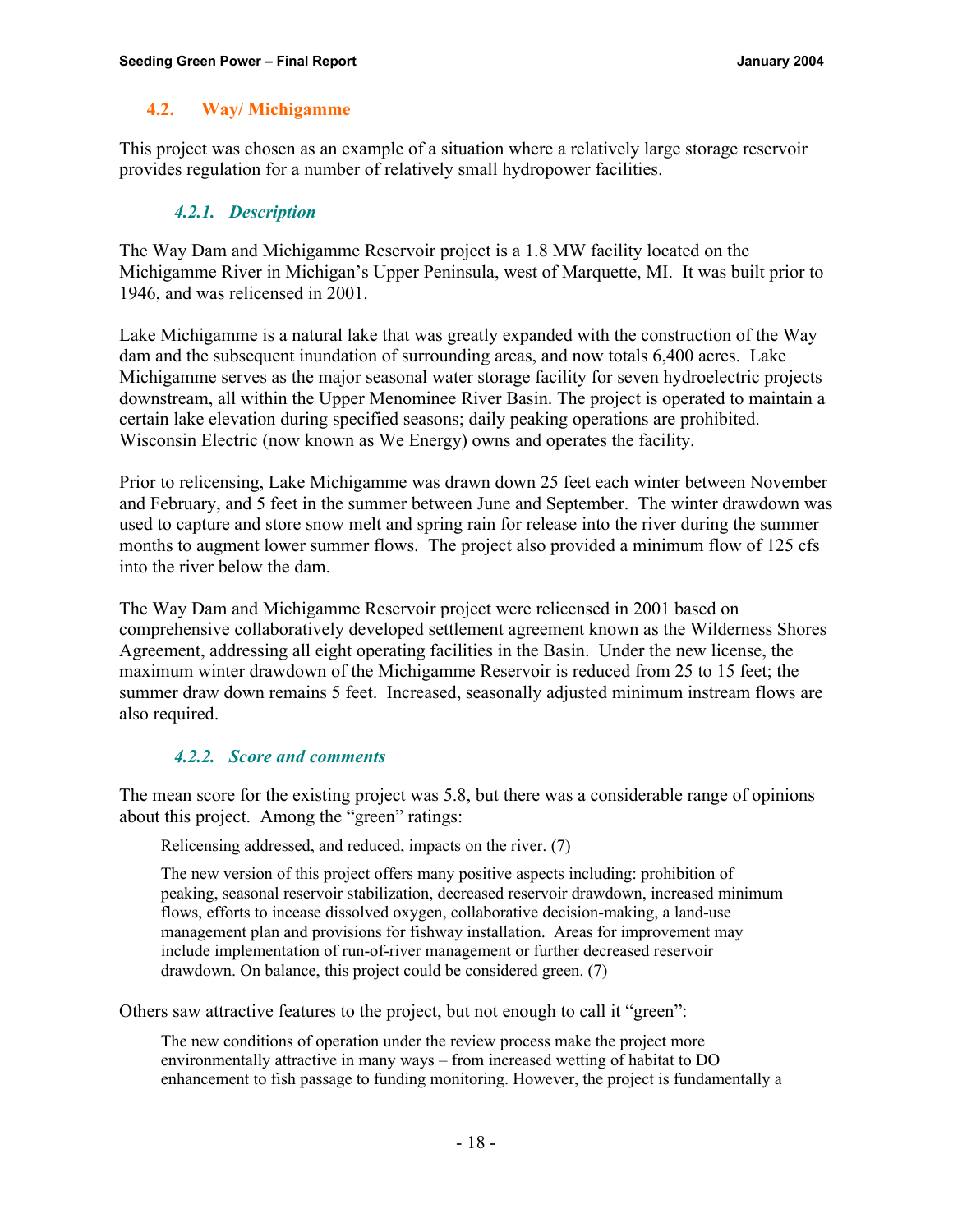## 4.2. Way/ Michigamme

This project was chosen as an example of a situation where a relatively large storage reservoir provides regulation for a number of relatively small hydropower facilities.

### *4.2.1. Description*

The Way Dam and Michigamme Reservoir project is a 1.8 MW facility located on the Michigamme River in Michigan's Upper Peninsula, west of Marquette, MI. It was built prior to 1946, and was relicensed in 2001.

Lake Michigamme is a natural lake that was greatly expanded with the construction of the Way dam and the subsequent inundation of surrounding areas, and now totals 6,400 acres. Lake Michigamme serves as the major seasonal water storage facility for seven hydroelectric projects downstream, all within the Upper Menominee River Basin. The project is operated to maintain a certain lake elevation during specified seasons; daily peaking operations are prohibited. Wisconsin Electric (now known as We Energy) owns and operates the facility.

Prior to relicensing, Lake Michigamme was drawn down 25 feet each winter between November and February, and 5 feet in the summer between June and September. The winter drawdown was used to capture and store snow melt and spring rain for release into the river during the summer months to augment lower summer flows. The project also provided a minimum flow of 125 cfs into the river below the dam.

The Way Dam and Michigamme Reservoir project were relicensed in 2001 based on comprehensive collaboratively developed settlement agreement known as the Wilderness Shores Agreement, addressing all eight operating facilities in the Basin. Under the new license, the maximum winter drawdown of the Michigamme Reservoir is reduced from 25 to 15 feet; the summer draw down remains 5 feet. Increased, seasonally adjusted minimum instream flows are also required.

### *4.2.2. Score and comments*

The mean score for the existing project was 5.8, but there was a considerable range of opinions about this project. Among the "green" ratings:

> Relicensing addressed, and reduced, impacts on the river. (7)

> The new version of this project offers many positive aspects including: prohibition of peaking, seasonal reservoir stabilization, decreased reservoir drawdown, increased minimum flows, efforts to incease dissolved oxygen, collaborative decision-making, a land-use management plan and provisions for fishway installation. Areas for improvement may include implementation of run-of-river management or further decreased reservoir drawdown. On balance, this project could be considered green. (7)

Others saw attractive features to the project, but not enough to call it "green":

> The new conditions of operation under the review process make the project more environmentally attractive in many ways – from increased wetting of habitat to DO enhancement to fish passage to funding monitoring. However, the project is fundamentally a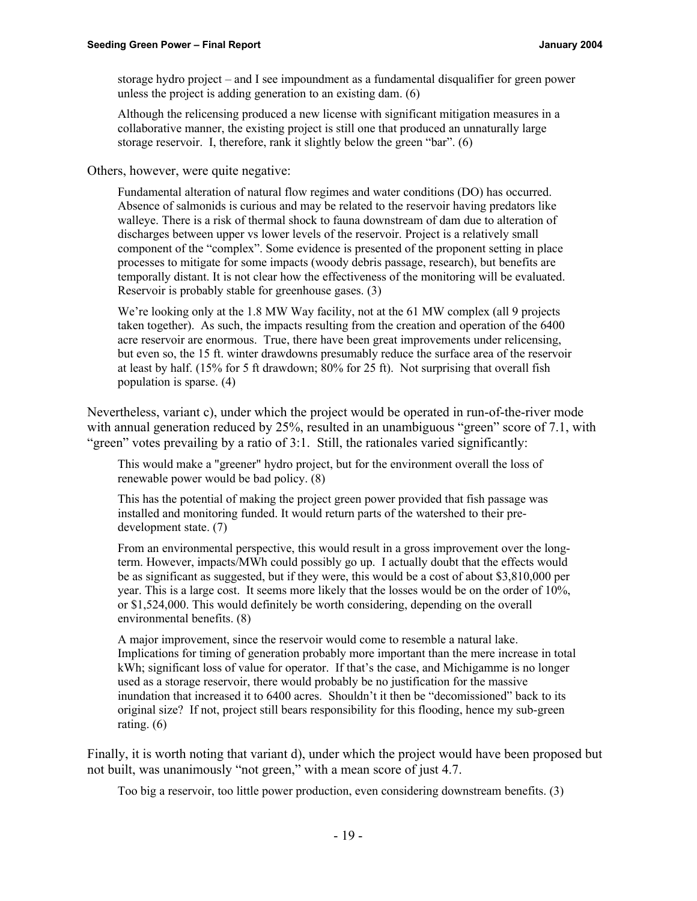> storage hydro project – and I see impoundment as a fundamental disqualifier for green power unless the project is adding generation to an existing dam. (6)

> Although the relicensing produced a new license with significant mitigation measures in a collaborative manner, the existing project is still one that produced an unnaturally large storage reservoir. I, therefore, rank it slightly below the green "bar". (6)

Others, however, were quite negative:

> Fundamental alteration of natural flow regimes and water conditions (DO) has occurred. Absence of salmonids is curious and may be related to the reservoir having predators like walleye. There is a risk of thermal shock to fauna downstream of dam due to alteration of discharges between upper vs lower levels of the reservoir. Project is a relatively small component of the "complex". Some evidence is presented of the proponent setting in place processes to mitigate for some impacts (woody debris passage, research), but benefits are temporally distant. It is not clear how the effectiveness of the monitoring will be evaluated. Reservoir is probably stable for greenhouse gases. (3)

> We're looking only at the 1.8 MW Way facility, not at the 61 MW complex (all 9 projects taken together). As such, the impacts resulting from the creation and operation of the 6400 acre reservoir are enormous. True, there have been great improvements under relicensing, but even so, the 15 ft. winter drawdowns presumably reduce the surface area of the reservoir at least by half. (15% for 5 ft drawdown; 80% for 25 ft). Not surprising that overall fish population is sparse. (4)

Nevertheless, variant c), under which the project would be operated in run-of-the-river mode with annual generation reduced by 25%, resulted in an unambiguous "green" score of 7.1, with "green" votes prevailing by a ratio of 3:1. Still, the rationales varied significantly:

> This would make a "greener" hydro project, but for the environment overall the loss of renewable power would be bad policy. (8)

> This has the potential of making the project green power provided that fish passage was installed and monitoring funded. It would return parts of the watershed to their pre-development state. (7)

> From an environmental perspective, this would result in a gross improvement over the long-term. However, impacts/MWh could possibly go up. I actually doubt that the effects would be as significant as suggested, but if they were, this would be a cost of about $3,810,000 per year. This is a large cost. It seems more likely that the losses would be on the order of 10%, or $1,524,000. This would definitely be worth considering, depending on the overall environmental benefits. (8)

> A major improvement, since the reservoir would come to resemble a natural lake. Implications for timing of generation probably more important than the mere increase in total kWh; significant loss of value for operator. If that's the case, and Michigamme is no longer used as a storage reservoir, there would probably be no justification for the massive inundation that increased it to 6400 acres. Shouldn't it then be "decomissioned" back to its original size? If not, project still bears responsibility for this flooding, hence my sub-green rating. (6)

Finally, it is worth noting that variant d), under which the project would have been proposed but not built, was unanimously "not green," with a mean score of just 4.7.

> Too big a reservoir, too little power production, even considering downstream benefits. (3)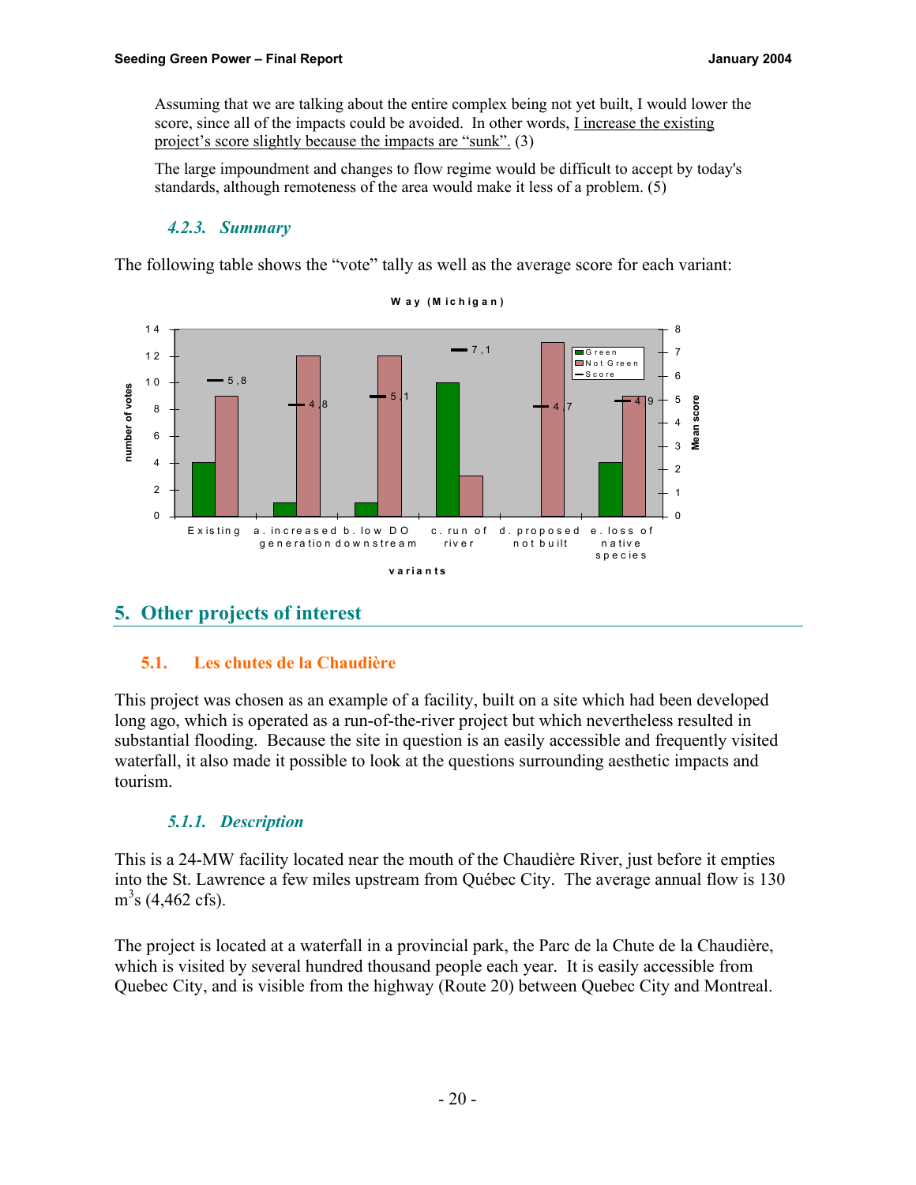Assuming that we are talking about the entire complex being not yet built, I would lower the score, since all of the impacts could be avoided. In other words, I increase the existing project's score slightly because the impacts are "sunk". (3)

The large impoundment and changes to flow regime would be difficult to accept by today's standards, although remoteness of the area would make it less of a problem. (5)

### 4.2.3. Summary

The following table shows the "vote" tally as well as the average score for each variant:

**Way (Michigan)**

| variants | Green (number of votes) | Not Green (number of votes) | Score (Mean score) |
|---|---|---|---|
| Existing | 4 | 9 | 5,8 |
| a. increased generation | 1 | 12 | 4,8 |
| b. low DO downstream | 1 | 12 | 5,1 |
| c. run of river | 10 | 3 | 7,1 |
| d. proposed not built | 0 | 13 | 4,7 |
| e. loss of native species | 4 | 9 | 4,9 |

## 5. Other projects of interest

### 5.1. Les chutes de la Chaudière

This project was chosen as an example of a facility, built on a site which had been developed long ago, which is operated as a run-of-the-river project but which nevertheless resulted in substantial flooding. Because the site in question is an easily accessible and frequently visited waterfall, it also made it possible to look at the questions surrounding aesthetic impacts and tourism.

#### 5.1.1. Description

This is a 24-MW facility located near the mouth of the Chaudière River, just before it empties into the St. Lawrence a few miles upstream from Québec City. The average annual flow is 130 $m^3s$ (4,462 cfs).

The project is located at a waterfall in a provincial park, the Parc de la Chute de la Chaudière, which is visited by several hundred thousand people each year. It is easily accessible from Quebec City, and is visible from the highway (Route 20) between Quebec City and Montreal.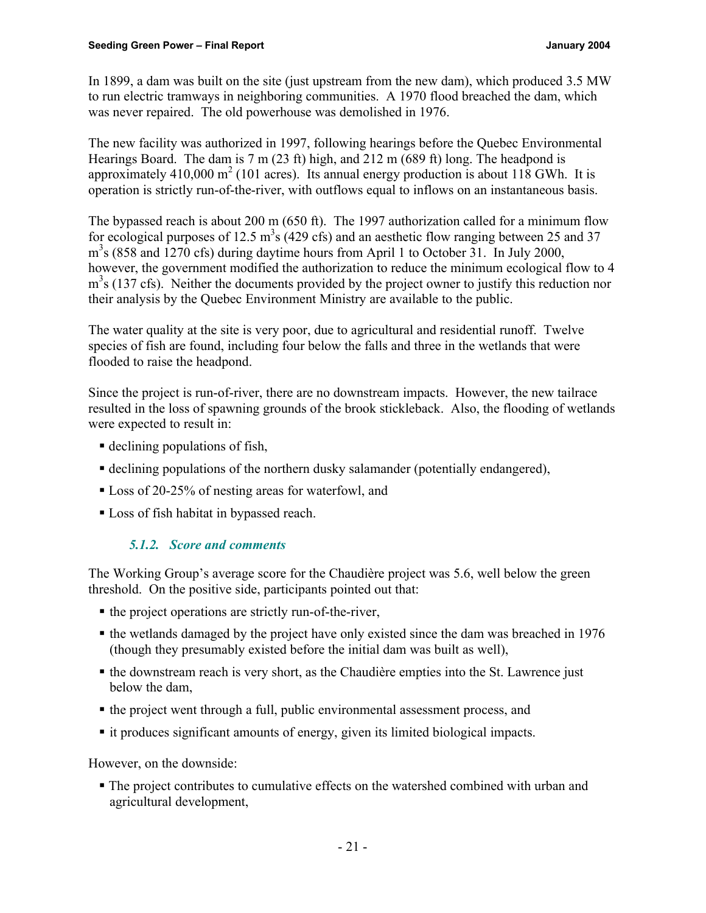In 1899, a dam was built on the site (just upstream from the new dam), which produced 3.5 MW to run electric tramways in neighboring communities. A 1970 flood breached the dam, which was never repaired. The old powerhouse was demolished in 1976.

The new facility was authorized in 1997, following hearings before the Quebec Environmental Hearings Board. The dam is 7 m (23 ft) high, and 212 m (689 ft) long. The headpond is approximately 410,000 $m^2$ (101 acres). Its annual energy production is about 118 GWh. It is operation is strictly run-of-the-river, with outflows equal to inflows on an instantaneous basis.

The bypassed reach is about 200 m (650 ft). The 1997 authorization called for a minimum flow for ecological purposes of 12.5 $m^3$s (429 cfs) and an aesthetic flow ranging between 25 and 37 $m^3$s (858 and 1270 cfs) during daytime hours from April 1 to October 31. In July 2000, however, the government modified the authorization to reduce the minimum ecological flow to 4 $m^3$s (137 cfs). Neither the documents provided by the project owner to justify this reduction nor their analysis by the Quebec Environment Ministry are available to the public.

The water quality at the site is very poor, due to agricultural and residential runoff. Twelve species of fish are found, including four below the falls and three in the wetlands that were flooded to raise the headpond.

Since the project is run-of-river, there are no downstream impacts. However, the new tailrace resulted in the loss of spawning grounds of the brook stickleback. Also, the flooding of wetlands were expected to result in:

- declining populations of fish,
- declining populations of the northern dusky salamander (potentially endangered),
- Loss of 20-25% of nesting areas for waterfowl, and
- Loss of fish habitat in bypassed reach.

### *5.1.2. Score and comments*

The Working Group's average score for the Chaudière project was 5.6, well below the green threshold. On the positive side, participants pointed out that:

- the project operations are strictly run-of-the-river,
- the wetlands damaged by the project have only existed since the dam was breached in 1976 (though they presumably existed before the initial dam was built as well),
- the downstream reach is very short, as the Chaudière empties into the St. Lawrence just below the dam,
- the project went through a full, public environmental assessment process, and
- it produces significant amounts of energy, given its limited biological impacts.

However, on the downside:

- The project contributes to cumulative effects on the watershed combined with urban and agricultural development,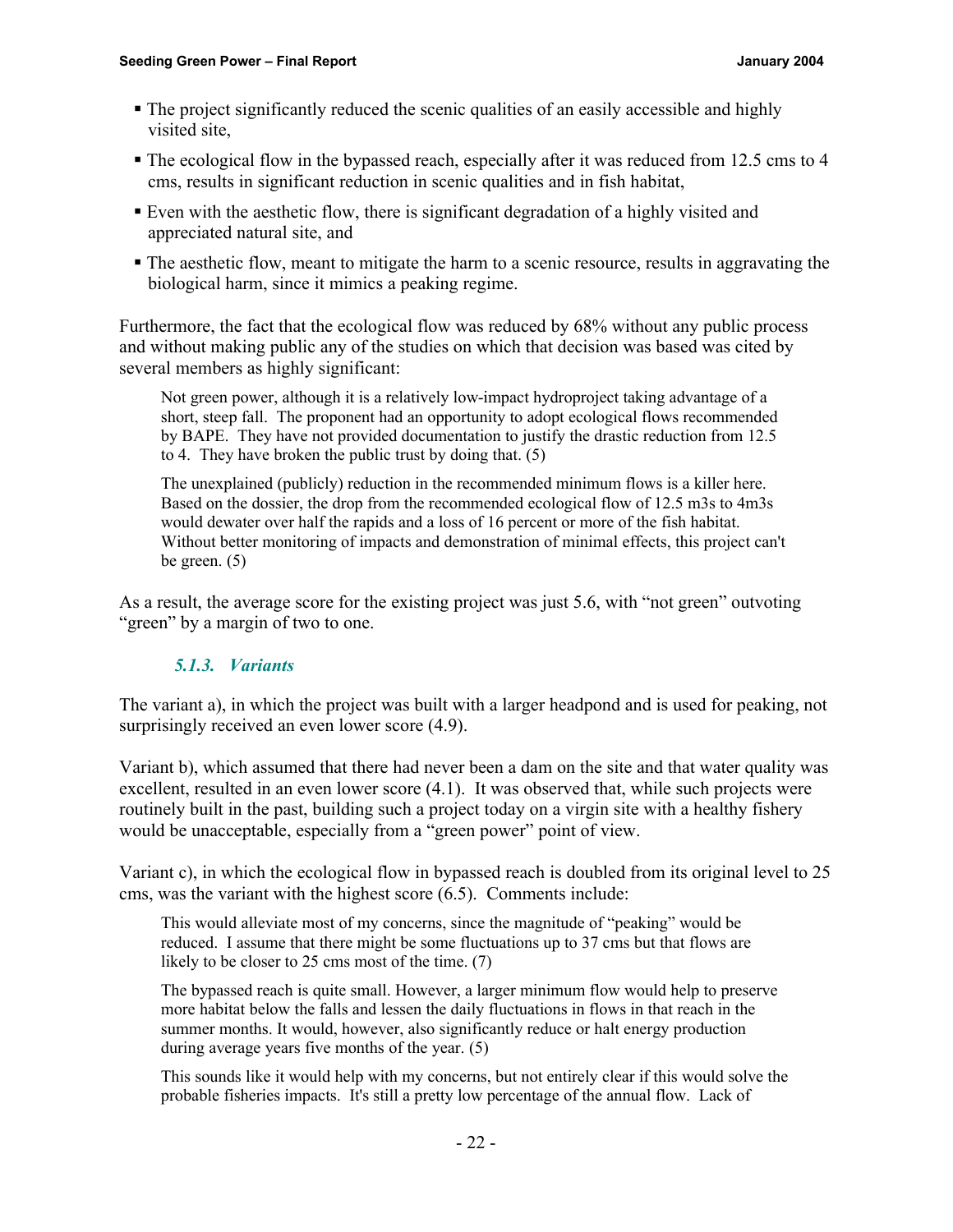- The project significantly reduced the scenic qualities of an easily accessible and highly visited site,
- The ecological flow in the bypassed reach, especially after it was reduced from 12.5 cms to 4 cms, results in significant reduction in scenic qualities and in fish habitat,
- Even with the aesthetic flow, there is significant degradation of a highly visited and appreciated natural site, and
- The aesthetic flow, meant to mitigate the harm to a scenic resource, results in aggravating the biological harm, since it mimics a peaking regime.

Furthermore, the fact that the ecological flow was reduced by 68% without any public process and without making public any of the studies on which that decision was based was cited by several members as highly significant:

> Not green power, although it is a relatively low-impact hydroproject taking advantage of a short, steep fall. The proponent had an opportunity to adopt ecological flows recommended by BAPE. They have not provided documentation to justify the drastic reduction from 12.5 to 4. They have broken the public trust by doing that. (5)

> The unexplained (publicly) reduction in the recommended minimum flows is a killer here. Based on the dossier, the drop from the recommended ecological flow of 12.5 m3s to 4m3s would dewater over half the rapids and a loss of 16 percent or more of the fish habitat. Without better monitoring of impacts and demonstration of minimal effects, this project can't be green. (5)

As a result, the average score for the existing project was just 5.6, with "not green" outvoting "green" by a margin of two to one.

#### *5.1.3. Variants*

The variant a), in which the project was built with a larger headpond and is used for peaking, not surprisingly received an even lower score (4.9).

Variant b), which assumed that there had never been a dam on the site and that water quality was excellent, resulted in an even lower score (4.1). It was observed that, while such projects were routinely built in the past, building such a project today on a virgin site with a healthy fishery would be unacceptable, especially from a "green power" point of view.

Variant c), in which the ecological flow in bypassed reach is doubled from its original level to 25 cms, was the variant with the highest score (6.5). Comments include:

> This would alleviate most of my concerns, since the magnitude of "peaking" would be reduced. I assume that there might be some fluctuations up to 37 cms but that flows are likely to be closer to 25 cms most of the time. (7)

> The bypassed reach is quite small. However, a larger minimum flow would help to preserve more habitat below the falls and lessen the daily fluctuations in flows in that reach in the summer months. It would, however, also significantly reduce or halt energy production during average years five months of the year. (5)

> This sounds like it would help with my concerns, but not entirely clear if this would solve the probable fisheries impacts. It's still a pretty low percentage of the annual flow. Lack of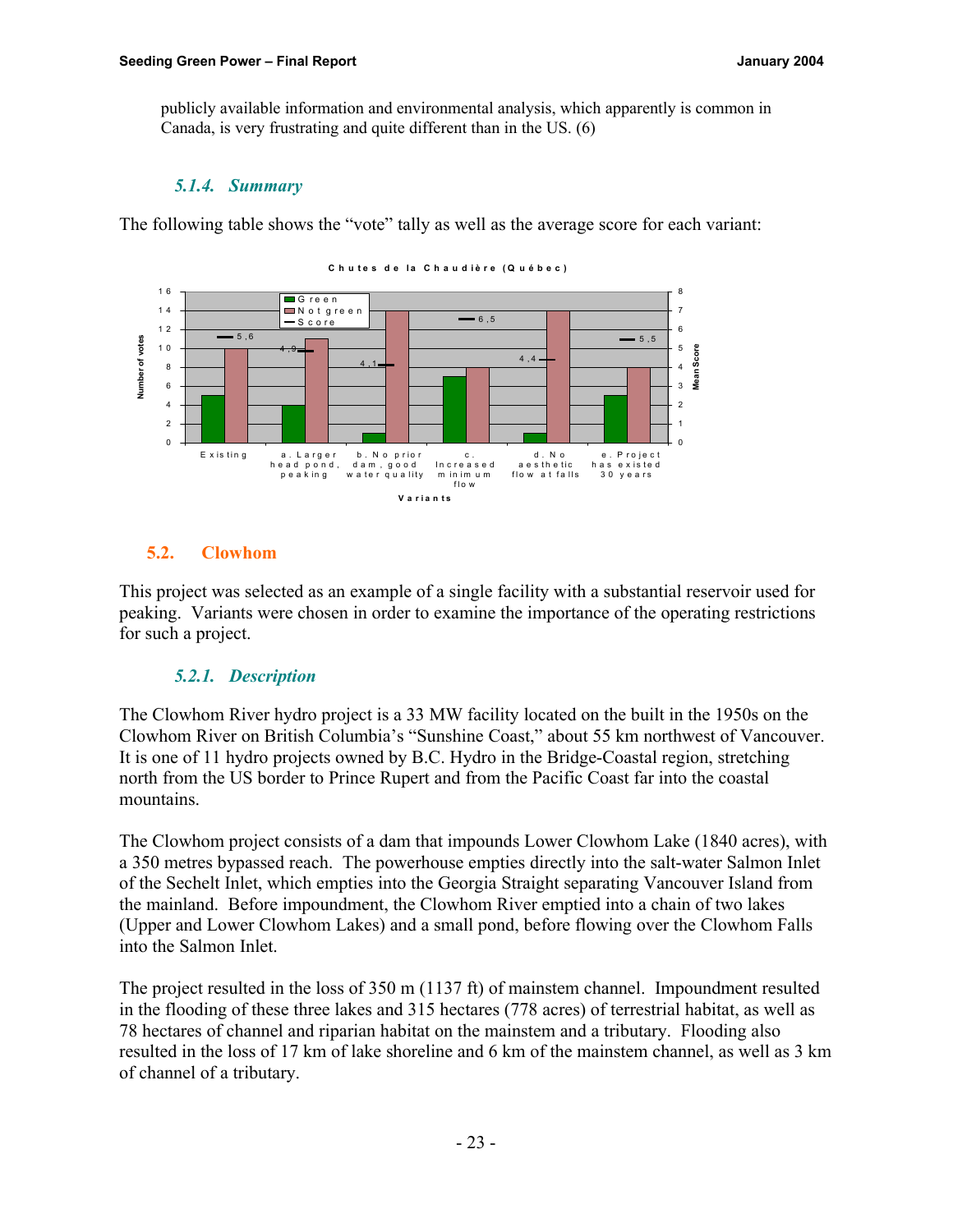publicly available information and environmental analysis, which apparently is common in Canada, is very frustrating and quite different than in the US. (6)

### *5.1.4. Summary*

The following table shows the "vote" tally as well as the average score for each variant:

**Chutes de la Chaudière (Québec)**

| Variants | Green (Number of votes) | Not green (Number of votes) | Score (Mean Score) |
|---|---|---|---|
| Existing | 5 | 10 | 5,6 |
| a. Larger head pond, peaking | 4 | 11 | 4,9 |
| b. No prior dam, good water quality | 1 | 14 | 4,1 |
| c. Increased minimum flow | 7 | 8 | 6,5 |
| d. No aesthetic flow at falls | 1 | 14 | 4,4 |
| e. Project has existed 30 years | 5 | 8 | 5,5 |

## 5.2. Clowhom

This project was selected as an example of a single facility with a substantial reservoir used for peaking. Variants were chosen in order to examine the importance of the operating restrictions for such a project.

### *5.2.1. Description*

The Clowhom River hydro project is a 33 MW facility located on the built in the 1950s on the Clowhom River on British Columbia's "Sunshine Coast," about 55 km northwest of Vancouver. It is one of 11 hydro projects owned by B.C. Hydro in the Bridge-Coastal region, stretching north from the US border to Prince Rupert and from the Pacific Coast far into the coastal mountains.

The Clowhom project consists of a dam that impounds Lower Clowhom Lake (1840 acres), with a 350 metres bypassed reach. The powerhouse empties directly into the salt-water Salmon Inlet of the Sechelt Inlet, which empties into the Georgia Straight separating Vancouver Island from the mainland. Before impoundment, the Clowhom River emptied into a chain of two lakes (Upper and Lower Clowhom Lakes) and a small pond, before flowing over the Clowhom Falls into the Salmon Inlet.

The project resulted in the loss of 350 m (1137 ft) of mainstem channel. Impoundment resulted in the flooding of these three lakes and 315 hectares (778 acres) of terrestrial habitat, as well as 78 hectares of channel and riparian habitat on the mainstem and a tributary. Flooding also resulted in the loss of 17 km of lake shoreline and 6 km of the mainstem channel, as well as 3 km of channel of a tributary.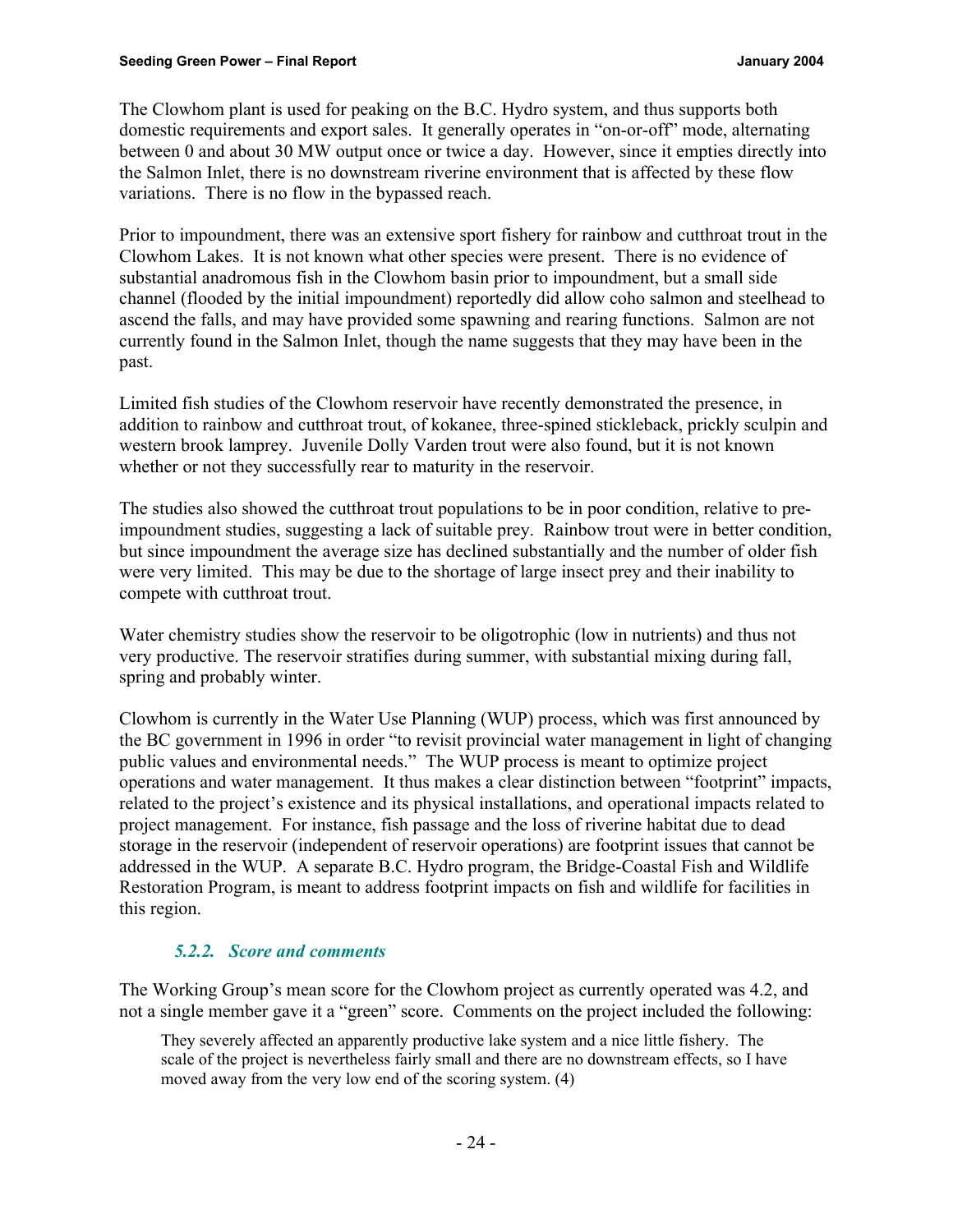The Clowhom plant is used for peaking on the B.C. Hydro system, and thus supports both domestic requirements and export sales. It generally operates in "on-or-off" mode, alternating between 0 and about 30 MW output once or twice a day. However, since it empties directly into the Salmon Inlet, there is no downstream riverine environment that is affected by these flow variations. There is no flow in the bypassed reach.

Prior to impoundment, there was an extensive sport fishery for rainbow and cutthroat trout in the Clowhom Lakes. It is not known what other species were present. There is no evidence of substantial anadromous fish in the Clowhom basin prior to impoundment, but a small side channel (flooded by the initial impoundment) reportedly did allow coho salmon and steelhead to ascend the falls, and may have provided some spawning and rearing functions. Salmon are not currently found in the Salmon Inlet, though the name suggests that they may have been in the past.

Limited fish studies of the Clowhom reservoir have recently demonstrated the presence, in addition to rainbow and cutthroat trout, of kokanee, three-spined stickleback, prickly sculpin and western brook lamprey. Juvenile Dolly Varden trout were also found, but it is not known whether or not they successfully rear to maturity in the reservoir.

The studies also showed the cutthroat trout populations to be in poor condition, relative to pre-impoundment studies, suggesting a lack of suitable prey. Rainbow trout were in better condition, but since impoundment the average size has declined substantially and the number of older fish were very limited. This may be due to the shortage of large insect prey and their inability to compete with cutthroat trout.

Water chemistry studies show the reservoir to be oligotrophic (low in nutrients) and thus not very productive. The reservoir stratifies during summer, with substantial mixing during fall, spring and probably winter.

Clowhom is currently in the Water Use Planning (WUP) process, which was first announced by the BC government in 1996 in order "to revisit provincial water management in light of changing public values and environmental needs." The WUP process is meant to optimize project operations and water management. It thus makes a clear distinction between "footprint" impacts, related to the project's existence and its physical installations, and operational impacts related to project management. For instance, fish passage and the loss of riverine habitat due to dead storage in the reservoir (independent of reservoir operations) are footprint issues that cannot be addressed in the WUP. A separate B.C. Hydro program, the Bridge-Coastal Fish and Wildlife Restoration Program, is meant to address footprint impacts on fish and wildlife for facilities in this region.

### *5.2.2. Score and comments*

The Working Group's mean score for the Clowhom project as currently operated was 4.2, and not a single member gave it a "green" score. Comments on the project included the following:

> They severely affected an apparently productive lake system and a nice little fishery. The scale of the project is nevertheless fairly small and there are no downstream effects, so I have moved away from the very low end of the scoring system. (4)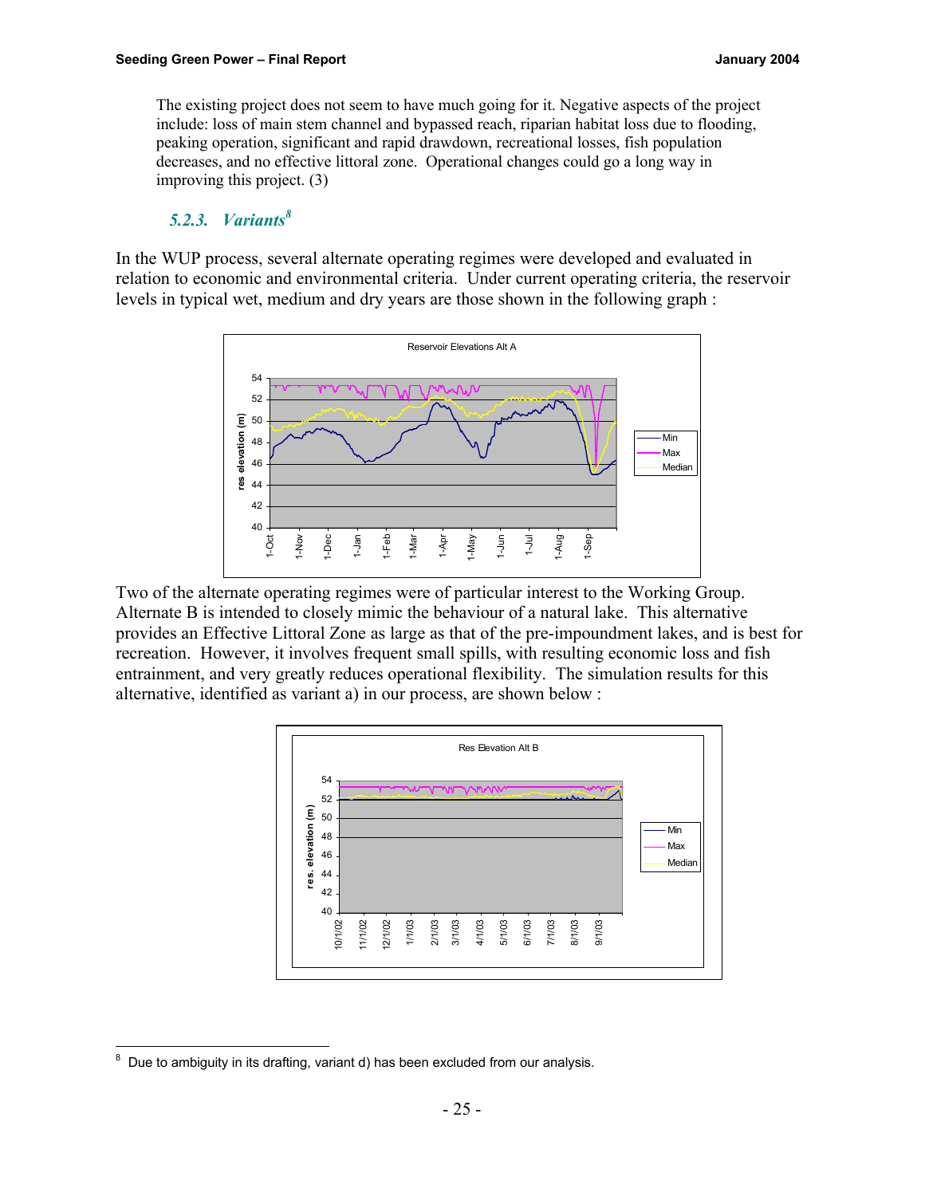The existing project does not seem to have much going for it. Negative aspects of the project include: loss of main stem channel and bypassed reach, riparian habitat loss due to flooding, peaking operation, significant and rapid drawdown, recreational losses, fish population decreases, and no effective littoral zone. Operational changes could go a long way in improving this project. (3)

### *5.2.3. Variants*[8]

In the WUP process, several alternate operating regimes were developed and evaluated in relation to economic and environmental criteria. Under current operating criteria, the reservoir levels in typical wet, medium and dry years are those shown in the following graph :

Two of the alternate operating regimes were of particular interest to the Working Group. Alternate B is intended to closely mimic the behaviour of a natural lake. This alternative provides an Effective Littoral Zone as large as that of the pre-impoundment lakes, and is best for recreation. However, it involves frequent small spills, with resulting economic loss and fish entrainment, and very greatly reduces operational flexibility. The simulation results for this alternative, identified as variant a) in our process, are shown below :

---

[8] Due to ambiguity in its drafting, variant d) has been excluded from our analysis.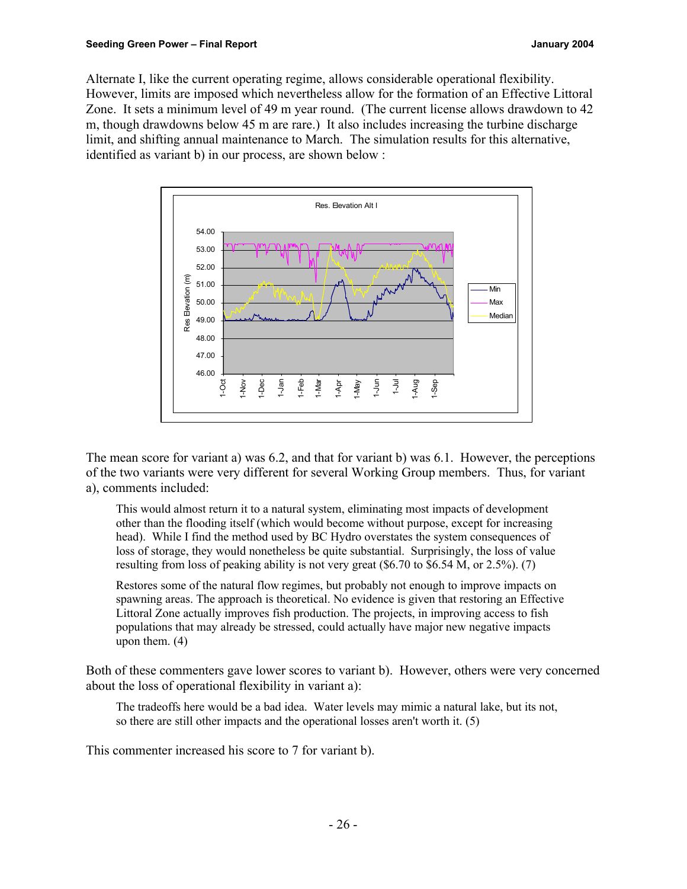Alternate I, like the current operating regime, allows considerable operational flexibility. However, limits are imposed which nevertheless allow for the formation of an Effective Littoral Zone. It sets a minimum level of 49 m year round. (The current license allows drawdown to 42 m, though drawdowns below 45 m are rare.) It also includes increasing the turbine discharge limit, and shifting annual maintenance to March. The simulation results for this alternative, identified as variant b) in our process, are shown below :

The mean score for variant a) was 6.2, and that for variant b) was 6.1. However, the perceptions of the two variants were very different for several Working Group members. Thus, for variant a), comments included:

> This would almost return it to a natural system, eliminating most impacts of development other than the flooding itself (which would become without purpose, except for increasing head). While I find the method used by BC Hydro overstates the system consequences of loss of storage, they would nonetheless be quite substantial. Surprisingly, the loss of value resulting from loss of peaking ability is not very great ($6.70 to $6.54 M, or 2.5%). (7)

> Restores some of the natural flow regimes, but probably not enough to improve impacts on spawning areas. The approach is theoretical. No evidence is given that restoring an Effective Littoral Zone actually improves fish production. The projects, in improving access to fish populations that may already be stressed, could actually have major new negative impacts upon them. (4)

Both of these commenters gave lower scores to variant b). However, others were very concerned about the loss of operational flexibility in variant a):

> The tradeoffs here would be a bad idea. Water levels may mimic a natural lake, but its not, so there are still other impacts and the operational losses aren't worth it. (5)

This commenter increased his score to 7 for variant b).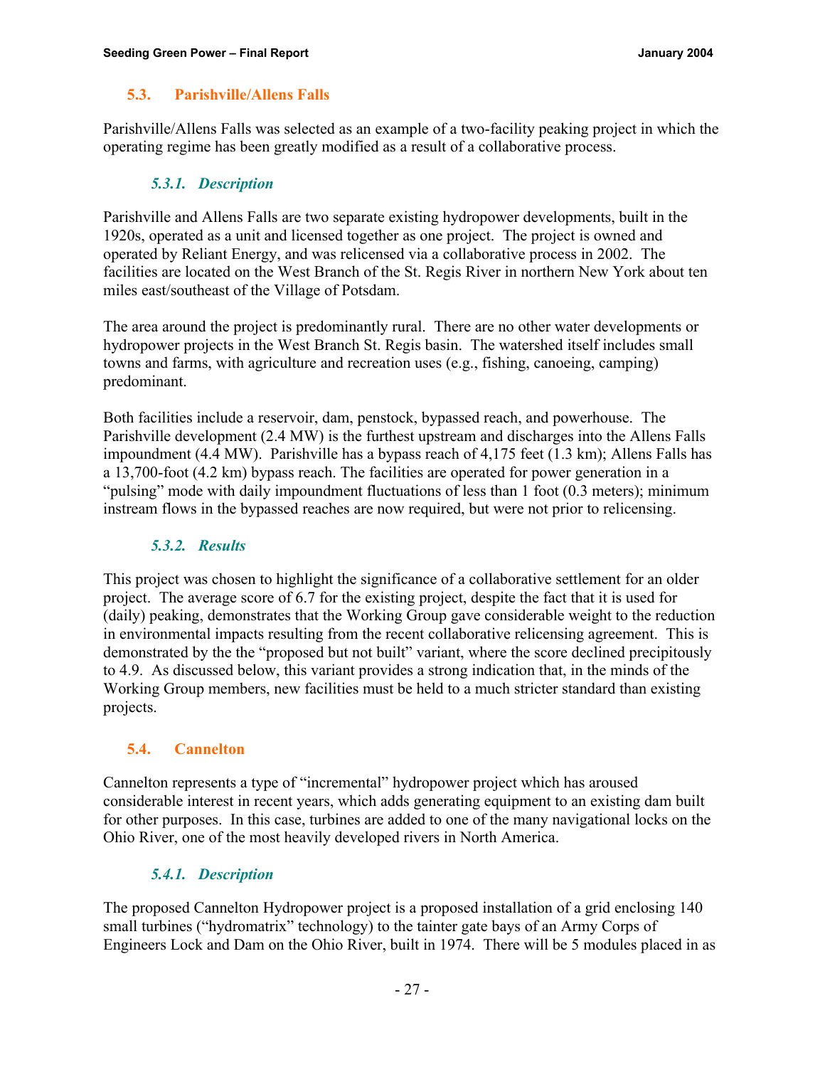## 5.3. Parishville/Allens Falls

Parishville/Allens Falls was selected as an example of a two-facility peaking project in which the operating regime has been greatly modified as a result of a collaborative process.

### *5.3.1. Description*

Parishville and Allens Falls are two separate existing hydropower developments, built in the 1920s, operated as a unit and licensed together as one project. The project is owned and operated by Reliant Energy, and was relicensed via a collaborative process in 2002. The facilities are located on the West Branch of the St. Regis River in northern New York about ten miles east/southeast of the Village of Potsdam.

The area around the project is predominantly rural. There are no other water developments or hydropower projects in the West Branch St. Regis basin. The watershed itself includes small towns and farms, with agriculture and recreation uses (e.g., fishing, canoeing, camping) predominant.

Both facilities include a reservoir, dam, penstock, bypassed reach, and powerhouse. The Parishville development (2.4 MW) is the furthest upstream and discharges into the Allens Falls impoundment (4.4 MW). Parishville has a bypass reach of 4,175 feet (1.3 km); Allens Falls has a 13,700-foot (4.2 km) bypass reach. The facilities are operated for power generation in a "pulsing" mode with daily impoundment fluctuations of less than 1 foot (0.3 meters); minimum instream flows in the bypassed reaches are now required, but were not prior to relicensing.

### *5.3.2. Results*

This project was chosen to highlight the significance of a collaborative settlement for an older project. The average score of 6.7 for the existing project, despite the fact that it is used for (daily) peaking, demonstrates that the Working Group gave considerable weight to the reduction in environmental impacts resulting from the recent collaborative relicensing agreement. This is demonstrated by the the "proposed but not built" variant, where the score declined precipitously to 4.9. As discussed below, this variant provides a strong indication that, in the minds of the Working Group members, new facilities must be held to a much stricter standard than existing projects.

## 5.4. Cannelton

Cannelton represents a type of "incremental" hydropower project which has aroused considerable interest in recent years, which adds generating equipment to an existing dam built for other purposes. In this case, turbines are added to one of the many navigational locks on the Ohio River, one of the most heavily developed rivers in North America.

### *5.4.1. Description*

The proposed Cannelton Hydropower project is a proposed installation of a grid enclosing 140 small turbines ("hydromatrix" technology) to the tainter gate bays of an Army Corps of Engineers Lock and Dam on the Ohio River, built in 1974. There will be 5 modules placed in as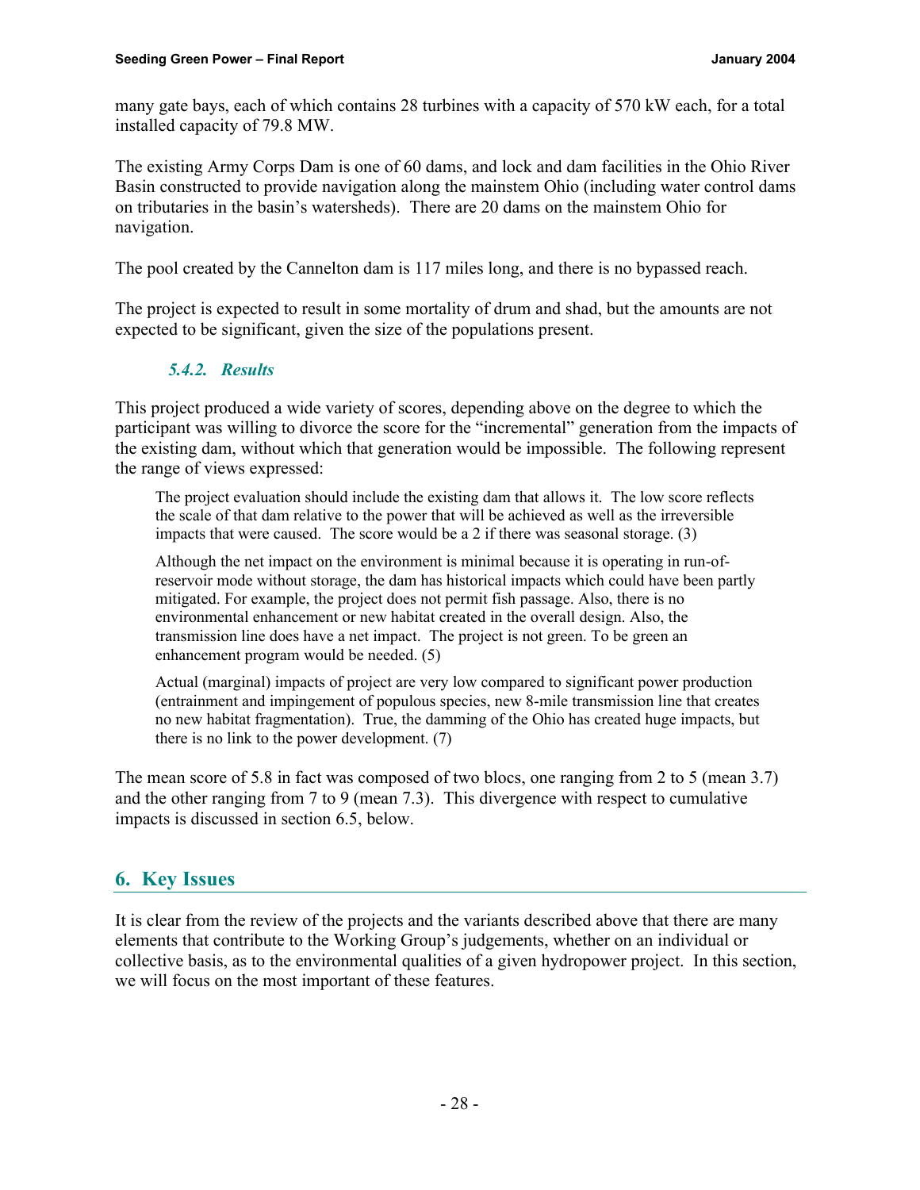many gate bays, each of which contains 28 turbines with a capacity of 570 kW each, for a total installed capacity of 79.8 MW.

The existing Army Corps Dam is one of 60 dams, and lock and dam facilities in the Ohio River Basin constructed to provide navigation along the mainstem Ohio (including water control dams on tributaries in the basin's watersheds). There are 20 dams on the mainstem Ohio for navigation.

The pool created by the Cannelton dam is 117 miles long, and there is no bypassed reach.

The project is expected to result in some mortality of drum and shad, but the amounts are not expected to be significant, given the size of the populations present.

### *5.4.2. Results*

This project produced a wide variety of scores, depending above on the degree to which the participant was willing to divorce the score for the "incremental" generation from the impacts of the existing dam, without which that generation would be impossible. The following represent the range of views expressed:

> The project evaluation should include the existing dam that allows it. The low score reflects the scale of that dam relative to the power that will be achieved as well as the irreversible impacts that were caused. The score would be a 2 if there was seasonal storage. (3)

> Although the net impact on the environment is minimal because it is operating in run-of-reservoir mode without storage, the dam has historical impacts which could have been partly mitigated. For example, the project does not permit fish passage. Also, there is no environmental enhancement or new habitat created in the overall design. Also, the transmission line does have a net impact. The project is not green. To be green an enhancement program would be needed. (5)

> Actual (marginal) impacts of project are very low compared to significant power production (entrainment and impingement of populous species, new 8-mile transmission line that creates no new habitat fragmentation). True, the damming of the Ohio has created huge impacts, but there is no link to the power development. (7)

The mean score of 5.8 in fact was composed of two blocs, one ranging from 2 to 5 (mean 3.7) and the other ranging from 7 to 9 (mean 7.3). This divergence with respect to cumulative impacts is discussed in section 6.5, below.

## 6. Key Issues

It is clear from the review of the projects and the variants described above that there are many elements that contribute to the Working Group's judgements, whether on an individual or collective basis, as to the environmental qualities of a given hydropower project. In this section, we will focus on the most important of these features.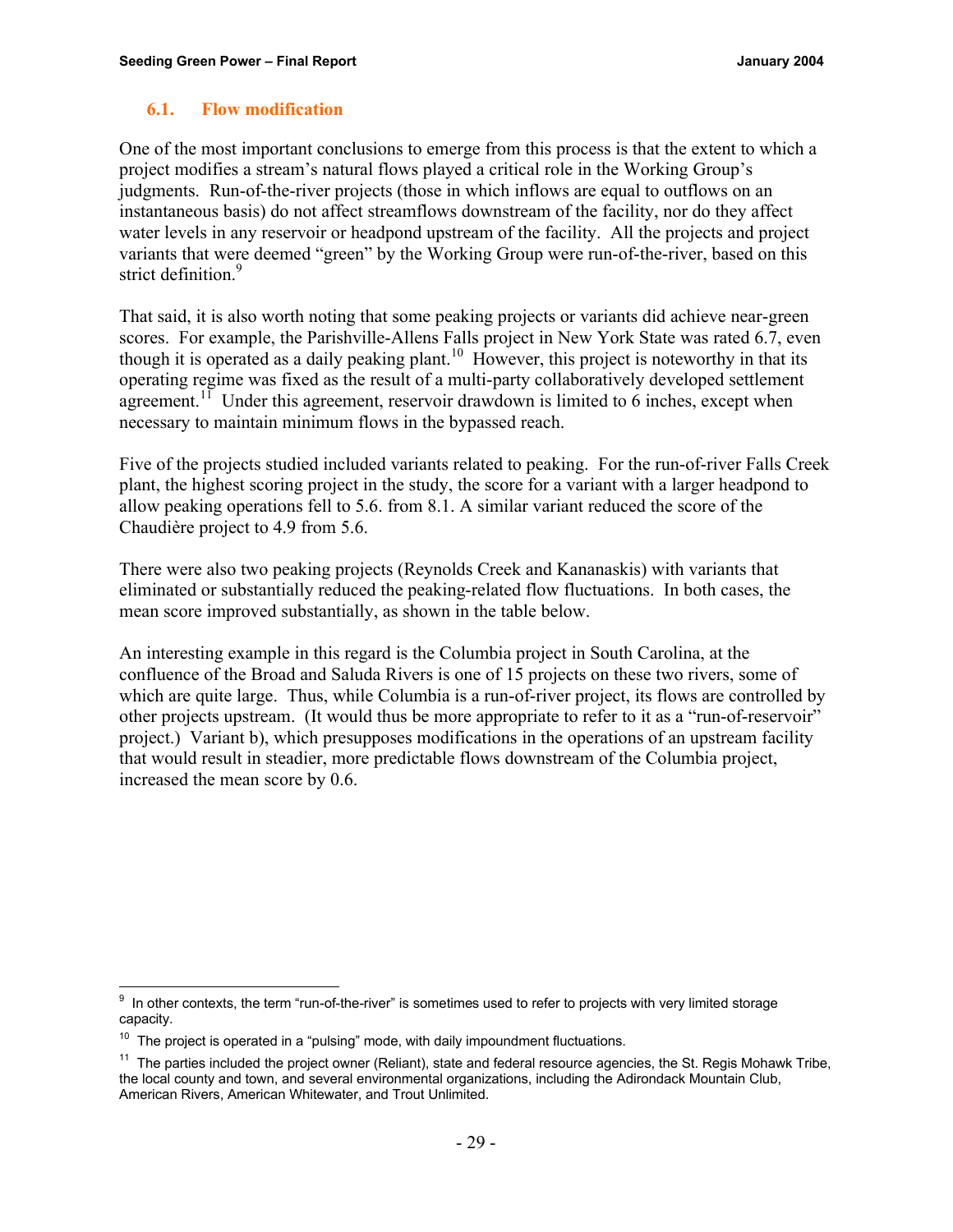### 6.1. Flow modification

One of the most important conclusions to emerge from this process is that the extent to which a project modifies a stream's natural flows played a critical role in the Working Group's judgments. Run-of-the-river projects (those in which inflows are equal to outflows on an instantaneous basis) do not affect streamflows downstream of the facility, nor do they affect water levels in any reservoir or headpond upstream of the facility. All the projects and project variants that were deemed "green" by the Working Group were run-of-the-river, based on this strict definition.[9]

That said, it is also worth noting that some peaking projects or variants did achieve near-green scores. For example, the Parishville-Allens Falls project in New York State was rated 6.7, even though it is operated as a daily peaking plant.[10] However, this project is noteworthy in that its operating regime was fixed as the result of a multi-party collaboratively developed settlement agreement.[11] Under this agreement, reservoir drawdown is limited to 6 inches, except when necessary to maintain minimum flows in the bypassed reach.

Five of the projects studied included variants related to peaking. For the run-of-river Falls Creek plant, the highest scoring project in the study, the score for a variant with a larger headpond to allow peaking operations fell to 5.6. from 8.1. A similar variant reduced the score of the Chaudière project to 4.9 from 5.6.

There were also two peaking projects (Reynolds Creek and Kananaskis) with variants that eliminated or substantially reduced the peaking-related flow fluctuations. In both cases, the mean score improved substantially, as shown in the table below.

An interesting example in this regard is the Columbia project in South Carolina, at the confluence of the Broad and Saluda Rivers is one of 15 projects on these two rivers, some of which are quite large. Thus, while Columbia is a run-of-river project, its flows are controlled by other projects upstream. (It would thus be more appropriate to refer to it as a "run-of-reservoir" project.) Variant b), which presupposes modifications in the operations of an upstream facility that would result in steadier, more predictable flows downstream of the Columbia project, increased the mean score by 0.6.

---

[9] In other contexts, the term "run-of-the-river" is sometimes used to refer to projects with very limited storage capacity.

[10] The project is operated in a "pulsing" mode, with daily impoundment fluctuations.

[11] The parties included the project owner (Reliant), state and federal resource agencies, the St. Regis Mohawk Tribe, the local county and town, and several environmental organizations, including the Adirondack Mountain Club, American Rivers, American Whitewater, and Trout Unlimited.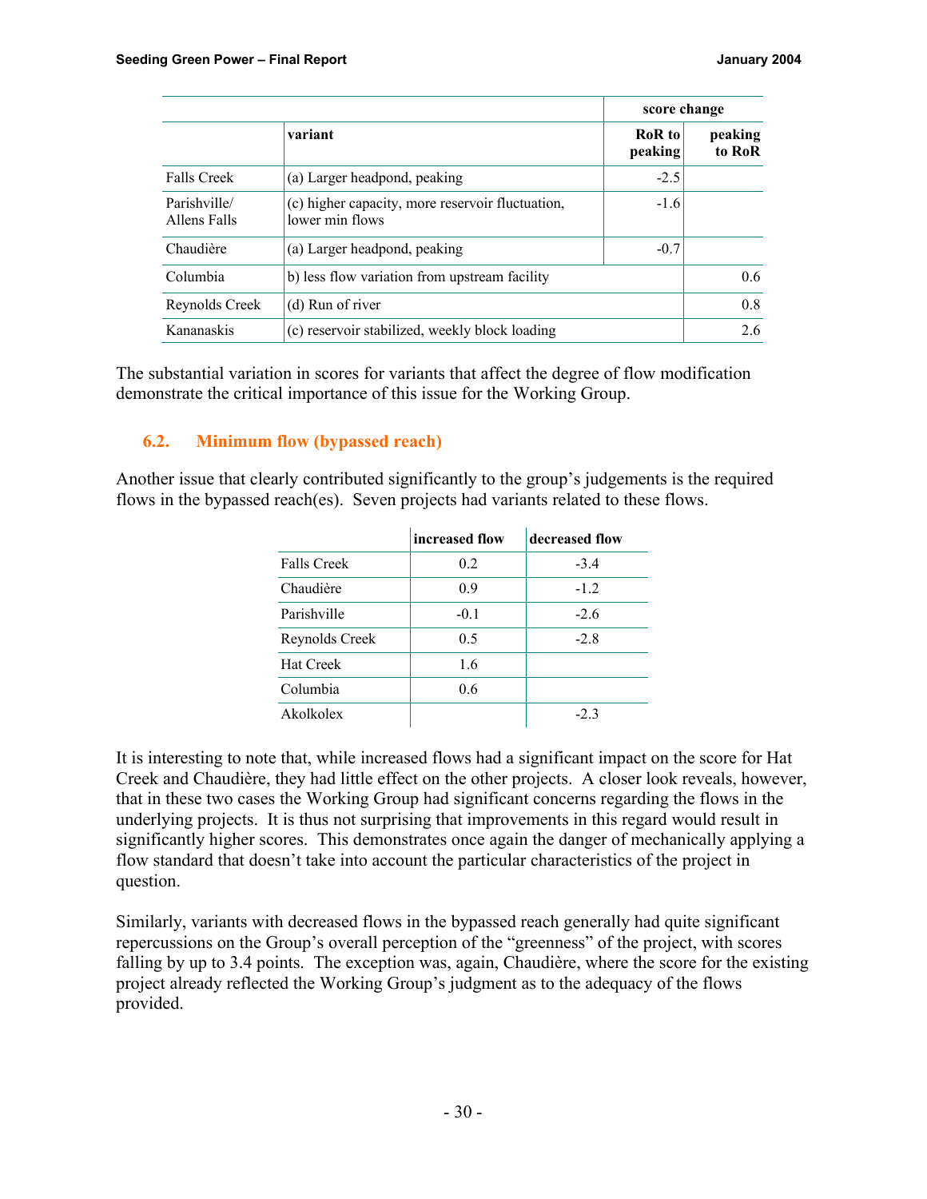| | | score change | |
|---|---|---|---|
| | variant | RoR to peaking | peaking to RoR |
| Falls Creek | (a) Larger headpond, peaking | -2.5 | |
| Parishville/ Allens Falls | (c) higher capacity, more reservoir fluctuation, lower min flows | -1.6 | |
| Chaudière | (a) Larger headpond, peaking | -0.7 | |
| Columbia | b) less flow variation from upstream facility | | 0.6 |
| Reynolds Creek | (d) Run of river | | 0.8 |
| Kananaskis | (c) reservoir stabilized, weekly block loading | | 2.6 |

The substantial variation in scores for variants that affect the degree of flow modification demonstrate the critical importance of this issue for the Working Group.

## 6.2. Minimum flow (bypassed reach)

Another issue that clearly contributed significantly to the group's judgements is the required flows in the bypassed reach(es). Seven projects had variants related to these flows.

| | increased flow | decreased flow |
|---|---|---|
| Falls Creek | 0.2 | -3.4 |
| Chaudière | 0.9 | -1.2 |
| Parishville | -0.1 | -2.6 |
| Reynolds Creek | 0.5 | -2.8 |
| Hat Creek | 1.6 | |
| Columbia | 0.6 | |
| Akolkolex | | -2.3 |

It is interesting to note that, while increased flows had a significant impact on the score for Hat Creek and Chaudière, they had little effect on the other projects. A closer look reveals, however, that in these two cases the Working Group had significant concerns regarding the flows in the underlying projects. It is thus not surprising that improvements in this regard would result in significantly higher scores. This demonstrates once again the danger of mechanically applying a flow standard that doesn't take into account the particular characteristics of the project in question.

Similarly, variants with decreased flows in the bypassed reach generally had quite significant repercussions on the Group's overall perception of the "greenness" of the project, with scores falling by up to 3.4 points. The exception was, again, Chaudière, where the score for the existing project already reflected the Working Group's judgment as to the adequacy of the flows provided.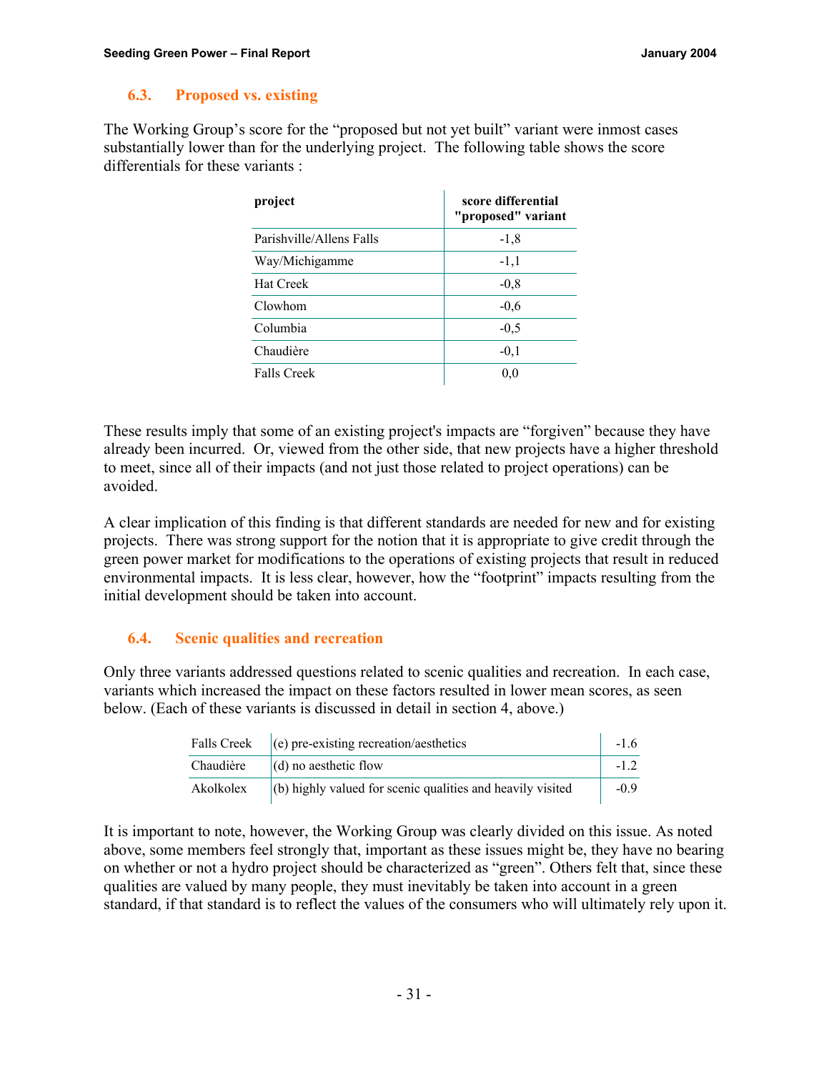### 6.3. Proposed vs. existing

The Working Group's score for the "proposed but not yet built" variant were inmost cases substantially lower than for the underlying project. The following table shows the score differentials for these variants :

| project | score differential "proposed" variant |
|---|---|
| Parishville/Allens Falls | -1,8 |
| Way/Michigamme | -1,1 |
| Hat Creek | -0,8 |
| Clowhom | -0,6 |
| Columbia | -0,5 |
| Chaudière | -0,1 |
| Falls Creek | 0,0 |

These results imply that some of an existing project's impacts are "forgiven" because they have already been incurred. Or, viewed from the other side, that new projects have a higher threshold to meet, since all of their impacts (and not just those related to project operations) can be avoided.

A clear implication of this finding is that different standards are needed for new and for existing projects. There was strong support for the notion that it is appropriate to give credit through the green power market for modifications to the operations of existing projects that result in reduced environmental impacts. It is less clear, however, how the "footprint" impacts resulting from the initial development should be taken into account.

### 6.4. Scenic qualities and recreation

Only three variants addressed questions related to scenic qualities and recreation. In each case, variants which increased the impact on these factors resulted in lower mean scores, as seen below. (Each of these variants is discussed in detail in section 4, above.)

| | | |
|---|---|---|
| Falls Creek | (e) pre-existing recreation/aesthetics | -1.6 |
| Chaudière | (d) no aesthetic flow | -1.2 |
| Akolkolex | (b) highly valued for scenic qualities and heavily visited | -0.9 |

It is important to note, however, the Working Group was clearly divided on this issue. As noted above, some members feel strongly that, important as these issues might be, they have no bearing on whether or not a hydro project should be characterized as "green". Others felt that, since these qualities are valued by many people, they must inevitably be taken into account in a green standard, if that standard is to reflect the values of the consumers who will ultimately rely upon it.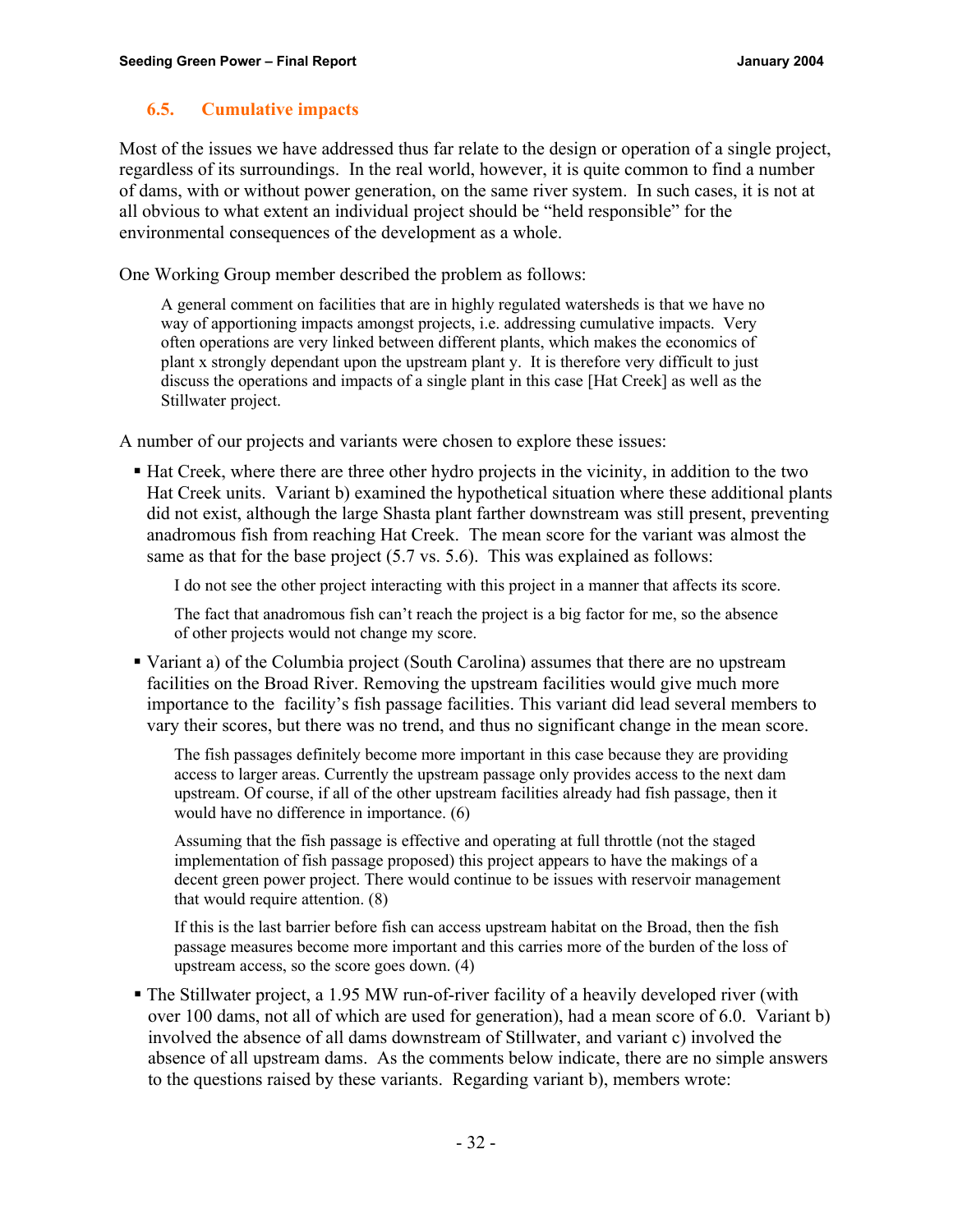### 6.5. Cumulative impacts

Most of the issues we have addressed thus far relate to the design or operation of a single project, regardless of its surroundings. In the real world, however, it is quite common to find a number of dams, with or without power generation, on the same river system. In such cases, it is not at all obvious to what extent an individual project should be "held responsible" for the environmental consequences of the development as a whole.

One Working Group member described the problem as follows:

> A general comment on facilities that are in highly regulated watersheds is that we have no way of apportioning impacts amongst projects, i.e. addressing cumulative impacts. Very often operations are very linked between different plants, which makes the economics of plant x strongly dependant upon the upstream plant y. It is therefore very difficult to just discuss the operations and impacts of a single plant in this case [Hat Creek] as well as the Stillwater project.

A number of our projects and variants were chosen to explore these issues:

- Hat Creek, where there are three other hydro projects in the vicinity, in addition to the two Hat Creek units. Variant b) examined the hypothetical situation where these additional plants did not exist, although the large Shasta plant farther downstream was still present, preventing anadromous fish from reaching Hat Creek. The mean score for the variant was almost the same as that for the base project (5.7 vs. 5.6). This was explained as follows:

  > I do not see the other project interacting with this project in a manner that affects its score.
  >
  > The fact that anadromous fish can't reach the project is a big factor for me, so the absence of other projects would not change my score.

- Variant a) of the Columbia project (South Carolina) assumes that there are no upstream facilities on the Broad River. Removing the upstream facilities would give much more importance to the facility's fish passage facilities. This variant did lead several members to vary their scores, but there was no trend, and thus no significant change in the mean score.

  > The fish passages definitely become more important in this case because they are providing access to larger areas. Currently the upstream passage only provides access to the next dam upstream. Of course, if all of the other upstream facilities already had fish passage, then it would have no difference in importance. (6)
  >
  > Assuming that the fish passage is effective and operating at full throttle (not the staged implementation of fish passage proposed) this project appears to have the makings of a decent green power project. There would continue to be issues with reservoir management that would require attention. (8)
  >
  > If this is the last barrier before fish can access upstream habitat on the Broad, then the fish passage measures become more important and this carries more of the burden of the loss of upstream access, so the score goes down. (4)

- The Stillwater project, a 1.95 MW run-of-river facility of a heavily developed river (with over 100 dams, not all of which are used for generation), had a mean score of 6.0. Variant b) involved the absence of all dams downstream of Stillwater, and variant c) involved the absence of all upstream dams. As the comments below indicate, there are no simple answers to the questions raised by these variants. Regarding variant b), members wrote: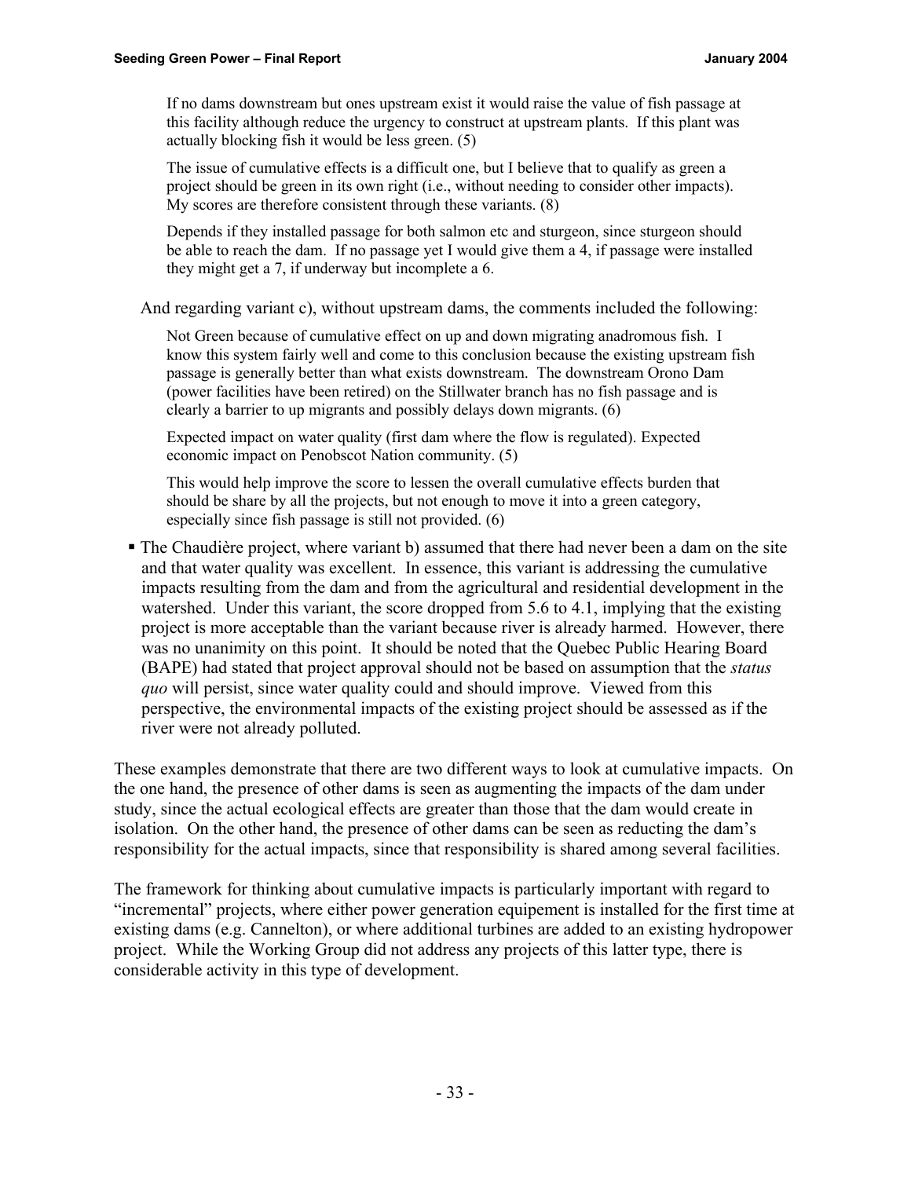> If no dams downstream but ones upstream exist it would raise the value of fish passage at this facility although reduce the urgency to construct at upstream plants. If this plant was actually blocking fish it would be less green. (5)
>
> The issue of cumulative effects is a difficult one, but I believe that to qualify as green a project should be green in its own right (i.e., without needing to consider other impacts). My scores are therefore consistent through these variants. (8)
>
> Depends if they installed passage for both salmon etc and sturgeon, since sturgeon should be able to reach the dam. If no passage yet I would give them a 4, if passage were installed they might get a 7, if underway but incomplete a 6.

And regarding variant c), without upstream dams, the comments included the following:

> Not Green because of cumulative effect on up and down migrating anadromous fish. I know this system fairly well and come to this conclusion because the existing upstream fish passage is generally better than what exists downstream. The downstream Orono Dam (power facilities have been retired) on the Stillwater branch has no fish passage and is clearly a barrier to up migrants and possibly delays down migrants. (6)
>
> Expected impact on water quality (first dam where the flow is regulated). Expected economic impact on Penobscot Nation community. (5)
>
> This would help improve the score to lessen the overall cumulative effects burden that should be share by all the projects, but not enough to move it into a green category, especially since fish passage is still not provided. (6)

- The Chaudière project, where variant b) assumed that there had never been a dam on the site and that water quality was excellent. In essence, this variant is addressing the cumulative impacts resulting from the dam and from the agricultural and residential development in the watershed. Under this variant, the score dropped from 5.6 to 4.1, implying that the existing project is more acceptable than the variant because river is already harmed. However, there was no unanimity on this point. It should be noted that the Quebec Public Hearing Board (BAPE) had stated that project approval should not be based on assumption that the *status quo* will persist, since water quality could and should improve. Viewed from this perspective, the environmental impacts of the existing project should be assessed as if the river were not already polluted.

These examples demonstrate that there are two different ways to look at cumulative impacts. On the one hand, the presence of other dams is seen as augmenting the impacts of the dam under study, since the actual ecological effects are greater than those that the dam would create in isolation. On the other hand, the presence of other dams can be seen as reducting the dam's responsibility for the actual impacts, since that responsibility is shared among several facilities.

The framework for thinking about cumulative impacts is particularly important with regard to "incremental" projects, where either power generation equipement is installed for the first time at existing dams (e.g. Cannelton), or where additional turbines are added to an existing hydropower project. While the Working Group did not address any projects of this latter type, there is considerable activity in this type of development.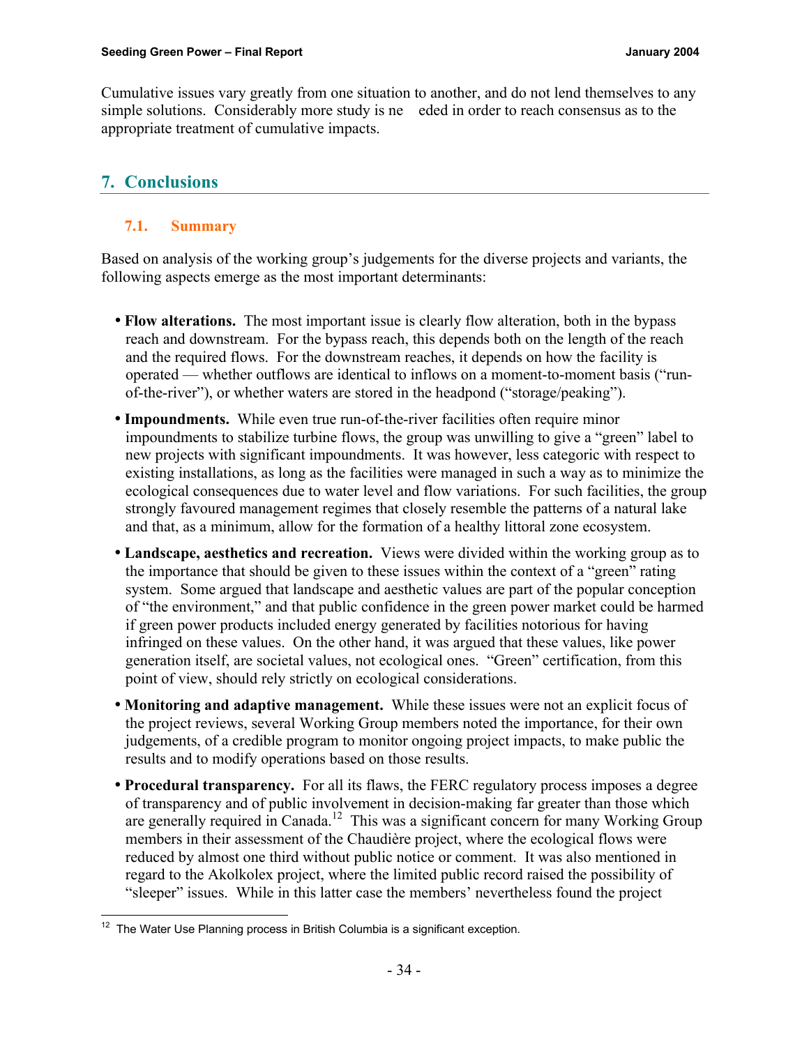Cumulative issues vary greatly from one situation to another, and do not lend themselves to any simple solutions. Considerably more study is needed in order to reach consensus as to the appropriate treatment of cumulative impacts.

## 7. Conclusions

### 7.1. Summary

Based on analysis of the working group's judgements for the diverse projects and variants, the following aspects emerge as the most important determinants:

- **Flow alterations.** The most important issue is clearly flow alteration, both in the bypass reach and downstream. For the bypass reach, this depends both on the length of the reach and the required flows. For the downstream reaches, it depends on how the facility is operated — whether outflows are identical to inflows on a moment-to-moment basis ("run-of-the-river"), or whether waters are stored in the headpond ("storage/peaking").
- **Impoundments.** While even true run-of-the-river facilities often require minor impoundments to stabilize turbine flows, the group was unwilling to give a "green" label to new projects with significant impoundments. It was however, less categoric with respect to existing installations, as long as the facilities were managed in such a way as to minimize the ecological consequences due to water level and flow variations. For such facilities, the group strongly favoured management regimes that closely resemble the patterns of a natural lake and that, as a minimum, allow for the formation of a healthy littoral zone ecosystem.
- **Landscape, aesthetics and recreation.** Views were divided within the working group as to the importance that should be given to these issues within the context of a "green" rating system. Some argued that landscape and aesthetic values are part of the popular conception of "the environment," and that public confidence in the green power market could be harmed if green power products included energy generated by facilities notorious for having infringed on these values. On the other hand, it was argued that these values, like power generation itself, are societal values, not ecological ones. "Green" certification, from this point of view, should rely strictly on ecological considerations.
- **Monitoring and adaptive management.** While these issues were not an explicit focus of the project reviews, several Working Group members noted the importance, for their own judgements, of a credible program to monitor ongoing project impacts, to make public the results and to modify operations based on those results.
- **Procedural transparency.** For all its flaws, the FERC regulatory process imposes a degree of transparency and of public involvement in decision-making far greater than those which are generally required in Canada.[12] This was a significant concern for many Working Group members in their assessment of the Chaudière project, where the ecological flows were reduced by almost one third without public notice or comment. It was also mentioned in regard to the Akolkolex project, where the limited public record raised the possibility of "sleeper" issues. While in this latter case the members' nevertheless found the project

[12] The Water Use Planning process in British Columbia is a significant exception.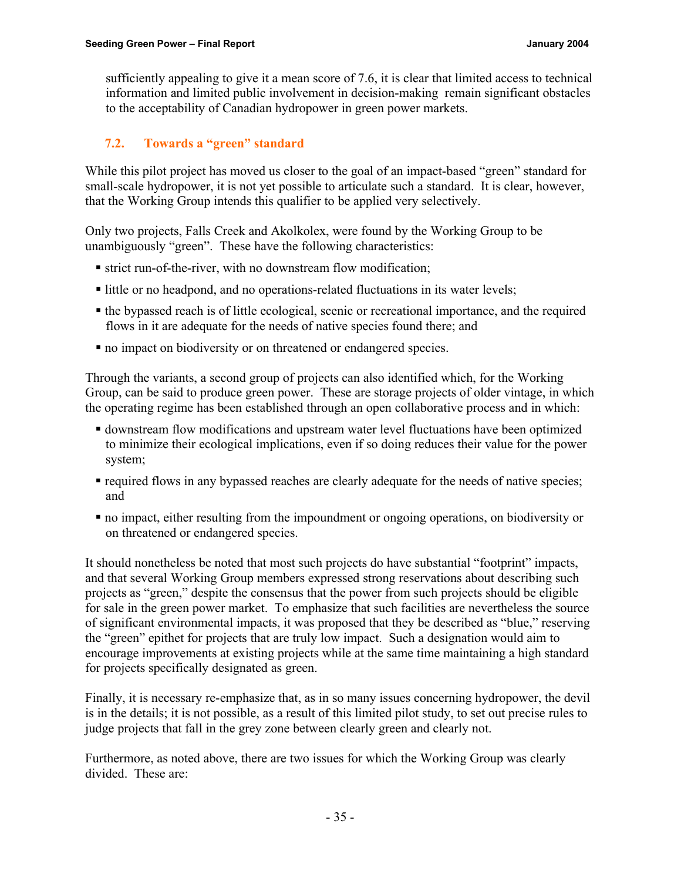sufficiently appealing to give it a mean score of 7.6, it is clear that limited access to technical information and limited public involvement in decision-making remain significant obstacles to the acceptability of Canadian hydropower in green power markets.

### 7.2. Towards a "green" standard

While this pilot project has moved us closer to the goal of an impact-based "green" standard for small-scale hydropower, it is not yet possible to articulate such a standard. It is clear, however, that the Working Group intends this qualifier to be applied very selectively.

Only two projects, Falls Creek and Akolkolex, were found by the Working Group to be unambiguously "green". These have the following characteristics:

- strict run-of-the-river, with no downstream flow modification;
- little or no headpond, and no operations-related fluctuations in its water levels;
- the bypassed reach is of little ecological, scenic or recreational importance, and the required flows in it are adequate for the needs of native species found there; and
- no impact on biodiversity or on threatened or endangered species.

Through the variants, a second group of projects can also identified which, for the Working Group, can be said to produce green power. These are storage projects of older vintage, in which the operating regime has been established through an open collaborative process and in which:

- downstream flow modifications and upstream water level fluctuations have been optimized to minimize their ecological implications, even if so doing reduces their value for the power system;
- required flows in any bypassed reaches are clearly adequate for the needs of native species; and
- no impact, either resulting from the impoundment or ongoing operations, on biodiversity or on threatened or endangered species.

It should nonetheless be noted that most such projects do have substantial "footprint" impacts, and that several Working Group members expressed strong reservations about describing such projects as "green," despite the consensus that the power from such projects should be eligible for sale in the green power market. To emphasize that such facilities are nevertheless the source of significant environmental impacts, it was proposed that they be described as "blue," reserving the "green" epithet for projects that are truly low impact. Such a designation would aim to encourage improvements at existing projects while at the same time maintaining a high standard for projects specifically designated as green.

Finally, it is necessary re-emphasize that, as in so many issues concerning hydropower, the devil is in the details; it is not possible, as a result of this limited pilot study, to set out precise rules to judge projects that fall in the grey zone between clearly green and clearly not.

Furthermore, as noted above, there are two issues for which the Working Group was clearly divided. These are: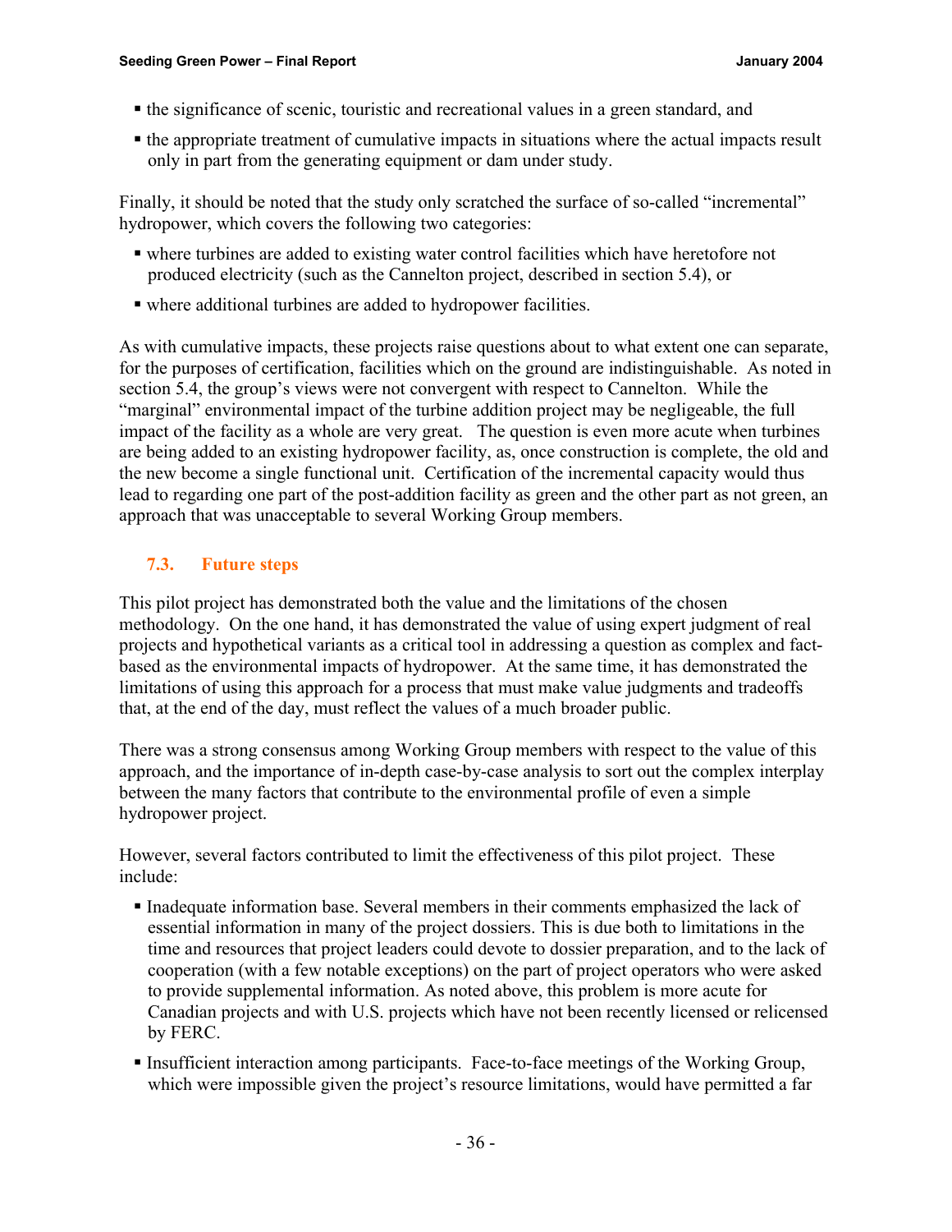- the significance of scenic, touristic and recreational values in a green standard, and
- the appropriate treatment of cumulative impacts in situations where the actual impacts result only in part from the generating equipment or dam under study.

Finally, it should be noted that the study only scratched the surface of so-called "incremental" hydropower, which covers the following two categories:

- where turbines are added to existing water control facilities which have heretofore not produced electricity (such as the Cannelton project, described in section 5.4), or
- where additional turbines are added to hydropower facilities.

As with cumulative impacts, these projects raise questions about to what extent one can separate, for the purposes of certification, facilities which on the ground are indistinguishable. As noted in section 5.4, the group's views were not convergent with respect to Cannelton. While the "marginal" environmental impact of the turbine addition project may be negligeable, the full impact of the facility as a whole are very great. The question is even more acute when turbines are being added to an existing hydropower facility, as, once construction is complete, the old and the new become a single functional unit. Certification of the incremental capacity would thus lead to regarding one part of the post-addition facility as green and the other part as not green, an approach that was unacceptable to several Working Group members.

### 7.3. Future steps

This pilot project has demonstrated both the value and the limitations of the chosen methodology. On the one hand, it has demonstrated the value of using expert judgment of real projects and hypothetical variants as a critical tool in addressing a question as complex and fact-based as the environmental impacts of hydropower. At the same time, it has demonstrated the limitations of using this approach for a process that must make value judgments and tradeoffs that, at the end of the day, must reflect the values of a much broader public.

There was a strong consensus among Working Group members with respect to the value of this approach, and the importance of in-depth case-by-case analysis to sort out the complex interplay between the many factors that contribute to the environmental profile of even a simple hydropower project.

However, several factors contributed to limit the effectiveness of this pilot project. These include:

- Inadequate information base. Several members in their comments emphasized the lack of essential information in many of the project dossiers. This is due both to limitations in the time and resources that project leaders could devote to dossier preparation, and to the lack of cooperation (with a few notable exceptions) on the part of project operators who were asked to provide supplemental information. As noted above, this problem is more acute for Canadian projects and with U.S. projects which have not been recently licensed or relicensed by FERC.
- Insufficient interaction among participants. Face-to-face meetings of the Working Group, which were impossible given the project's resource limitations, would have permitted a far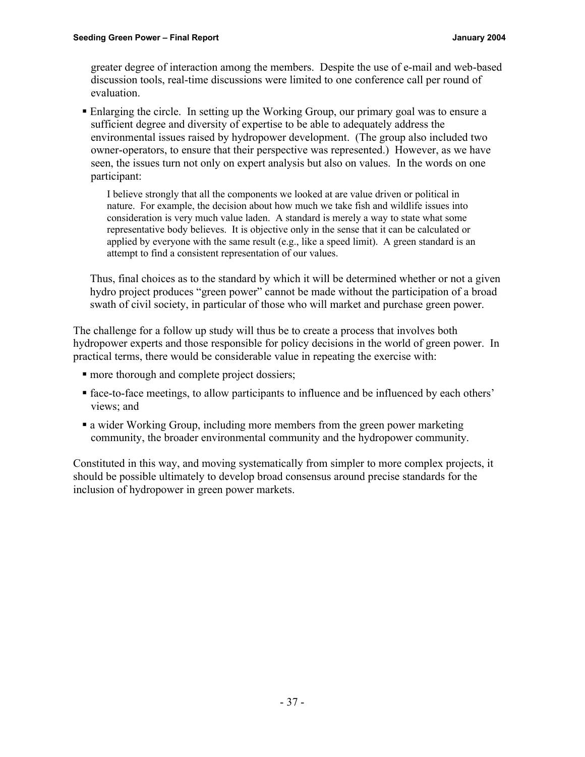greater degree of interaction among the members. Despite the use of e-mail and web-based discussion tools, real-time discussions were limited to one conference call per round of evaluation.

- Enlarging the circle. In setting up the Working Group, our primary goal was to ensure a sufficient degree and diversity of expertise to be able to adequately address the environmental issues raised by hydropower development. (The group also included two owner-operators, to ensure that their perspective was represented.) However, as we have seen, the issues turn not only on expert analysis but also on values. In the words on one participant:

  > I believe strongly that all the components we looked at are value driven or political in nature. For example, the decision about how much we take fish and wildlife issues into consideration is very much value laden. A standard is merely a way to state what some representative body believes. It is objective only in the sense that it can be calculated or applied by everyone with the same result (e.g., like a speed limit). A green standard is an attempt to find a consistent representation of our values.

  Thus, final choices as to the standard by which it will be determined whether or not a given hydro project produces "green power" cannot be made without the participation of a broad swath of civil society, in particular of those who will market and purchase green power.

The challenge for a follow up study will thus be to create a process that involves both hydropower experts and those responsible for policy decisions in the world of green power. In practical terms, there would be considerable value in repeating the exercise with:

- more thorough and complete project dossiers;
- face-to-face meetings, to allow participants to influence and be influenced by each others' views; and
- a wider Working Group, including more members from the green power marketing community, the broader environmental community and the hydropower community.

Constituted in this way, and moving systematically from simpler to more complex projects, it should be possible ultimately to develop broad consensus around precise standards for the inclusion of hydropower in green power markets.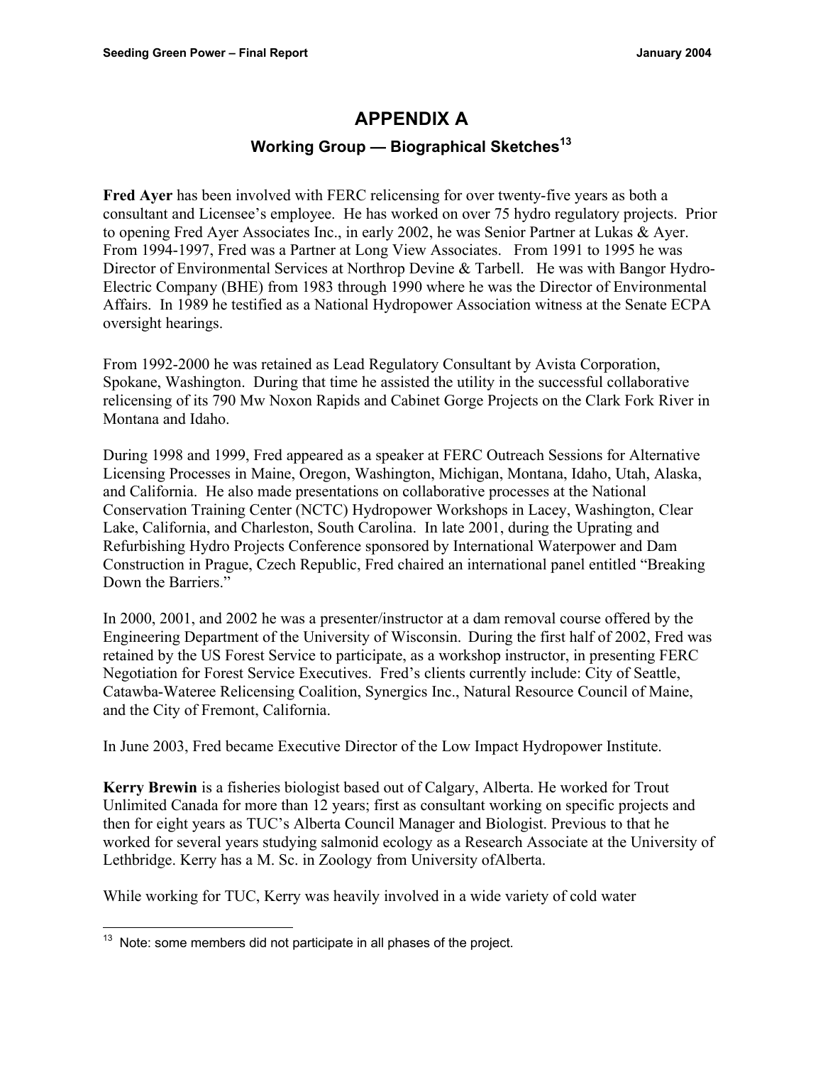# APPENDIX A

## Working Group — Biographical Sketches[13]

**Fred Ayer** has been involved with FERC relicensing for over twenty-five years as both a consultant and Licensee's employee. He has worked on over 75 hydro regulatory projects. Prior to opening Fred Ayer Associates Inc., in early 2002, he was Senior Partner at Lukas & Ayer. From 1994-1997, Fred was a Partner at Long View Associates. From 1991 to 1995 he was Director of Environmental Services at Northrop Devine & Tarbell. He was with Bangor Hydro-Electric Company (BHE) from 1983 through 1990 where he was the Director of Environmental Affairs. In 1989 he testified as a National Hydropower Association witness at the Senate ECPA oversight hearings.

From 1992-2000 he was retained as Lead Regulatory Consultant by Avista Corporation, Spokane, Washington. During that time he assisted the utility in the successful collaborative relicensing of its 790 Mw Noxon Rapids and Cabinet Gorge Projects on the Clark Fork River in Montana and Idaho.

During 1998 and 1999, Fred appeared as a speaker at FERC Outreach Sessions for Alternative Licensing Processes in Maine, Oregon, Washington, Michigan, Montana, Idaho, Utah, Alaska, and California. He also made presentations on collaborative processes at the National Conservation Training Center (NCTC) Hydropower Workshops in Lacey, Washington, Clear Lake, California, and Charleston, South Carolina. In late 2001, during the Uprating and Refurbishing Hydro Projects Conference sponsored by International Waterpower and Dam Construction in Prague, Czech Republic, Fred chaired an international panel entitled "Breaking Down the Barriers."

In 2000, 2001, and 2002 he was a presenter/instructor at a dam removal course offered by the Engineering Department of the University of Wisconsin. During the first half of 2002, Fred was retained by the US Forest Service to participate, as a workshop instructor, in presenting FERC Negotiation for Forest Service Executives. Fred's clients currently include: City of Seattle, Catawba-Wateree Relicensing Coalition, Synergics Inc., Natural Resource Council of Maine, and the City of Fremont, California.

In June 2003, Fred became Executive Director of the Low Impact Hydropower Institute.

**Kerry Brewin** is a fisheries biologist based out of Calgary, Alberta. He worked for Trout Unlimited Canada for more than 12 years; first as consultant working on specific projects and then for eight years as TUC's Alberta Council Manager and Biologist. Previous to that he worked for several years studying salmonid ecology as a Research Associate at the University of Lethbridge. Kerry has a M. Sc. in Zoology from University ofAlberta.

While working for TUC, Kerry was heavily involved in a wide variety of cold water

---

[13] Note: some members did not participate in all phases of the project.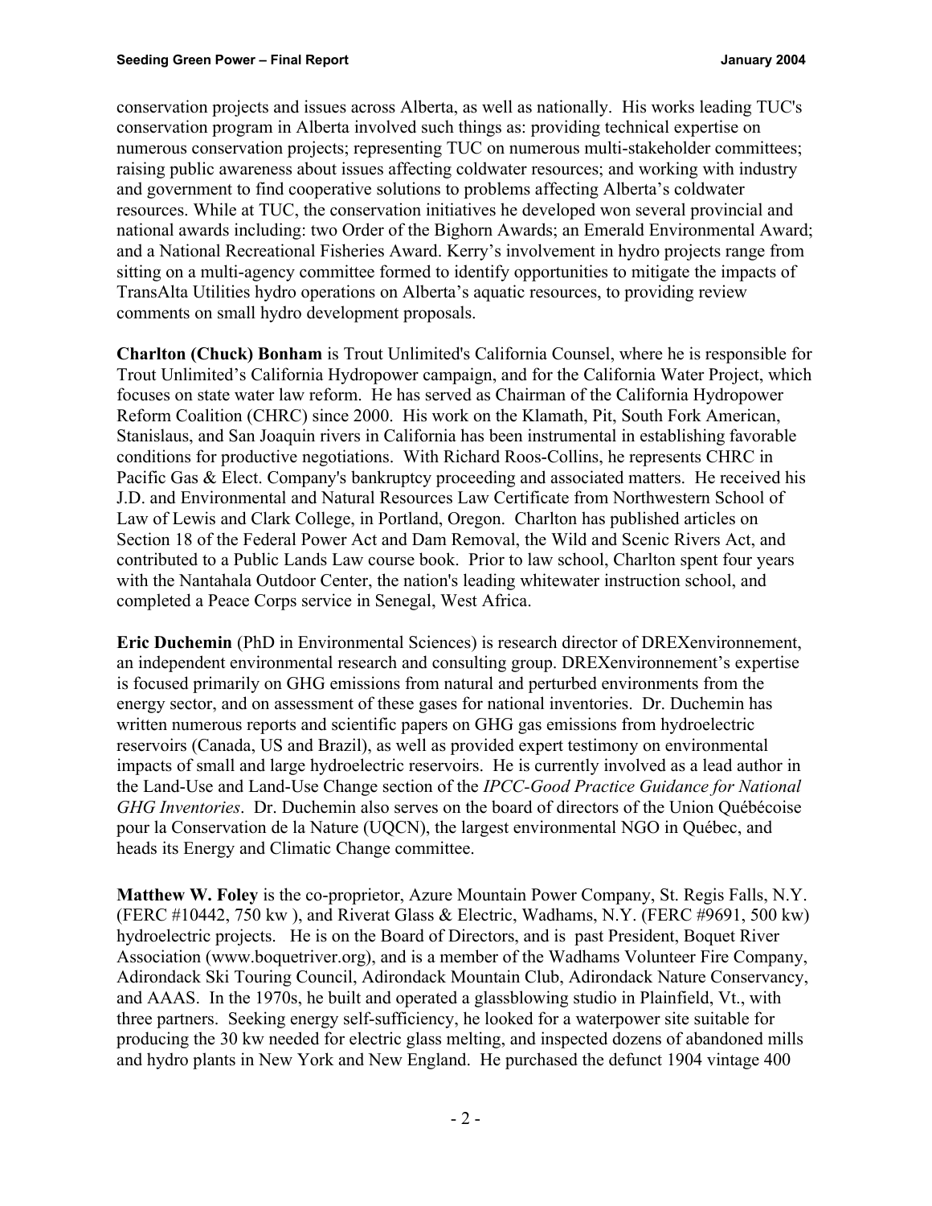conservation projects and issues across Alberta, as well as nationally. His works leading TUC's conservation program in Alberta involved such things as: providing technical expertise on numerous conservation projects; representing TUC on numerous multi-stakeholder committees; raising public awareness about issues affecting coldwater resources; and working with industry and government to find cooperative solutions to problems affecting Alberta's coldwater resources. While at TUC, the conservation initiatives he developed won several provincial and national awards including: two Order of the Bighorn Awards; an Emerald Environmental Award; and a National Recreational Fisheries Award. Kerry's involvement in hydro projects range from sitting on a multi-agency committee formed to identify opportunities to mitigate the impacts of TransAlta Utilities hydro operations on Alberta's aquatic resources, to providing review comments on small hydro development proposals.

**Charlton (Chuck) Bonham** is Trout Unlimited's California Counsel, where he is responsible for Trout Unlimited's California Hydropower campaign, and for the California Water Project, which focuses on state water law reform. He has served as Chairman of the California Hydropower Reform Coalition (CHRC) since 2000. His work on the Klamath, Pit, South Fork American, Stanislaus, and San Joaquin rivers in California has been instrumental in establishing favorable conditions for productive negotiations. With Richard Roos-Collins, he represents CHRC in Pacific Gas & Elect. Company's bankruptcy proceeding and associated matters. He received his J.D. and Environmental and Natural Resources Law Certificate from Northwestern School of Law of Lewis and Clark College, in Portland, Oregon. Charlton has published articles on Section 18 of the Federal Power Act and Dam Removal, the Wild and Scenic Rivers Act, and contributed to a Public Lands Law course book. Prior to law school, Charlton spent four years with the Nantahala Outdoor Center, the nation's leading whitewater instruction school, and completed a Peace Corps service in Senegal, West Africa.

**Eric Duchemin** (PhD in Environmental Sciences) is research director of DREXenvironnement, an independent environmental research and consulting group. DREXenvironnement's expertise is focused primarily on GHG emissions from natural and perturbed environments from the energy sector, and on assessment of these gases for national inventories. Dr. Duchemin has written numerous reports and scientific papers on GHG gas emissions from hydroelectric reservoirs (Canada, US and Brazil), as well as provided expert testimony on environmental impacts of small and large hydroelectric reservoirs. He is currently involved as a lead author in the Land-Use and Land-Use Change section of the *IPCC-Good Practice Guidance for National GHG Inventories*. Dr. Duchemin also serves on the board of directors of the Union Québécoise pour la Conservation de la Nature (UQCN), the largest environmental NGO in Québec, and heads its Energy and Climatic Change committee.

**Matthew W. Foley** is the co-proprietor, Azure Mountain Power Company, St. Regis Falls, N.Y. (FERC #10442, 750 kw ), and Riverat Glass & Electric, Wadhams, N.Y. (FERC #9691, 500 kw) hydroelectric projects. He is on the Board of Directors, and is past President, Boquet River Association (www.boquetriver.org), and is a member of the Wadhams Volunteer Fire Company, Adirondack Ski Touring Council, Adirondack Mountain Club, Adirondack Nature Conservancy, and AAAS. In the 1970s, he built and operated a glassblowing studio in Plainfield, Vt., with three partners. Seeking energy self-sufficiency, he looked for a waterpower site suitable for producing the 30 kw needed for electric glass melting, and inspected dozens of abandoned mills and hydro plants in New York and New England. He purchased the defunct 1904 vintage 400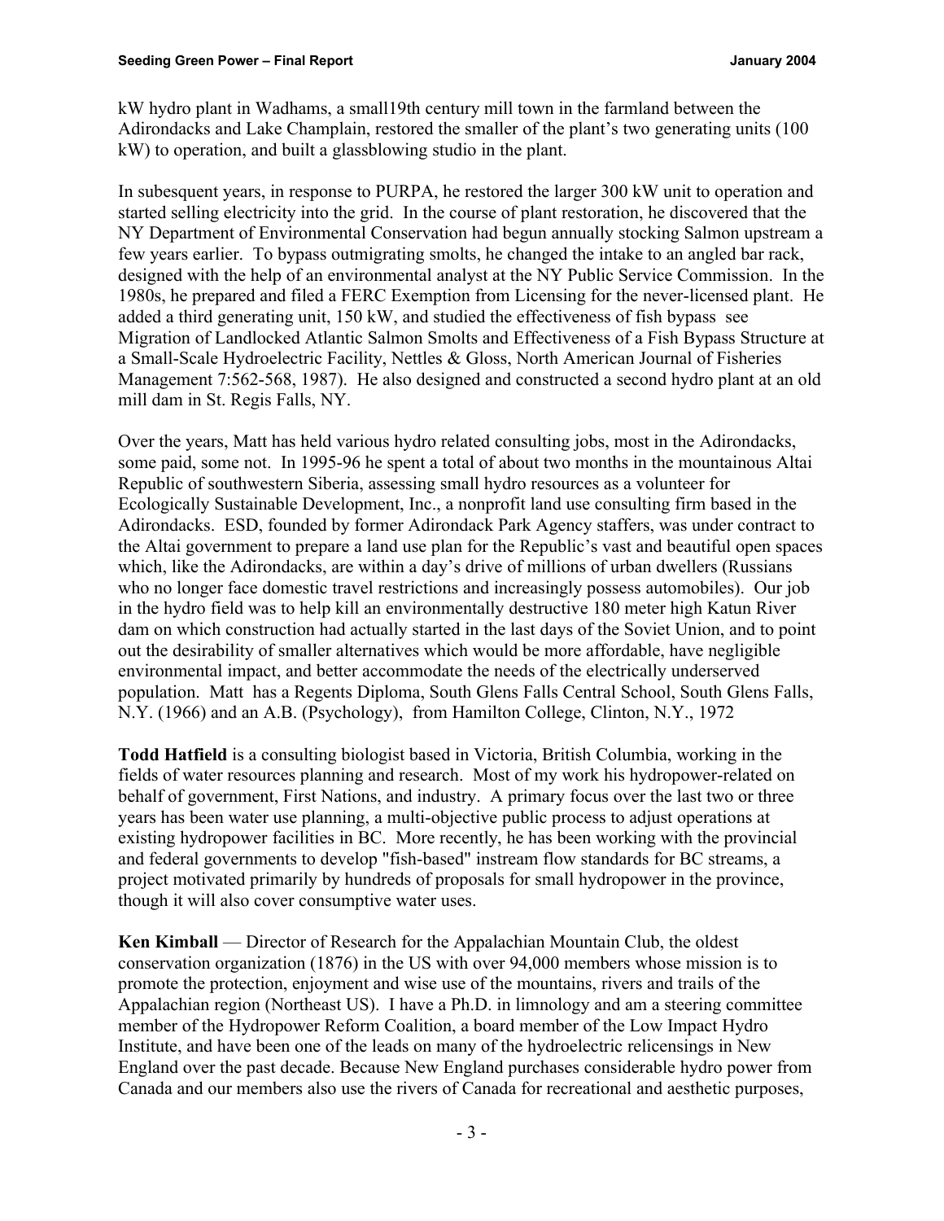kW hydro plant in Wadhams, a small19th century mill town in the farmland between the Adirondacks and Lake Champlain, restored the smaller of the plant's two generating units (100 kW) to operation, and built a glassblowing studio in the plant.

In subesquent years, in response to PURPA, he restored the larger 300 kW unit to operation and started selling electricity into the grid. In the course of plant restoration, he discovered that the NY Department of Environmental Conservation had begun annually stocking Salmon upstream a few years earlier. To bypass outmigrating smolts, he changed the intake to an angled bar rack, designed with the help of an environmental analyst at the NY Public Service Commission. In the 1980s, he prepared and filed a FERC Exemption from Licensing for the never-licensed plant. He added a third generating unit, 150 kW, and studied the effectiveness of fish bypass see Migration of Landlocked Atlantic Salmon Smolts and Effectiveness of a Fish Bypass Structure at a Small-Scale Hydroelectric Facility, Nettles & Gloss, North American Journal of Fisheries Management 7:562-568, 1987). He also designed and constructed a second hydro plant at an old mill dam in St. Regis Falls, NY.

Over the years, Matt has held various hydro related consulting jobs, most in the Adirondacks, some paid, some not. In 1995-96 he spent a total of about two months in the mountainous Altai Republic of southwestern Siberia, assessing small hydro resources as a volunteer for Ecologically Sustainable Development, Inc., a nonprofit land use consulting firm based in the Adirondacks. ESD, founded by former Adirondack Park Agency staffers, was under contract to the Altai government to prepare a land use plan for the Republic's vast and beautiful open spaces which, like the Adirondacks, are within a day's drive of millions of urban dwellers (Russians who no longer face domestic travel restrictions and increasingly possess automobiles). Our job in the hydro field was to help kill an environmentally destructive 180 meter high Katun River dam on which construction had actually started in the last days of the Soviet Union, and to point out the desirability of smaller alternatives which would be more affordable, have negligible environmental impact, and better accommodate the needs of the electrically underserved population. Matt has a Regents Diploma, South Glens Falls Central School, South Glens Falls, N.Y. (1966) and an A.B. (Psychology), from Hamilton College, Clinton, N.Y., 1972

**Todd Hatfield** is a consulting biologist based in Victoria, British Columbia, working in the fields of water resources planning and research. Most of my work his hydropower-related on behalf of government, First Nations, and industry. A primary focus over the last two or three years has been water use planning, a multi-objective public process to adjust operations at existing hydropower facilities in BC. More recently, he has been working with the provincial and federal governments to develop "fish-based" instream flow standards for BC streams, a project motivated primarily by hundreds of proposals for small hydropower in the province, though it will also cover consumptive water uses.

**Ken Kimball** — Director of Research for the Appalachian Mountain Club, the oldest conservation organization (1876) in the US with over 94,000 members whose mission is to promote the protection, enjoyment and wise use of the mountains, rivers and trails of the Appalachian region (Northeast US). I have a Ph.D. in limnology and am a steering committee member of the Hydropower Reform Coalition, a board member of the Low Impact Hydro Institute, and have been one of the leads on many of the hydroelectric relicensings in New England over the past decade. Because New England purchases considerable hydro power from Canada and our members also use the rivers of Canada for recreational and aesthetic purposes,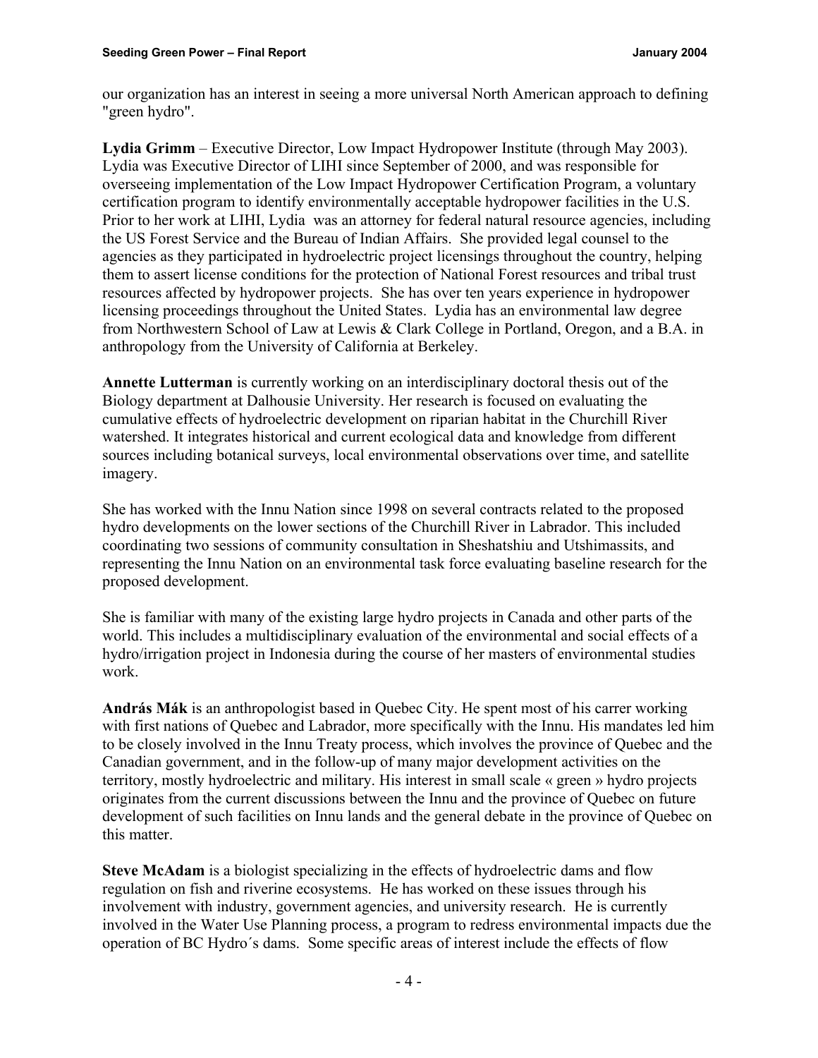our organization has an interest in seeing a more universal North American approach to defining "green hydro".

**Lydia Grimm** – Executive Director, Low Impact Hydropower Institute (through May 2003). Lydia was Executive Director of LIHI since September of 2000, and was responsible for overseeing implementation of the Low Impact Hydropower Certification Program, a voluntary certification program to identify environmentally acceptable hydropower facilities in the U.S. Prior to her work at LIHI, Lydia was an attorney for federal natural resource agencies, including the US Forest Service and the Bureau of Indian Affairs. She provided legal counsel to the agencies as they participated in hydroelectric project licensings throughout the country, helping them to assert license conditions for the protection of National Forest resources and tribal trust resources affected by hydropower projects. She has over ten years experience in hydropower licensing proceedings throughout the United States. Lydia has an environmental law degree from Northwestern School of Law at Lewis & Clark College in Portland, Oregon, and a B.A. in anthropology from the University of California at Berkeley.

**Annette Lutterman** is currently working on an interdisciplinary doctoral thesis out of the Biology department at Dalhousie University. Her research is focused on evaluating the cumulative effects of hydroelectric development on riparian habitat in the Churchill River watershed. It integrates historical and current ecological data and knowledge from different sources including botanical surveys, local environmental observations over time, and satellite imagery.

She has worked with the Innu Nation since 1998 on several contracts related to the proposed hydro developments on the lower sections of the Churchill River in Labrador. This included coordinating two sessions of community consultation in Sheshatshiu and Utshimassits, and representing the Innu Nation on an environmental task force evaluating baseline research for the proposed development.

She is familiar with many of the existing large hydro projects in Canada and other parts of the world. This includes a multidisciplinary evaluation of the environmental and social effects of a hydro/irrigation project in Indonesia during the course of her masters of environmental studies work.

**András Mák** is an anthropologist based in Quebec City. He spent most of his carrer working with first nations of Quebec and Labrador, more specifically with the Innu. His mandates led him to be closely involved in the Innu Treaty process, which involves the province of Quebec and the Canadian government, and in the follow-up of many major development activities on the territory, mostly hydroelectric and military. His interest in small scale « green » hydro projects originates from the current discussions between the Innu and the province of Quebec on future development of such facilities on Innu lands and the general debate in the province of Quebec on this matter.

**Steve McAdam** is a biologist specializing in the effects of hydroelectric dams and flow regulation on fish and riverine ecosystems. He has worked on these issues through his involvement with industry, government agencies, and university research. He is currently involved in the Water Use Planning process, a program to redress environmental impacts due the operation of BC Hydro´s dams. Some specific areas of interest include the effects of flow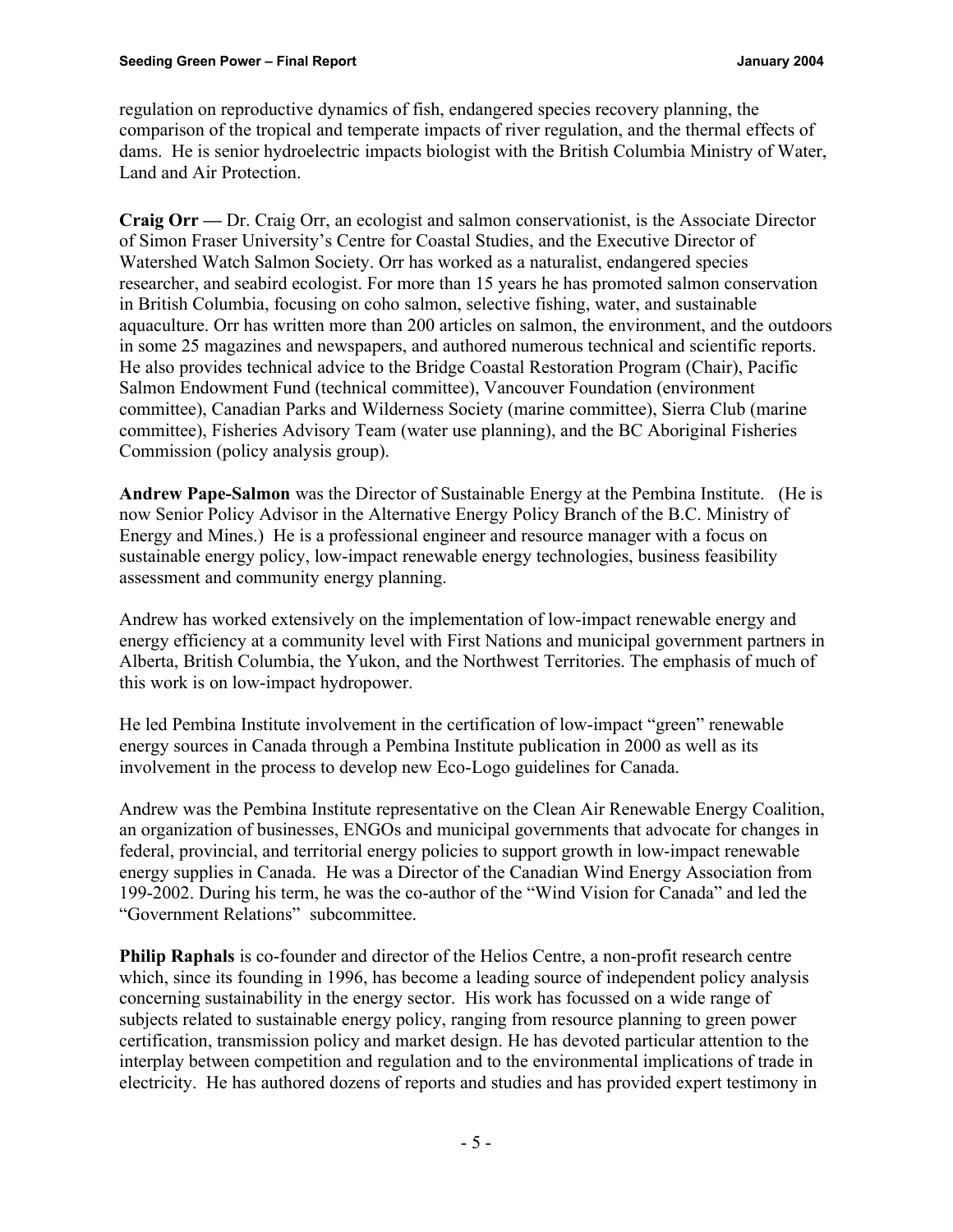regulation on reproductive dynamics of fish, endangered species recovery planning, the comparison of the tropical and temperate impacts of river regulation, and the thermal effects of dams. He is senior hydroelectric impacts biologist with the British Columbia Ministry of Water, Land and Air Protection.

**Craig Orr —** Dr. Craig Orr, an ecologist and salmon conservationist, is the Associate Director of Simon Fraser University's Centre for Coastal Studies, and the Executive Director of Watershed Watch Salmon Society. Orr has worked as a naturalist, endangered species researcher, and seabird ecologist. For more than 15 years he has promoted salmon conservation in British Columbia, focusing on coho salmon, selective fishing, water, and sustainable aquaculture. Orr has written more than 200 articles on salmon, the environment, and the outdoors in some 25 magazines and newspapers, and authored numerous technical and scientific reports. He also provides technical advice to the Bridge Coastal Restoration Program (Chair), Pacific Salmon Endowment Fund (technical committee), Vancouver Foundation (environment committee), Canadian Parks and Wilderness Society (marine committee), Sierra Club (marine committee), Fisheries Advisory Team (water use planning), and the BC Aboriginal Fisheries Commission (policy analysis group).

**Andrew Pape-Salmon** was the Director of Sustainable Energy at the Pembina Institute. (He is now Senior Policy Advisor in the Alternative Energy Policy Branch of the B.C. Ministry of Energy and Mines.) He is a professional engineer and resource manager with a focus on sustainable energy policy, low-impact renewable energy technologies, business feasibility assessment and community energy planning.

Andrew has worked extensively on the implementation of low-impact renewable energy and energy efficiency at a community level with First Nations and municipal government partners in Alberta, British Columbia, the Yukon, and the Northwest Territories. The emphasis of much of this work is on low-impact hydropower.

He led Pembina Institute involvement in the certification of low-impact "green" renewable energy sources in Canada through a Pembina Institute publication in 2000 as well as its involvement in the process to develop new Eco-Logo guidelines for Canada.

Andrew was the Pembina Institute representative on the Clean Air Renewable Energy Coalition, an organization of businesses, ENGOs and municipal governments that advocate for changes in federal, provincial, and territorial energy policies to support growth in low-impact renewable energy supplies in Canada. He was a Director of the Canadian Wind Energy Association from 199-2002. During his term, he was the co-author of the "Wind Vision for Canada" and led the "Government Relations" subcommittee.

**Philip Raphals** is co-founder and director of the Helios Centre, a non-profit research centre which, since its founding in 1996, has become a leading source of independent policy analysis concerning sustainability in the energy sector. His work has focussed on a wide range of subjects related to sustainable energy policy, ranging from resource planning to green power certification, transmission policy and market design. He has devoted particular attention to the interplay between competition and regulation and to the environmental implications of trade in electricity. He has authored dozens of reports and studies and has provided expert testimony in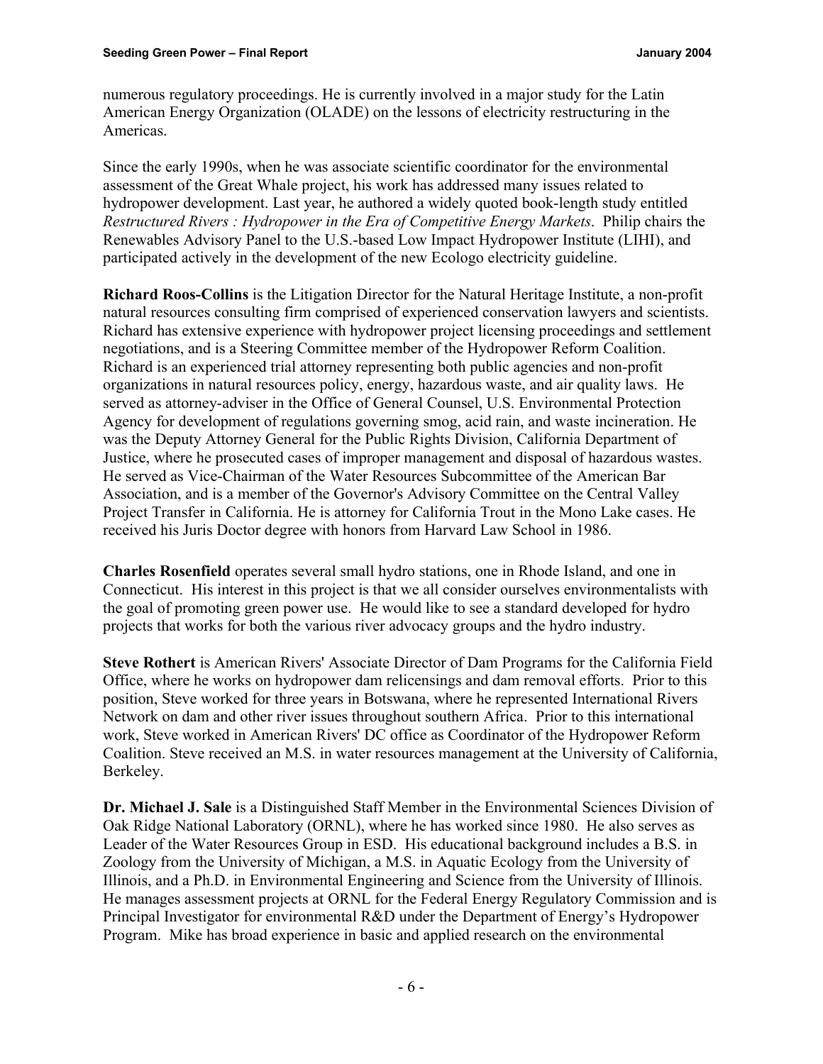numerous regulatory proceedings. He is currently involved in a major study for the Latin American Energy Organization (OLADE) on the lessons of electricity restructuring in the Americas.

Since the early 1990s, when he was associate scientific coordinator for the environmental assessment of the Great Whale project, his work has addressed many issues related to hydropower development. Last year, he authored a widely quoted book-length study entitled *Restructured Rivers : Hydropower in the Era of Competitive Energy Markets*. Philip chairs the Renewables Advisory Panel to the U.S.-based Low Impact Hydropower Institute (LIHI), and participated actively in the development of the new Ecologo electricity guideline.

**Richard Roos-Collins** is the Litigation Director for the Natural Heritage Institute, a non-profit natural resources consulting firm comprised of experienced conservation lawyers and scientists. Richard has extensive experience with hydropower project licensing proceedings and settlement negotiations, and is a Steering Committee member of the Hydropower Reform Coalition. Richard is an experienced trial attorney representing both public agencies and non-profit organizations in natural resources policy, energy, hazardous waste, and air quality laws. He served as attorney-adviser in the Office of General Counsel, U.S. Environmental Protection Agency for development of regulations governing smog, acid rain, and waste incineration. He was the Deputy Attorney General for the Public Rights Division, California Department of Justice, where he prosecuted cases of improper management and disposal of hazardous wastes. He served as Vice-Chairman of the Water Resources Subcommittee of the American Bar Association, and is a member of the Governor's Advisory Committee on the Central Valley Project Transfer in California. He is attorney for California Trout in the Mono Lake cases. He received his Juris Doctor degree with honors from Harvard Law School in 1986.

**Charles Rosenfield** operates several small hydro stations, one in Rhode Island, and one in Connecticut. His interest in this project is that we all consider ourselves environmentalists with the goal of promoting green power use. He would like to see a standard developed for hydro projects that works for both the various river advocacy groups and the hydro industry.

**Steve Rothert** is American Rivers' Associate Director of Dam Programs for the California Field Office, where he works on hydropower dam relicensings and dam removal efforts. Prior to this position, Steve worked for three years in Botswana, where he represented International Rivers Network on dam and other river issues throughout southern Africa. Prior to this international work, Steve worked in American Rivers' DC office as Coordinator of the Hydropower Reform Coalition. Steve received an M.S. in water resources management at the University of California, Berkeley.

**Dr. Michael J. Sale** is a Distinguished Staff Member in the Environmental Sciences Division of Oak Ridge National Laboratory (ORNL), where he has worked since 1980. He also serves as Leader of the Water Resources Group in ESD. His educational background includes a B.S. in Zoology from the University of Michigan, a M.S. in Aquatic Ecology from the University of Illinois, and a Ph.D. in Environmental Engineering and Science from the University of Illinois. He manages assessment projects at ORNL for the Federal Energy Regulatory Commission and is Principal Investigator for environmental R&D under the Department of Energy's Hydropower Program. Mike has broad experience in basic and applied research on the environmental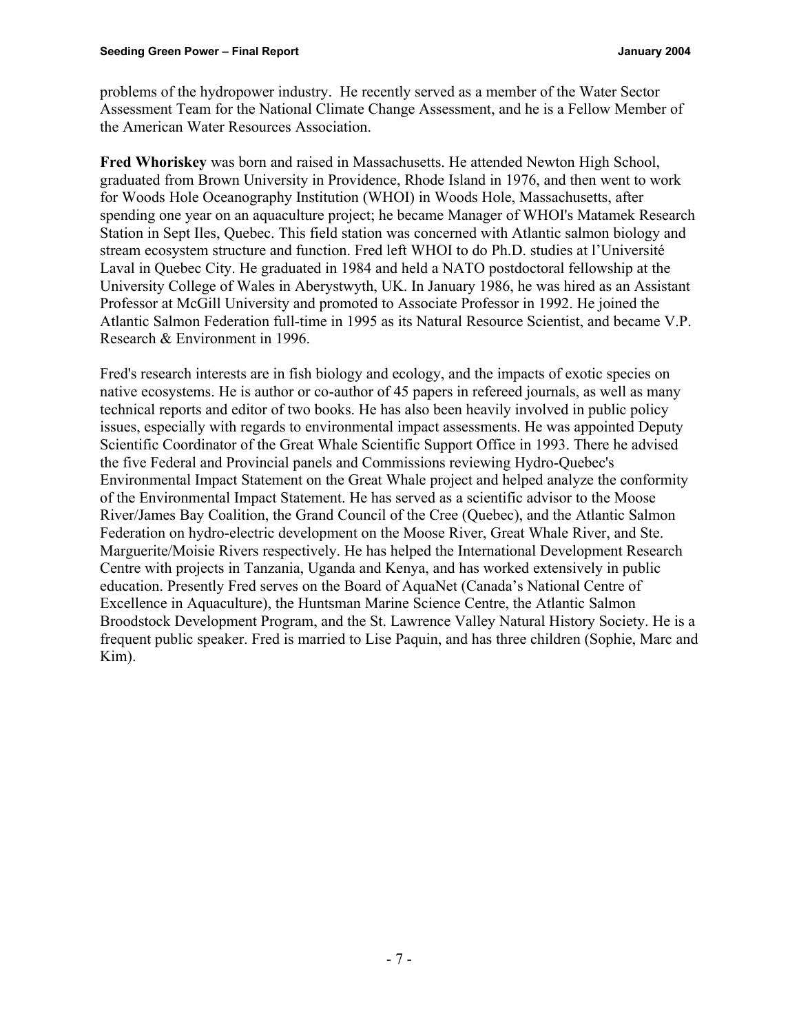problems of the hydropower industry. He recently served as a member of the Water Sector Assessment Team for the National Climate Change Assessment, and he is a Fellow Member of the American Water Resources Association.

**Fred Whoriskey** was born and raised in Massachusetts. He attended Newton High School, graduated from Brown University in Providence, Rhode Island in 1976, and then went to work for Woods Hole Oceanography Institution (WHOI) in Woods Hole, Massachusetts, after spending one year on an aquaculture project; he became Manager of WHOI's Matamek Research Station in Sept Iles, Quebec. This field station was concerned with Atlantic salmon biology and stream ecosystem structure and function. Fred left WHOI to do Ph.D. studies at l'Université Laval in Quebec City. He graduated in 1984 and held a NATO postdoctoral fellowship at the University College of Wales in Aberystwyth, UK. In January 1986, he was hired as an Assistant Professor at McGill University and promoted to Associate Professor in 1992. He joined the Atlantic Salmon Federation full-time in 1995 as its Natural Resource Scientist, and became V.P. Research & Environment in 1996.

Fred's research interests are in fish biology and ecology, and the impacts of exotic species on native ecosystems. He is author or co-author of 45 papers in refereed journals, as well as many technical reports and editor of two books. He has also been heavily involved in public policy issues, especially with regards to environmental impact assessments. He was appointed Deputy Scientific Coordinator of the Great Whale Scientific Support Office in 1993. There he advised the five Federal and Provincial panels and Commissions reviewing Hydro-Quebec's Environmental Impact Statement on the Great Whale project and helped analyze the conformity of the Environmental Impact Statement. He has served as a scientific advisor to the Moose River/James Bay Coalition, the Grand Council of the Cree (Quebec), and the Atlantic Salmon Federation on hydro-electric development on the Moose River, Great Whale River, and Ste. Marguerite/Moisie Rivers respectively. He has helped the International Development Research Centre with projects in Tanzania, Uganda and Kenya, and has worked extensively in public education. Presently Fred serves on the Board of AquaNet (Canada's National Centre of Excellence in Aquaculture), the Huntsman Marine Science Centre, the Atlantic Salmon Broodstock Development Program, and the St. Lawrence Valley Natural History Society. He is a frequent public speaker. Fred is married to Lise Paquin, and has three children (Sophie, Marc and Kim).